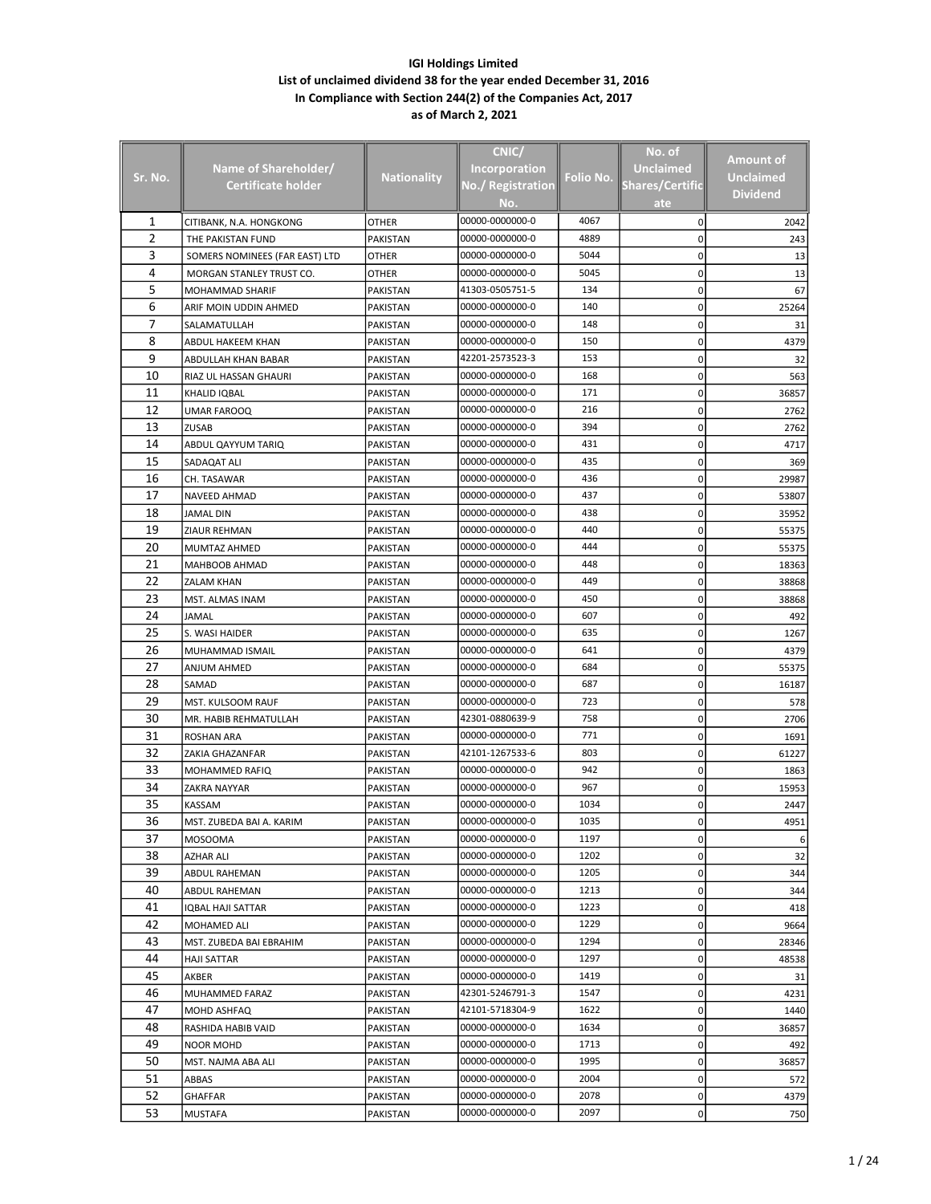**IGI Holdings Limited**
**List of unclaimed dividend 38 for the year ended December 31, 2016**
**In Compliance with Section 244(2) of the Companies Act, 2017**
**as of March 2, 2021**

| Sr. No. | Name of Shareholder/ Certificate holder | Nationality | CNIC/ Incorporation No./ Registration No. | Folio No. | No. of Unclaimed Shares/Certificate | Amount of Unclaimed Dividend |
|---|---|---|---|---|---|---|
| 1 | CITIBANK, N.A. HONGKONG | OTHER | 00000-0000000-0 | 4067 | 0 | 2042 |
| 2 | THE PAKISTAN FUND | PAKISTAN | 00000-0000000-0 | 4889 | 0 | 243 |
| 3 | SOMERS NOMINEES (FAR EAST) LTD | OTHER | 00000-0000000-0 | 5044 | 0 | 13 |
| 4 | MORGAN STANLEY TRUST CO. | OTHER | 00000-0000000-0 | 5045 | 0 | 13 |
| 5 | MOHAMMAD SHARIF | PAKISTAN | 41303-0505751-5 | 134 | 0 | 67 |
| 6 | ARIF MOIN UDDIN AHMED | PAKISTAN | 00000-0000000-0 | 140 | 0 | 25264 |
| 7 | SALAMATULLAH | PAKISTAN | 00000-0000000-0 | 148 | 0 | 31 |
| 8 | ABDUL HAKEEM KHAN | PAKISTAN | 00000-0000000-0 | 150 | 0 | 4379 |
| 9 | ABDULLAH KHAN BABAR | PAKISTAN | 42201-2573523-3 | 153 | 0 | 32 |
| 10 | RIAZ UL HASSAN GHAURI | PAKISTAN | 00000-0000000-0 | 168 | 0 | 563 |
| 11 | KHALID IQBAL | PAKISTAN | 00000-0000000-0 | 171 | 0 | 36857 |
| 12 | UMAR FAROOQ | PAKISTAN | 00000-0000000-0 | 216 | 0 | 2762 |
| 13 | ZUSAB | PAKISTAN | 00000-0000000-0 | 394 | 0 | 2762 |
| 14 | ABDUL QAYYUM TARIQ | PAKISTAN | 00000-0000000-0 | 431 | 0 | 4717 |
| 15 | SADAQAT ALI | PAKISTAN | 00000-0000000-0 | 435 | 0 | 369 |
| 16 | CH. TASAWAR | PAKISTAN | 00000-0000000-0 | 436 | 0 | 29987 |
| 17 | NAVEED AHMAD | PAKISTAN | 00000-0000000-0 | 437 | 0 | 53807 |
| 18 | JAMAL DIN | PAKISTAN | 00000-0000000-0 | 438 | 0 | 35952 |
| 19 | ZIAUR REHMAN | PAKISTAN | 00000-0000000-0 | 440 | 0 | 55375 |
| 20 | MUMTAZ AHMED | PAKISTAN | 00000-0000000-0 | 444 | 0 | 55375 |
| 21 | MAHBOOB AHMAD | PAKISTAN | 00000-0000000-0 | 448 | 0 | 18363 |
| 22 | ZALAM KHAN | PAKISTAN | 00000-0000000-0 | 449 | 0 | 38868 |
| 23 | MST. ALMAS INAM | PAKISTAN | 00000-0000000-0 | 450 | 0 | 38868 |
| 24 | JAMAL | PAKISTAN | 00000-0000000-0 | 607 | 0 | 492 |
| 25 | S. WASI HAIDER | PAKISTAN | 00000-0000000-0 | 635 | 0 | 1267 |
| 26 | MUHAMMAD ISMAIL | PAKISTAN | 00000-0000000-0 | 641 | 0 | 4379 |
| 27 | ANJUM AHMED | PAKISTAN | 00000-0000000-0 | 684 | 0 | 55375 |
| 28 | SAMAD | PAKISTAN | 00000-0000000-0 | 687 | 0 | 16187 |
| 29 | MST. KULSOOM RAUF | PAKISTAN | 00000-0000000-0 | 723 | 0 | 578 |
| 30 | MR. HABIB REHMATULLAH | PAKISTAN | 42301-0880639-9 | 758 | 0 | 2706 |
| 31 | ROSHAN ARA | PAKISTAN | 00000-0000000-0 | 771 | 0 | 1691 |
| 32 | ZAKIA GHAZANFAR | PAKISTAN | 42101-1267533-6 | 803 | 0 | 61227 |
| 33 | MOHAMMED RAFIQ | PAKISTAN | 00000-0000000-0 | 942 | 0 | 1863 |
| 34 | ZAKRA NAYYAR | PAKISTAN | 00000-0000000-0 | 967 | 0 | 15953 |
| 35 | KASSAM | PAKISTAN | 00000-0000000-0 | 1034 | 0 | 2447 |
| 36 | MST. ZUBEDA BAI A. KARIM | PAKISTAN | 00000-0000000-0 | 1035 | 0 | 4951 |
| 37 | MOSOOMA | PAKISTAN | 00000-0000000-0 | 1197 | 0 | 6 |
| 38 | AZHAR ALI | PAKISTAN | 00000-0000000-0 | 1202 | 0 | 32 |
| 39 | ABDUL RAHEMAN | PAKISTAN | 00000-0000000-0 | 1205 | 0 | 344 |
| 40 | ABDUL RAHEMAN | PAKISTAN | 00000-0000000-0 | 1213 | 0 | 344 |
| 41 | IQBAL HAJI SATTAR | PAKISTAN | 00000-0000000-0 | 1223 | 0 | 418 |
| 42 | MOHAMED ALI | PAKISTAN | 00000-0000000-0 | 1229 | 0 | 9664 |
| 43 | MST. ZUBEDA BAI EBRAHIM | PAKISTAN | 00000-0000000-0 | 1294 | 0 | 28346 |
| 44 | HAJI SATTAR | PAKISTAN | 00000-0000000-0 | 1297 | 0 | 48538 |
| 45 | AKBER | PAKISTAN | 00000-0000000-0 | 1419 | 0 | 31 |
| 46 | MUHAMMED FARAZ | PAKISTAN | 42301-5246791-3 | 1547 | 0 | 4231 |
| 47 | MOHD ASHFAQ | PAKISTAN | 42101-5718304-9 | 1622 | 0 | 1440 |
| 48 | RASHIDA HABIB VAID | PAKISTAN | 00000-0000000-0 | 1634 | 0 | 36857 |
| 49 | NOOR MOHD | PAKISTAN | 00000-0000000-0 | 1713 | 0 | 492 |
| 50 | MST. NAJMA ABA ALI | PAKISTAN | 00000-0000000-0 | 1995 | 0 | 36857 |
| 51 | ABBAS | PAKISTAN | 00000-0000000-0 | 2004 | 0 | 572 |
| 52 | GHAFFAR | PAKISTAN | 00000-0000000-0 | 2078 | 0 | 4379 |
| 53 | MUSTAFA | PAKISTAN | 00000-0000000-0 | 2097 | 0 | 750 |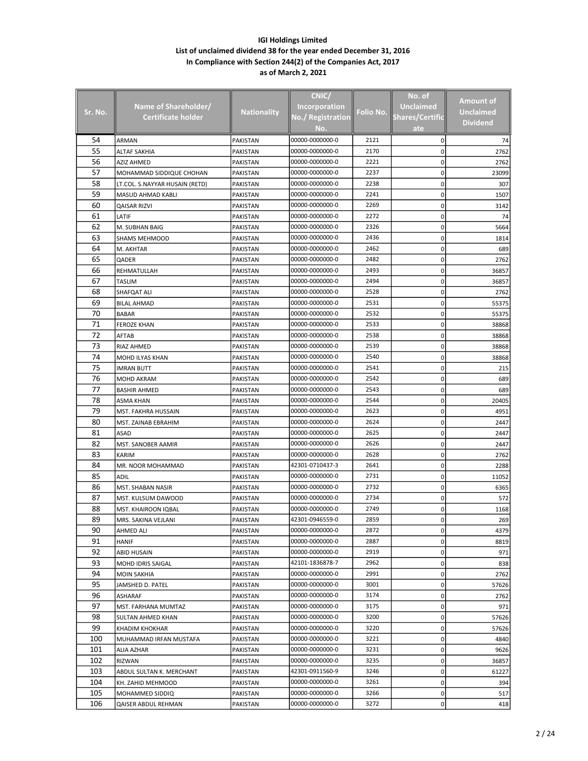**IGI Holdings Limited**
**List of unclaimed dividend 38 for the year ended December 31, 2016**
**In Compliance with Section 244(2) of the Companies Act, 2017**
**as of March 2, 2021**

| Sr. No. | Name of Shareholder/ Certificate holder | Nationality | CNIC/ Incorporation No./ Registration No. | Folio No. | No. of Unclaimed Shares/Certificate | Amount of Unclaimed Dividend |
|---|---|---|---|---|---|---|
| 54 | ARMAN | PAKISTAN | 00000-0000000-0 | 2121 | 0 | 74 |
| 55 | ALTAF SAKHIA | PAKISTAN | 00000-0000000-0 | 2170 | 0 | 2762 |
| 56 | AZIZ AHMED | PAKISTAN | 00000-0000000-0 | 2221 | 0 | 2762 |
| 57 | MOHAMMAD SIDDIQUE CHOHAN | PAKISTAN | 00000-0000000-0 | 2237 | 0 | 23099 |
| 58 | LT.COL. S.NAYYAR HUSAIN (RETD) | PAKISTAN | 00000-0000000-0 | 2238 | 0 | 307 |
| 59 | MASUD AHMAD KABLI | PAKISTAN | 00000-0000000-0 | 2241 | 0 | 1507 |
| 60 | QAISAR RIZVI | PAKISTAN | 00000-0000000-0 | 2269 | 0 | 3142 |
| 61 | LATIF | PAKISTAN | 00000-0000000-0 | 2272 | 0 | 74 |
| 62 | M. SUBHAN BAIG | PAKISTAN | 00000-0000000-0 | 2326 | 0 | 5664 |
| 63 | SHAMS MEHMOOD | PAKISTAN | 00000-0000000-0 | 2436 | 0 | 1814 |
| 64 | M. AKHTAR | PAKISTAN | 00000-0000000-0 | 2462 | 0 | 689 |
| 65 | QADER | PAKISTAN | 00000-0000000-0 | 2482 | 0 | 2762 |
| 66 | REHMATULLAH | PAKISTAN | 00000-0000000-0 | 2493 | 0 | 36857 |
| 67 | TASLIM | PAKISTAN | 00000-0000000-0 | 2494 | 0 | 36857 |
| 68 | SHAFQAT ALI | PAKISTAN | 00000-0000000-0 | 2528 | 0 | 2762 |
| 69 | BILAL AHMAD | PAKISTAN | 00000-0000000-0 | 2531 | 0 | 55375 |
| 70 | BABAR | PAKISTAN | 00000-0000000-0 | 2532 | 0 | 55375 |
| 71 | FEROZE KHAN | PAKISTAN | 00000-0000000-0 | 2533 | 0 | 38868 |
| 72 | AFTAB | PAKISTAN | 00000-0000000-0 | 2538 | 0 | 38868 |
| 73 | RIAZ AHMED | PAKISTAN | 00000-0000000-0 | 2539 | 0 | 38868 |
| 74 | MOHD ILYAS KHAN | PAKISTAN | 00000-0000000-0 | 2540 | 0 | 38868 |
| 75 | IMRAN BUTT | PAKISTAN | 00000-0000000-0 | 2541 | 0 | 215 |
| 76 | MOHD AKRAM | PAKISTAN | 00000-0000000-0 | 2542 | 0 | 689 |
| 77 | BASHIR AHMED | PAKISTAN | 00000-0000000-0 | 2543 | 0 | 689 |
| 78 | ASMA KHAN | PAKISTAN | 00000-0000000-0 | 2544 | 0 | 20405 |
| 79 | MST. FAKHRA HUSSAIN | PAKISTAN | 00000-0000000-0 | 2623 | 0 | 4951 |
| 80 | MST. ZAINAB EBRAHIM | PAKISTAN | 00000-0000000-0 | 2624 | 0 | 2447 |
| 81 | ASAD | PAKISTAN | 00000-0000000-0 | 2625 | 0 | 2447 |
| 82 | MST. SANOBER AAMIR | PAKISTAN | 00000-0000000-0 | 2626 | 0 | 2447 |
| 83 | KARIM | PAKISTAN | 00000-0000000-0 | 2628 | 0 | 2762 |
| 84 | MR. NOOR MOHAMMAD | PAKISTAN | 42301-0710437-3 | 2641 | 0 | 2288 |
| 85 | ADIL | PAKISTAN | 00000-0000000-0 | 2731 | 0 | 11052 |
| 86 | MST. SHABAN NASIR | PAKISTAN | 00000-0000000-0 | 2732 | 0 | 6365 |
| 87 | MST. KULSUM DAWOOD | PAKISTAN | 00000-0000000-0 | 2734 | 0 | 572 |
| 88 | MST. KHAIROON IQBAL | PAKISTAN | 00000-0000000-0 | 2749 | 0 | 1168 |
| 89 | MRS. SAKINA VEJLANI | PAKISTAN | 42301-0946559-0 | 2859 | 0 | 269 |
| 90 | AHMED ALI | PAKISTAN | 00000-0000000-0 | 2872 | 0 | 4379 |
| 91 | HANIF | PAKISTAN | 00000-0000000-0 | 2887 | 0 | 8819 |
| 92 | ABID HUSAIN | PAKISTAN | 00000-0000000-0 | 2919 | 0 | 971 |
| 93 | MOHD IDRIS SAIGAL | PAKISTAN | 42101-1836878-7 | 2962 | 0 | 838 |
| 94 | MOIN SAKHIA | PAKISTAN | 00000-0000000-0 | 2991 | 0 | 2762 |
| 95 | JAMSHED D. PATEL | PAKISTAN | 00000-0000000-0 | 3001 | 0 | 57626 |
| 96 | ASHARAF | PAKISTAN | 00000-0000000-0 | 3174 | 0 | 2762 |
| 97 | MST. FARHANA MUMTAZ | PAKISTAN | 00000-0000000-0 | 3175 | 0 | 971 |
| 98 | SULTAN AHMED KHAN | PAKISTAN | 00000-0000000-0 | 3200 | 0 | 57626 |
| 99 | KHADIM KHOKHAR | PAKISTAN | 00000-0000000-0 | 3220 | 0 | 57626 |
| 100 | MUHAMMAD IRFAN MUSTAFA | PAKISTAN | 00000-0000000-0 | 3221 | 0 | 4840 |
| 101 | ALIA AZHAR | PAKISTAN | 00000-0000000-0 | 3231 | 0 | 9626 |
| 102 | RIZWAN | PAKISTAN | 00000-0000000-0 | 3235 | 0 | 36857 |
| 103 | ABDUL SULTAN K. MERCHANT | PAKISTAN | 42301-0911560-9 | 3246 | 0 | 61227 |
| 104 | KH. ZAHID MEHMOOD | PAKISTAN | 00000-0000000-0 | 3261 | 0 | 394 |
| 105 | MOHAMMED SIDDIQ | PAKISTAN | 00000-0000000-0 | 3266 | 0 | 517 |
| 106 | QAISER ABDUL REHMAN | PAKISTAN | 00000-0000000-0 | 3272 | 0 | 418 |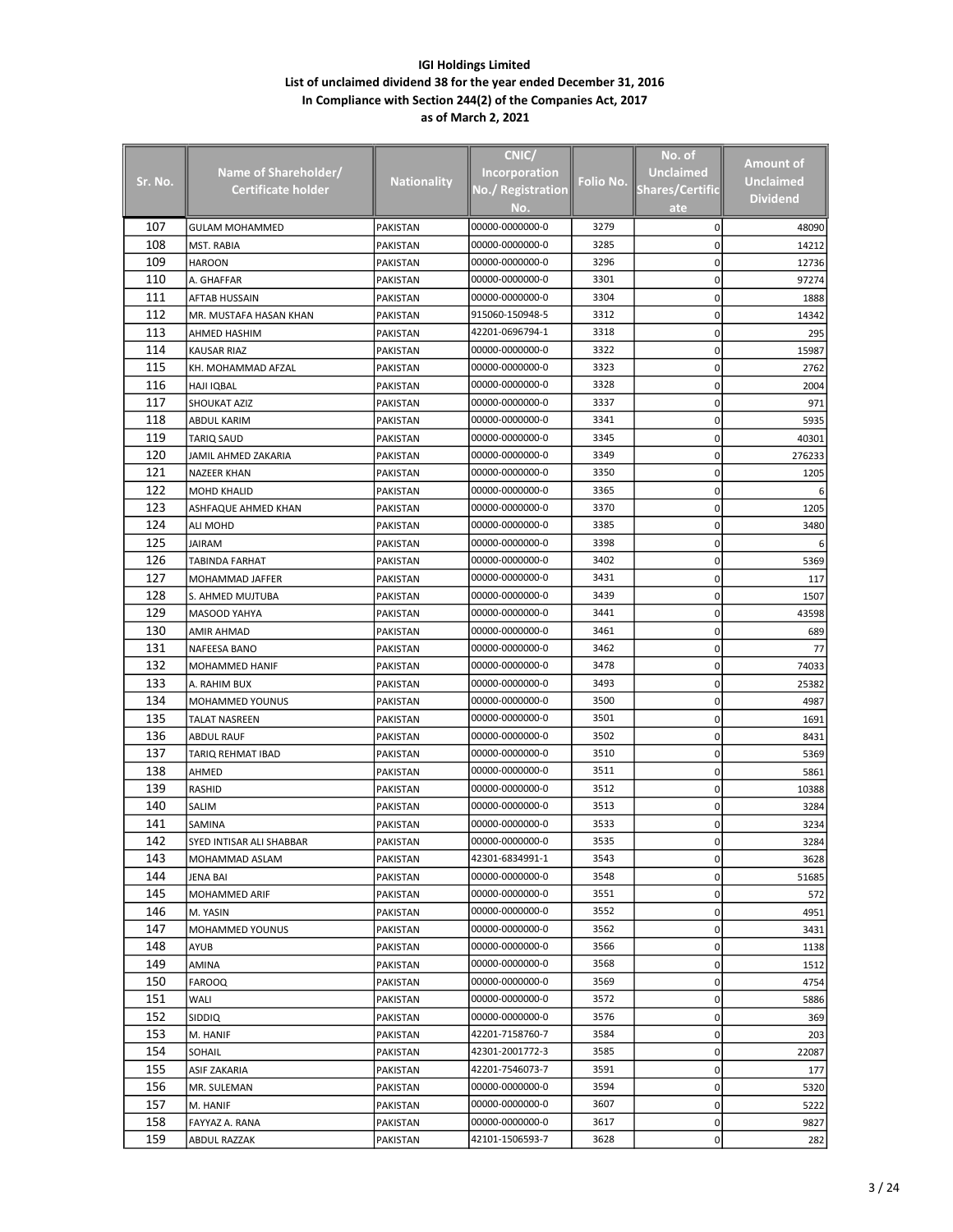**IGI Holdings Limited**
**List of unclaimed dividend 38 for the year ended December 31, 2016**
**In Compliance with Section 244(2) of the Companies Act, 2017**
**as of March 2, 2021**

| Sr. No. | Name of Shareholder/ Certificate holder | Nationality | CNIC/ Incorporation No./ Registration No. | Folio No. | No. of Unclaimed Shares/Certificate | Amount of Unclaimed Dividend |
|---|---|---|---|---|---|---|
| 107 | GULAM MOHAMMED | PAKISTAN | 00000-0000000-0 | 3279 | 0 | 48090 |
| 108 | MST. RABIA | PAKISTAN | 00000-0000000-0 | 3285 | 0 | 14212 |
| 109 | HAROON | PAKISTAN | 00000-0000000-0 | 3296 | 0 | 12736 |
| 110 | A. GHAFFAR | PAKISTAN | 00000-0000000-0 | 3301 | 0 | 97274 |
| 111 | AFTAB HUSSAIN | PAKISTAN | 00000-0000000-0 | 3304 | 0 | 1888 |
| 112 | MR. MUSTAFA HASAN KHAN | PAKISTAN | 915060-150948-5 | 3312 | 0 | 14342 |
| 113 | AHMED HASHIM | PAKISTAN | 42201-0696794-1 | 3318 | 0 | 295 |
| 114 | KAUSAR RIAZ | PAKISTAN | 00000-0000000-0 | 3322 | 0 | 15987 |
| 115 | KH. MOHAMMAD AFZAL | PAKISTAN | 00000-0000000-0 | 3323 | 0 | 2762 |
| 116 | HAJI IQBAL | PAKISTAN | 00000-0000000-0 | 3328 | 0 | 2004 |
| 117 | SHOUKAT AZIZ | PAKISTAN | 00000-0000000-0 | 3337 | 0 | 971 |
| 118 | ABDUL KARIM | PAKISTAN | 00000-0000000-0 | 3341 | 0 | 5935 |
| 119 | TARIQ SAUD | PAKISTAN | 00000-0000000-0 | 3345 | 0 | 40301 |
| 120 | JAMIL AHMED ZAKARIA | PAKISTAN | 00000-0000000-0 | 3349 | 0 | 276233 |
| 121 | NAZEER KHAN | PAKISTAN | 00000-0000000-0 | 3350 | 0 | 1205 |
| 122 | MOHD KHALID | PAKISTAN | 00000-0000000-0 | 3365 | 0 | 6 |
| 123 | ASHFAQUE AHMED KHAN | PAKISTAN | 00000-0000000-0 | 3370 | 0 | 1205 |
| 124 | ALI MOHD | PAKISTAN | 00000-0000000-0 | 3385 | 0 | 3480 |
| 125 | JAIRAM | PAKISTAN | 00000-0000000-0 | 3398 | 0 | 6 |
| 126 | TABINDA FARHAT | PAKISTAN | 00000-0000000-0 | 3402 | 0 | 5369 |
| 127 | MOHAMMAD JAFFER | PAKISTAN | 00000-0000000-0 | 3431 | 0 | 117 |
| 128 | S. AHMED MUJTUBA | PAKISTAN | 00000-0000000-0 | 3439 | 0 | 1507 |
| 129 | MASOOD YAHYA | PAKISTAN | 00000-0000000-0 | 3441 | 0 | 43598 |
| 130 | AMIR AHMAD | PAKISTAN | 00000-0000000-0 | 3461 | 0 | 689 |
| 131 | NAFEESA BANO | PAKISTAN | 00000-0000000-0 | 3462 | 0 | 77 |
| 132 | MOHAMMED HANIF | PAKISTAN | 00000-0000000-0 | 3478 | 0 | 74033 |
| 133 | A. RAHIM BUX | PAKISTAN | 00000-0000000-0 | 3493 | 0 | 25382 |
| 134 | MOHAMMED YOUNUS | PAKISTAN | 00000-0000000-0 | 3500 | 0 | 4987 |
| 135 | TALAT NASREEN | PAKISTAN | 00000-0000000-0 | 3501 | 0 | 1691 |
| 136 | ABDUL RAUF | PAKISTAN | 00000-0000000-0 | 3502 | 0 | 8431 |
| 137 | TARIQ REHMAT IBAD | PAKISTAN | 00000-0000000-0 | 3510 | 0 | 5369 |
| 138 | AHMED | PAKISTAN | 00000-0000000-0 | 3511 | 0 | 5861 |
| 139 | RASHID | PAKISTAN | 00000-0000000-0 | 3512 | 0 | 10388 |
| 140 | SALIM | PAKISTAN | 00000-0000000-0 | 3513 | 0 | 3284 |
| 141 | SAMINA | PAKISTAN | 00000-0000000-0 | 3533 | 0 | 3234 |
| 142 | SYED INTISAR ALI SHABBAR | PAKISTAN | 00000-0000000-0 | 3535 | 0 | 3284 |
| 143 | MOHAMMAD ASLAM | PAKISTAN | 42301-6834991-1 | 3543 | 0 | 3628 |
| 144 | JENA BAI | PAKISTAN | 00000-0000000-0 | 3548 | 0 | 51685 |
| 145 | MOHAMMED ARIF | PAKISTAN | 00000-0000000-0 | 3551 | 0 | 572 |
| 146 | M. YASIN | PAKISTAN | 00000-0000000-0 | 3552 | 0 | 4951 |
| 147 | MOHAMMED YOUNUS | PAKISTAN | 00000-0000000-0 | 3562 | 0 | 3431 |
| 148 | AYUB | PAKISTAN | 00000-0000000-0 | 3566 | 0 | 1138 |
| 149 | AMINA | PAKISTAN | 00000-0000000-0 | 3568 | 0 | 1512 |
| 150 | FAROOQ | PAKISTAN | 00000-0000000-0 | 3569 | 0 | 4754 |
| 151 | WALI | PAKISTAN | 00000-0000000-0 | 3572 | 0 | 5886 |
| 152 | SIDDIQ | PAKISTAN | 00000-0000000-0 | 3576 | 0 | 369 |
| 153 | M. HANIF | PAKISTAN | 42201-7158760-7 | 3584 | 0 | 203 |
| 154 | SOHAIL | PAKISTAN | 42301-2001772-3 | 3585 | 0 | 22087 |
| 155 | ASIF ZAKARIA | PAKISTAN | 42201-7546073-7 | 3591 | 0 | 177 |
| 156 | MR. SULEMAN | PAKISTAN | 00000-0000000-0 | 3594 | 0 | 5320 |
| 157 | M. HANIF | PAKISTAN | 00000-0000000-0 | 3607 | 0 | 5222 |
| 158 | FAYYAZ A. RANA | PAKISTAN | 00000-0000000-0 | 3617 | 0 | 9827 |
| 159 | ABDUL RAZZAK | PAKISTAN | 42101-1506593-7 | 3628 | 0 | 282 |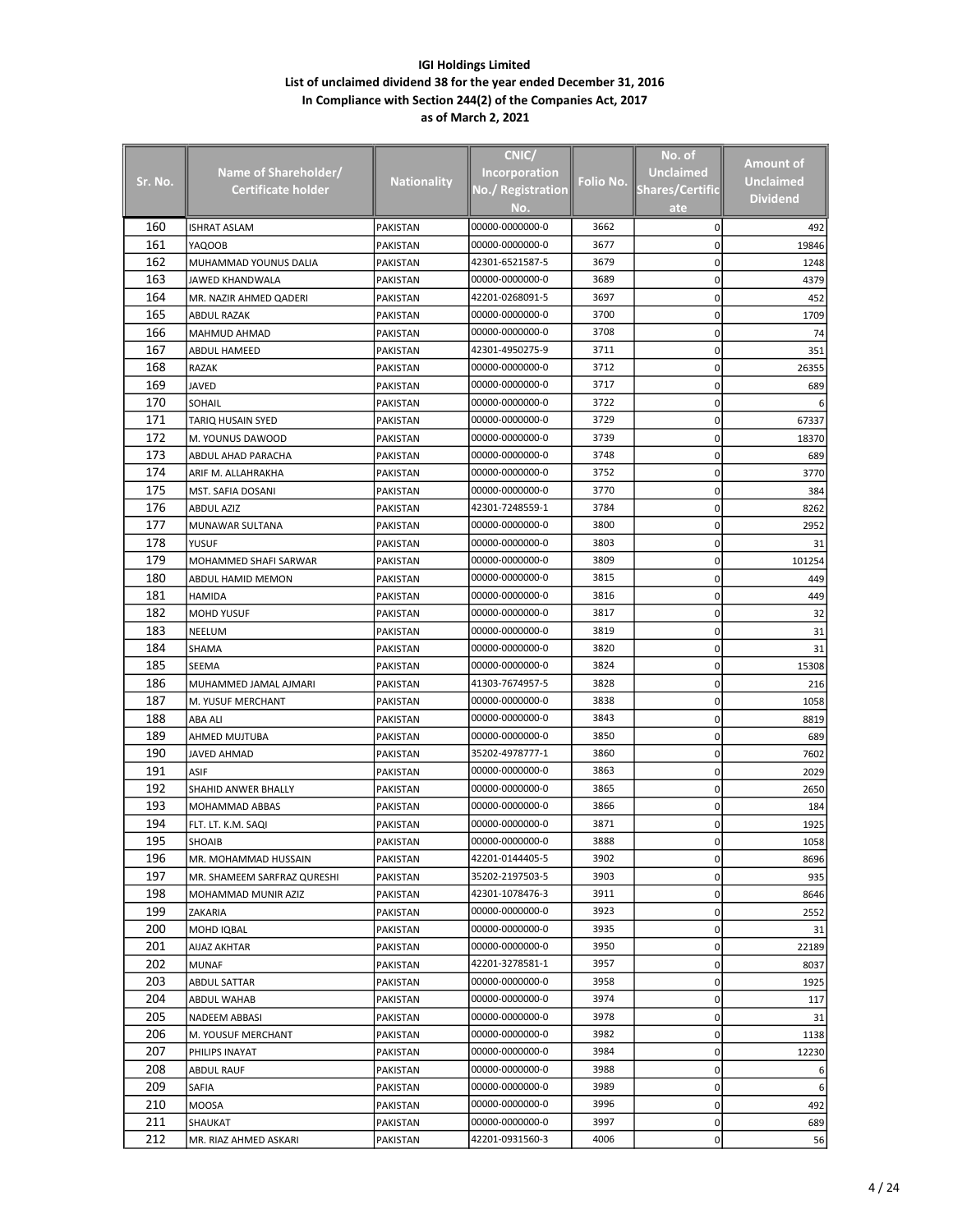**IGI Holdings Limited**
**List of unclaimed dividend 38 for the year ended December 31, 2016**
**In Compliance with Section 244(2) of the Companies Act, 2017**
**as of March 2, 2021**

| Sr. No. | Name of Shareholder/ Certificate holder | Nationality | CNIC/ Incorporation No./ Registration No. | Folio No. | No. of Unclaimed Shares/Certificate | Amount of Unclaimed Dividend |
|---|---|---|---|---|---|---|
| 160 | ISHRAT ASLAM | PAKISTAN | 00000-0000000-0 | 3662 | 0 | 492 |
| 161 | YAQOOB | PAKISTAN | 00000-0000000-0 | 3677 | 0 | 19846 |
| 162 | MUHAMMAD YOUNUS DALIA | PAKISTAN | 42301-6521587-5 | 3679 | 0 | 1248 |
| 163 | JAWED KHANDWALA | PAKISTAN | 00000-0000000-0 | 3689 | 0 | 4379 |
| 164 | MR. NAZIR AHMED QADERI | PAKISTAN | 42201-0268091-5 | 3697 | 0 | 452 |
| 165 | ABDUL RAZAK | PAKISTAN | 00000-0000000-0 | 3700 | 0 | 1709 |
| 166 | MAHMUD AHMAD | PAKISTAN | 00000-0000000-0 | 3708 | 0 | 74 |
| 167 | ABDUL HAMEED | PAKISTAN | 42301-4950275-9 | 3711 | 0 | 351 |
| 168 | RAZAK | PAKISTAN | 00000-0000000-0 | 3712 | 0 | 26355 |
| 169 | JAVED | PAKISTAN | 00000-0000000-0 | 3717 | 0 | 689 |
| 170 | SOHAIL | PAKISTAN | 00000-0000000-0 | 3722 | 0 | 6 |
| 171 | TARIQ HUSAIN SYED | PAKISTAN | 00000-0000000-0 | 3729 | 0 | 67337 |
| 172 | M. YOUNUS DAWOOD | PAKISTAN | 00000-0000000-0 | 3739 | 0 | 18370 |
| 173 | ABDUL AHAD PARACHA | PAKISTAN | 00000-0000000-0 | 3748 | 0 | 689 |
| 174 | ARIF M. ALLAHRAKHA | PAKISTAN | 00000-0000000-0 | 3752 | 0 | 3770 |
| 175 | MST. SAFIA DOSANI | PAKISTAN | 00000-0000000-0 | 3770 | 0 | 384 |
| 176 | ABDUL AZIZ | PAKISTAN | 42301-7248559-1 | 3784 | 0 | 8262 |
| 177 | MUNAWAR SULTANA | PAKISTAN | 00000-0000000-0 | 3800 | 0 | 2952 |
| 178 | YUSUF | PAKISTAN | 00000-0000000-0 | 3803 | 0 | 31 |
| 179 | MOHAMMED SHAFI SARWAR | PAKISTAN | 00000-0000000-0 | 3809 | 0 | 101254 |
| 180 | ABDUL HAMID MEMON | PAKISTAN | 00000-0000000-0 | 3815 | 0 | 449 |
| 181 | HAMIDA | PAKISTAN | 00000-0000000-0 | 3816 | 0 | 449 |
| 182 | MOHD YUSUF | PAKISTAN | 00000-0000000-0 | 3817 | 0 | 32 |
| 183 | NEELUM | PAKISTAN | 00000-0000000-0 | 3819 | 0 | 31 |
| 184 | SHAMA | PAKISTAN | 00000-0000000-0 | 3820 | 0 | 31 |
| 185 | SEEMA | PAKISTAN | 00000-0000000-0 | 3824 | 0 | 15308 |
| 186 | MUHAMMED JAMAL AJMARI | PAKISTAN | 41303-7674957-5 | 3828 | 0 | 216 |
| 187 | M. YUSUF MERCHANT | PAKISTAN | 00000-0000000-0 | 3838 | 0 | 1058 |
| 188 | ABA ALI | PAKISTAN | 00000-0000000-0 | 3843 | 0 | 8819 |
| 189 | AHMED MUJTUBA | PAKISTAN | 00000-0000000-0 | 3850 | 0 | 689 |
| 190 | JAVED AHMAD | PAKISTAN | 35202-4978777-1 | 3860 | 0 | 7602 |
| 191 | ASIF | PAKISTAN | 00000-0000000-0 | 3863 | 0 | 2029 |
| 192 | SHAHID ANWER BHALLY | PAKISTAN | 00000-0000000-0 | 3865 | 0 | 2650 |
| 193 | MOHAMMAD ABBAS | PAKISTAN | 00000-0000000-0 | 3866 | 0 | 184 |
| 194 | FLT. LT. K.M. SAQI | PAKISTAN | 00000-0000000-0 | 3871 | 0 | 1925 |
| 195 | SHOAIB | PAKISTAN | 00000-0000000-0 | 3888 | 0 | 1058 |
| 196 | MR. MOHAMMAD HUSSAIN | PAKISTAN | 42201-0144405-5 | 3902 | 0 | 8696 |
| 197 | MR. SHAMEEM SARFRAZ QURESHI | PAKISTAN | 35202-2197503-5 | 3903 | 0 | 935 |
| 198 | MOHAMMAD MUNIR AZIZ | PAKISTAN | 42301-1078476-3 | 3911 | 0 | 8646 |
| 199 | ZAKARIA | PAKISTAN | 00000-0000000-0 | 3923 | 0 | 2552 |
| 200 | MOHD IQBAL | PAKISTAN | 00000-0000000-0 | 3935 | 0 | 31 |
| 201 | AIJAZ AKHTAR | PAKISTAN | 00000-0000000-0 | 3950 | 0 | 22189 |
| 202 | MUNAF | PAKISTAN | 42201-3278581-1 | 3957 | 0 | 8037 |
| 203 | ABDUL SATTAR | PAKISTAN | 00000-0000000-0 | 3958 | 0 | 1925 |
| 204 | ABDUL WAHAB | PAKISTAN | 00000-0000000-0 | 3974 | 0 | 117 |
| 205 | NADEEM ABBASI | PAKISTAN | 00000-0000000-0 | 3978 | 0 | 31 |
| 206 | M. YOUSUF MERCHANT | PAKISTAN | 00000-0000000-0 | 3982 | 0 | 1138 |
| 207 | PHILIPS INAYAT | PAKISTAN | 00000-0000000-0 | 3984 | 0 | 12230 |
| 208 | ABDUL RAUF | PAKISTAN | 00000-0000000-0 | 3988 | 0 | 6 |
| 209 | SAFIA | PAKISTAN | 00000-0000000-0 | 3989 | 0 | 6 |
| 210 | MOOSA | PAKISTAN | 00000-0000000-0 | 3996 | 0 | 492 |
| 211 | SHAUKAT | PAKISTAN | 00000-0000000-0 | 3997 | 0 | 689 |
| 212 | MR. RIAZ AHMED ASKARI | PAKISTAN | 42201-0931560-3 | 4006 | 0 | 56 |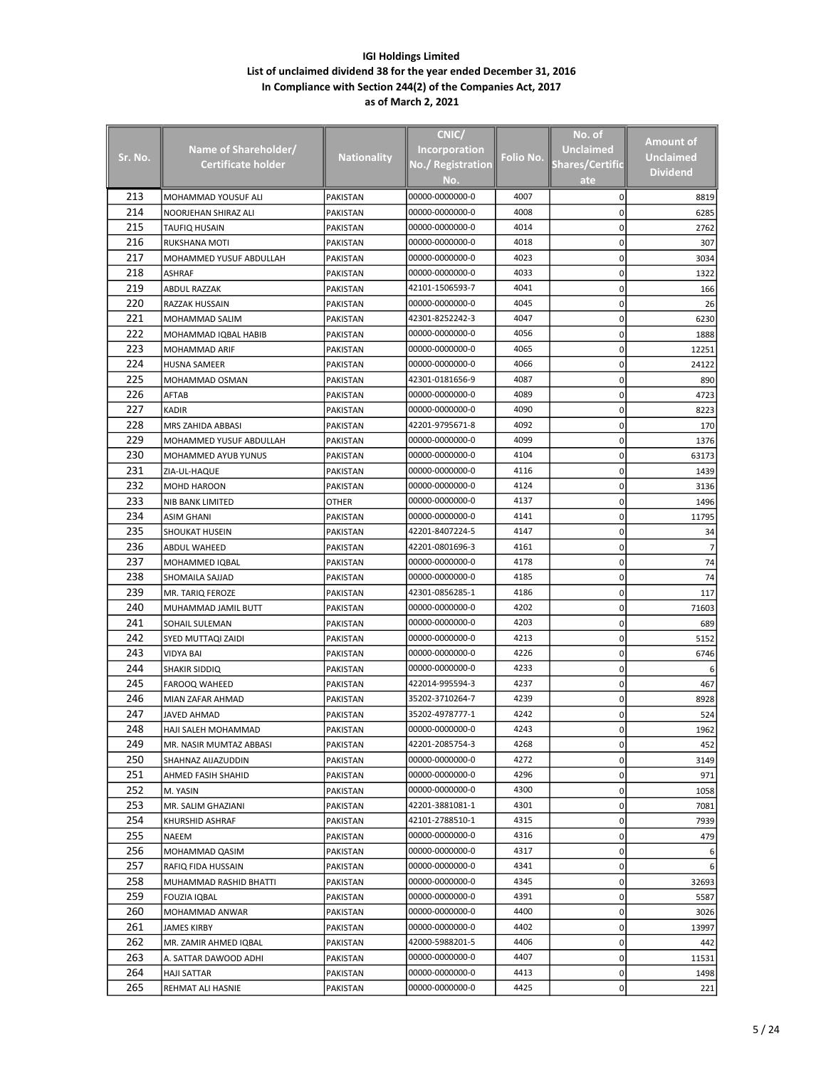**IGI Holdings Limited**
**List of unclaimed dividend 38 for the year ended December 31, 2016**
**In Compliance with Section 244(2) of the Companies Act, 2017**
**as of March 2, 2021**

| Sr. No. | Name of Shareholder/ Certificate holder | Nationality | CNIC/ Incorporation No./ Registration No. | Folio No. | No. of Unclaimed Shares/Certificate | Amount of Unclaimed Dividend |
|---|---|---|---|---|---|---|
| 213 | MOHAMMAD YOUSUF ALI | PAKISTAN | 00000-0000000-0 | 4007 | 0 | 8819 |
| 214 | NOORJEHAN SHIRAZ ALI | PAKISTAN | 00000-0000000-0 | 4008 | 0 | 6285 |
| 215 | TAUFIQ HUSAIN | PAKISTAN | 00000-0000000-0 | 4014 | 0 | 2762 |
| 216 | RUKSHANA MOTI | PAKISTAN | 00000-0000000-0 | 4018 | 0 | 307 |
| 217 | MOHAMMED YUSUF ABDULLAH | PAKISTAN | 00000-0000000-0 | 4023 | 0 | 3034 |
| 218 | ASHRAF | PAKISTAN | 00000-0000000-0 | 4033 | 0 | 1322 |
| 219 | ABDUL RAZZAK | PAKISTAN | 42101-1506593-7 | 4041 | 0 | 166 |
| 220 | RAZZAK HUSSAIN | PAKISTAN | 00000-0000000-0 | 4045 | 0 | 26 |
| 221 | MOHAMMAD SALIM | PAKISTAN | 42301-8252242-3 | 4047 | 0 | 6230 |
| 222 | MOHAMMAD IQBAL HABIB | PAKISTAN | 00000-0000000-0 | 4056 | 0 | 1888 |
| 223 | MOHAMMAD ARIF | PAKISTAN | 00000-0000000-0 | 4065 | 0 | 12251 |
| 224 | HUSNA SAMEER | PAKISTAN | 00000-0000000-0 | 4066 | 0 | 24122 |
| 225 | MOHAMMAD OSMAN | PAKISTAN | 42301-0181656-9 | 4087 | 0 | 890 |
| 226 | AFTAB | PAKISTAN | 00000-0000000-0 | 4089 | 0 | 4723 |
| 227 | KADIR | PAKISTAN | 00000-0000000-0 | 4090 | 0 | 8223 |
| 228 | MRS ZAHIDA ABBASI | PAKISTAN | 42201-9795671-8 | 4092 | 0 | 170 |
| 229 | MOHAMMED YUSUF ABDULLAH | PAKISTAN | 00000-0000000-0 | 4099 | 0 | 1376 |
| 230 | MOHAMMED AYUB YUNUS | PAKISTAN | 00000-0000000-0 | 4104 | 0 | 63173 |
| 231 | ZIA-UL-HAQUE | PAKISTAN | 00000-0000000-0 | 4116 | 0 | 1439 |
| 232 | MOHD HAROON | PAKISTAN | 00000-0000000-0 | 4124 | 0 | 3136 |
| 233 | NIB BANK LIMITED | OTHER | 00000-0000000-0 | 4137 | 0 | 1496 |
| 234 | ASIM GHANI | PAKISTAN | 00000-0000000-0 | 4141 | 0 | 11795 |
| 235 | SHOUKAT HUSEIN | PAKISTAN | 42201-8407224-5 | 4147 | 0 | 34 |
| 236 | ABDUL WAHEED | PAKISTAN | 42201-0801696-3 | 4161 | 0 | 7 |
| 237 | MOHAMMED IQBAL | PAKISTAN | 00000-0000000-0 | 4178 | 0 | 74 |
| 238 | SHOMAILA SAJJAD | PAKISTAN | 00000-0000000-0 | 4185 | 0 | 74 |
| 239 | MR. TARIQ FEROZE | PAKISTAN | 42301-0856285-1 | 4186 | 0 | 117 |
| 240 | MUHAMMAD JAMIL BUTT | PAKISTAN | 00000-0000000-0 | 4202 | 0 | 71603 |
| 241 | SOHAIL SULEMAN | PAKISTAN | 00000-0000000-0 | 4203 | 0 | 689 |
| 242 | SYED MUTTAQI ZAIDI | PAKISTAN | 00000-0000000-0 | 4213 | 0 | 5152 |
| 243 | VIDYA BAI | PAKISTAN | 00000-0000000-0 | 4226 | 0 | 6746 |
| 244 | SHAKIR SIDDIQ | PAKISTAN | 00000-0000000-0 | 4233 | 0 | 6 |
| 245 | FAROOQ WAHEED | PAKISTAN | 422014-995594-3 | 4237 | 0 | 467 |
| 246 | MIAN ZAFAR AHMAD | PAKISTAN | 35202-3710264-7 | 4239 | 0 | 8928 |
| 247 | JAVED AHMAD | PAKISTAN | 35202-4978777-1 | 4242 | 0 | 524 |
| 248 | HAJI SALEH MOHAMMAD | PAKISTAN | 00000-0000000-0 | 4243 | 0 | 1962 |
| 249 | MR. NASIR MUMTAZ ABBASI | PAKISTAN | 42201-2085754-3 | 4268 | 0 | 452 |
| 250 | SHAHNAZ AIJAZUDDIN | PAKISTAN | 00000-0000000-0 | 4272 | 0 | 3149 |
| 251 | AHMED FASIH SHAHID | PAKISTAN | 00000-0000000-0 | 4296 | 0 | 971 |
| 252 | M. YASIN | PAKISTAN | 00000-0000000-0 | 4300 | 0 | 1058 |
| 253 | MR. SALIM GHAZIANI | PAKISTAN | 42201-3881081-1 | 4301 | 0 | 7081 |
| 254 | KHURSHID ASHRAF | PAKISTAN | 42101-2788510-1 | 4315 | 0 | 7939 |
| 255 | NAEEM | PAKISTAN | 00000-0000000-0 | 4316 | 0 | 479 |
| 256 | MOHAMMAD QASIM | PAKISTAN | 00000-0000000-0 | 4317 | 0 | 6 |
| 257 | RAFIQ FIDA HUSSAIN | PAKISTAN | 00000-0000000-0 | 4341 | 0 | 6 |
| 258 | MUHAMMAD RASHID BHATTI | PAKISTAN | 00000-0000000-0 | 4345 | 0 | 32693 |
| 259 | FOUZIA IQBAL | PAKISTAN | 00000-0000000-0 | 4391 | 0 | 5587 |
| 260 | MOHAMMAD ANWAR | PAKISTAN | 00000-0000000-0 | 4400 | 0 | 3026 |
| 261 | JAMES KIRBY | PAKISTAN | 00000-0000000-0 | 4402 | 0 | 13997 |
| 262 | MR. ZAMIR AHMED IQBAL | PAKISTAN | 42000-5988201-5 | 4406 | 0 | 442 |
| 263 | A. SATTAR DAWOOD ADHI | PAKISTAN | 00000-0000000-0 | 4407 | 0 | 11531 |
| 264 | HAJI SATTAR | PAKISTAN | 00000-0000000-0 | 4413 | 0 | 1498 |
| 265 | REHMAT ALI HASNIE | PAKISTAN | 00000-0000000-0 | 4425 | 0 | 221 |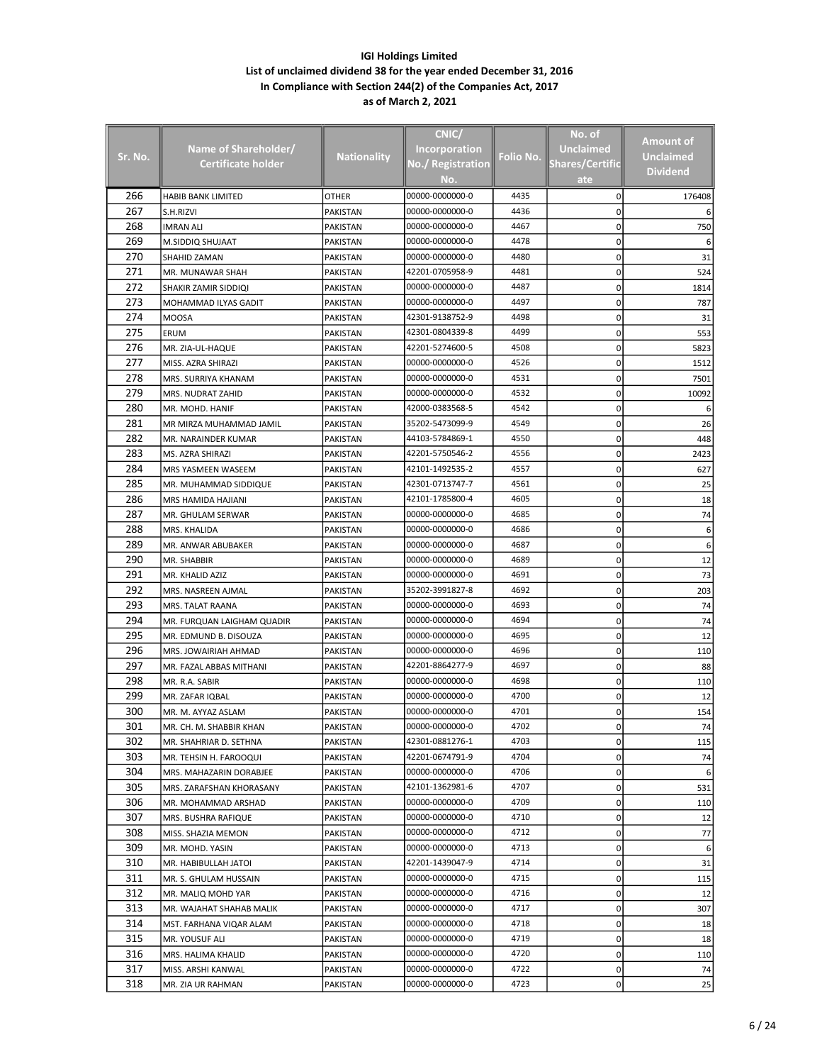**IGI Holdings Limited**
**List of unclaimed dividend 38 for the year ended December 31, 2016**
**In Compliance with Section 244(2) of the Companies Act, 2017**
**as of March 2, 2021**

| Sr. No. | Name of Shareholder/ Certificate holder | Nationality | CNIC/ Incorporation No./ Registration No. | Folio No. | No. of Unclaimed Shares/Certificate | Amount of Unclaimed Dividend |
|---|---|---|---|---|---|---|
| 266 | HABIB BANK LIMITED | OTHER | 00000-0000000-0 | 4435 | 0 | 176408 |
| 267 | S.H.RIZVI | PAKISTAN | 00000-0000000-0 | 4436 | 0 | 6 |
| 268 | IMRAN ALI | PAKISTAN | 00000-0000000-0 | 4467 | 0 | 750 |
| 269 | M.SIDDIQ SHUJAAT | PAKISTAN | 00000-0000000-0 | 4478 | 0 | 6 |
| 270 | SHAHID ZAMAN | PAKISTAN | 00000-0000000-0 | 4480 | 0 | 31 |
| 271 | MR. MUNAWAR SHAH | PAKISTAN | 42201-0705958-9 | 4481 | 0 | 524 |
| 272 | SHAKIR ZAMIR SIDDIQI | PAKISTAN | 00000-0000000-0 | 4487 | 0 | 1814 |
| 273 | MOHAMMAD ILYAS GADIT | PAKISTAN | 00000-0000000-0 | 4497 | 0 | 787 |
| 274 | MOOSA | PAKISTAN | 42301-9138752-9 | 4498 | 0 | 31 |
| 275 | ERUM | PAKISTAN | 42301-0804339-8 | 4499 | 0 | 553 |
| 276 | MR. ZIA-UL-HAQUE | PAKISTAN | 42201-5274600-5 | 4508 | 0 | 5823 |
| 277 | MISS. AZRA SHIRAZI | PAKISTAN | 00000-0000000-0 | 4526 | 0 | 1512 |
| 278 | MRS. SURRIYA KHANAM | PAKISTAN | 00000-0000000-0 | 4531 | 0 | 7501 |
| 279 | MRS. NUDRAT ZAHID | PAKISTAN | 00000-0000000-0 | 4532 | 0 | 10092 |
| 280 | MR. MOHD. HANIF | PAKISTAN | 42000-0383568-5 | 4542 | 0 | 6 |
| 281 | MR MIRZA MUHAMMAD JAMIL | PAKISTAN | 35202-5473099-9 | 4549 | 0 | 26 |
| 282 | MR. NARAINDER KUMAR | PAKISTAN | 44103-5784869-1 | 4550 | 0 | 448 |
| 283 | MS. AZRA SHIRAZI | PAKISTAN | 42201-5750546-2 | 4556 | 0 | 2423 |
| 284 | MRS YASMEEN WASEEM | PAKISTAN | 42101-1492535-2 | 4557 | 0 | 627 |
| 285 | MR. MUHAMMAD SIDDIQUE | PAKISTAN | 42301-0713747-7 | 4561 | 0 | 25 |
| 286 | MRS HAMIDA HAJIANI | PAKISTAN | 42101-1785800-4 | 4605 | 0 | 18 |
| 287 | MR. GHULAM SERWAR | PAKISTAN | 00000-0000000-0 | 4685 | 0 | 74 |
| 288 | MRS. KHALIDA | PAKISTAN | 00000-0000000-0 | 4686 | 0 | 6 |
| 289 | MR. ANWAR ABUBAKER | PAKISTAN | 00000-0000000-0 | 4687 | 0 | 6 |
| 290 | MR. SHABBIR | PAKISTAN | 00000-0000000-0 | 4689 | 0 | 12 |
| 291 | MR. KHALID AZIZ | PAKISTAN | 00000-0000000-0 | 4691 | 0 | 73 |
| 292 | MRS. NASREEN AJMAL | PAKISTAN | 35202-3991827-8 | 4692 | 0 | 203 |
| 293 | MRS. TALAT RAANA | PAKISTAN | 00000-0000000-0 | 4693 | 0 | 74 |
| 294 | MR. FURQUAN LAIGHAM QUADIR | PAKISTAN | 00000-0000000-0 | 4694 | 0 | 74 |
| 295 | MR. EDMUND B. DISOUZA | PAKISTAN | 00000-0000000-0 | 4695 | 0 | 12 |
| 296 | MRS. JOWAIRIAH AHMAD | PAKISTAN | 00000-0000000-0 | 4696 | 0 | 110 |
| 297 | MR. FAZAL ABBAS MITHANI | PAKISTAN | 42201-8864277-9 | 4697 | 0 | 88 |
| 298 | MR. R.A. SABIR | PAKISTAN | 00000-0000000-0 | 4698 | 0 | 110 |
| 299 | MR. ZAFAR IQBAL | PAKISTAN | 00000-0000000-0 | 4700 | 0 | 12 |
| 300 | MR. M. AYYAZ ASLAM | PAKISTAN | 00000-0000000-0 | 4701 | 0 | 154 |
| 301 | MR. CH. M. SHABBIR KHAN | PAKISTAN | 00000-0000000-0 | 4702 | 0 | 74 |
| 302 | MR. SHAHRIAR D. SETHNA | PAKISTAN | 42301-0881276-1 | 4703 | 0 | 115 |
| 303 | MR. TEHSIN H. FAROOQUI | PAKISTAN | 42201-0674791-9 | 4704 | 0 | 74 |
| 304 | MRS. MAHAZARIN DORABJEE | PAKISTAN | 00000-0000000-0 | 4706 | 0 | 6 |
| 305 | MRS. ZARAFSHAN KHORASANY | PAKISTAN | 42101-1362981-6 | 4707 | 0 | 531 |
| 306 | MR. MOHAMMAD ARSHAD | PAKISTAN | 00000-0000000-0 | 4709 | 0 | 110 |
| 307 | MRS. BUSHRA RAFIQUE | PAKISTAN | 00000-0000000-0 | 4710 | 0 | 12 |
| 308 | MISS. SHAZIA MEMON | PAKISTAN | 00000-0000000-0 | 4712 | 0 | 77 |
| 309 | MR. MOHD. YASIN | PAKISTAN | 00000-0000000-0 | 4713 | 0 | 6 |
| 310 | MR. HABIBULLAH JATOI | PAKISTAN | 42201-1439047-9 | 4714 | 0 | 31 |
| 311 | MR. S. GHULAM HUSSAIN | PAKISTAN | 00000-0000000-0 | 4715 | 0 | 115 |
| 312 | MR. MALIQ MOHD YAR | PAKISTAN | 00000-0000000-0 | 4716 | 0 | 12 |
| 313 | MR. WAJAHAT SHAHAB MALIK | PAKISTAN | 00000-0000000-0 | 4717 | 0 | 307 |
| 314 | MST. FARHANA VIQAR ALAM | PAKISTAN | 00000-0000000-0 | 4718 | 0 | 18 |
| 315 | MR. YOUSUF ALI | PAKISTAN | 00000-0000000-0 | 4719 | 0 | 18 |
| 316 | MRS. HALIMA KHALID | PAKISTAN | 00000-0000000-0 | 4720 | 0 | 110 |
| 317 | MISS. ARSHI KANWAL | PAKISTAN | 00000-0000000-0 | 4722 | 0 | 74 |
| 318 | MR. ZIA UR RAHMAN | PAKISTAN | 00000-0000000-0 | 4723 | 0 | 25 |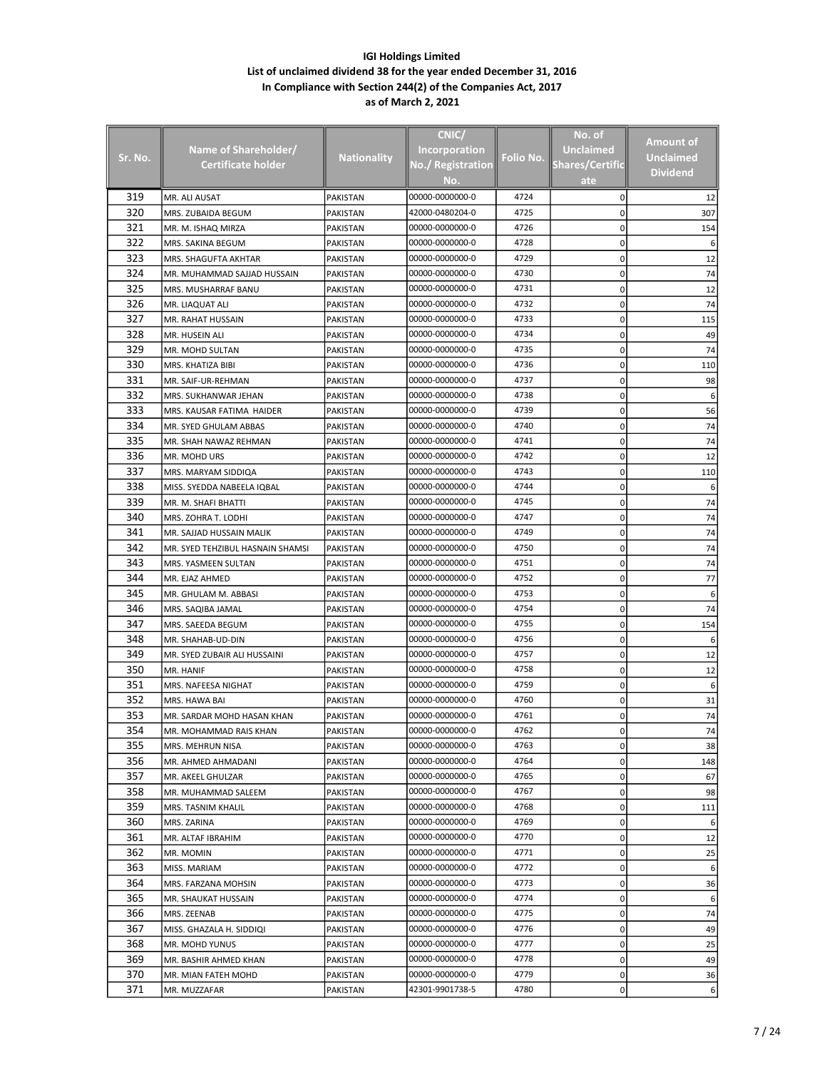**IGI Holdings Limited**
**List of unclaimed dividend 38 for the year ended December 31, 2016**
**In Compliance with Section 244(2) of the Companies Act, 2017**
**as of March 2, 2021**

| Sr. No. | Name of Shareholder/ Certificate holder | Nationality | CNIC/ Incorporation No./ Registration No. | Folio No. | No. of Unclaimed Shares/Certificate | Amount of Unclaimed Dividend |
|---|---|---|---|---|---|---|
| 319 | MR. ALI AUSAT | PAKISTAN | 00000-0000000-0 | 4724 | 0 | 12 |
| 320 | MRS. ZUBAIDA BEGUM | PAKISTAN | 42000-0480204-0 | 4725 | 0 | 307 |
| 321 | MR. M. ISHAQ MIRZA | PAKISTAN | 00000-0000000-0 | 4726 | 0 | 154 |
| 322 | MRS. SAKINA BEGUM | PAKISTAN | 00000-0000000-0 | 4728 | 0 | 6 |
| 323 | MRS. SHAGUFTA AKHTAR | PAKISTAN | 00000-0000000-0 | 4729 | 0 | 12 |
| 324 | MR. MUHAMMAD SAJJAD HUSSAIN | PAKISTAN | 00000-0000000-0 | 4730 | 0 | 74 |
| 325 | MRS. MUSHARRAF BANU | PAKISTAN | 00000-0000000-0 | 4731 | 0 | 12 |
| 326 | MR. LIAQUAT ALI | PAKISTAN | 00000-0000000-0 | 4732 | 0 | 74 |
| 327 | MR. RAHAT HUSSAIN | PAKISTAN | 00000-0000000-0 | 4733 | 0 | 115 |
| 328 | MR. HUSEIN ALI | PAKISTAN | 00000-0000000-0 | 4734 | 0 | 49 |
| 329 | MR. MOHD SULTAN | PAKISTAN | 00000-0000000-0 | 4735 | 0 | 74 |
| 330 | MRS. KHATIZA BIBI | PAKISTAN | 00000-0000000-0 | 4736 | 0 | 110 |
| 331 | MR. SAIF-UR-REHMAN | PAKISTAN | 00000-0000000-0 | 4737 | 0 | 98 |
| 332 | MRS. SUKHANWAR JEHAN | PAKISTAN | 00000-0000000-0 | 4738 | 0 | 6 |
| 333 | MRS. KAUSAR FATIMA HAIDER | PAKISTAN | 00000-0000000-0 | 4739 | 0 | 56 |
| 334 | MR. SYED GHULAM ABBAS | PAKISTAN | 00000-0000000-0 | 4740 | 0 | 74 |
| 335 | MR. SHAH NAWAZ REHMAN | PAKISTAN | 00000-0000000-0 | 4741 | 0 | 74 |
| 336 | MR. MOHD URS | PAKISTAN | 00000-0000000-0 | 4742 | 0 | 12 |
| 337 | MRS. MARYAM SIDDIQA | PAKISTAN | 00000-0000000-0 | 4743 | 0 | 110 |
| 338 | MISS. SYEDDA NABEELA IQBAL | PAKISTAN | 00000-0000000-0 | 4744 | 0 | 6 |
| 339 | MR. M. SHAFI BHATTI | PAKISTAN | 00000-0000000-0 | 4745 | 0 | 74 |
| 340 | MRS. ZOHRA T. LODHI | PAKISTAN | 00000-0000000-0 | 4747 | 0 | 74 |
| 341 | MR. SAJJAD HUSSAIN MALIK | PAKISTAN | 00000-0000000-0 | 4749 | 0 | 74 |
| 342 | MR. SYED TEHZIBUL HASNAIN SHAMSI | PAKISTAN | 00000-0000000-0 | 4750 | 0 | 74 |
| 343 | MRS. YASMEEN SULTAN | PAKISTAN | 00000-0000000-0 | 4751 | 0 | 74 |
| 344 | MR. EJAZ AHMED | PAKISTAN | 00000-0000000-0 | 4752 | 0 | 77 |
| 345 | MR. GHULAM M. ABBASI | PAKISTAN | 00000-0000000-0 | 4753 | 0 | 6 |
| 346 | MRS. SAQIBA JAMAL | PAKISTAN | 00000-0000000-0 | 4754 | 0 | 74 |
| 347 | MRS. SAEEDA BEGUM | PAKISTAN | 00000-0000000-0 | 4755 | 0 | 154 |
| 348 | MR. SHAHAB-UD-DIN | PAKISTAN | 00000-0000000-0 | 4756 | 0 | 6 |
| 349 | MR. SYED ZUBAIR ALI HUSSAINI | PAKISTAN | 00000-0000000-0 | 4757 | 0 | 12 |
| 350 | MR. HANIF | PAKISTAN | 00000-0000000-0 | 4758 | 0 | 12 |
| 351 | MRS. NAFEESA NIGHAT | PAKISTAN | 00000-0000000-0 | 4759 | 0 | 6 |
| 352 | MRS. HAWA BAI | PAKISTAN | 00000-0000000-0 | 4760 | 0 | 31 |
| 353 | MR. SARDAR MOHD HASAN KHAN | PAKISTAN | 00000-0000000-0 | 4761 | 0 | 74 |
| 354 | MR. MOHAMMAD RAIS KHAN | PAKISTAN | 00000-0000000-0 | 4762 | 0 | 74 |
| 355 | MRS. MEHRUN NISA | PAKISTAN | 00000-0000000-0 | 4763 | 0 | 38 |
| 356 | MR. AHMED AHMADANI | PAKISTAN | 00000-0000000-0 | 4764 | 0 | 148 |
| 357 | MR. AKEEL GHULZAR | PAKISTAN | 00000-0000000-0 | 4765 | 0 | 67 |
| 358 | MR. MUHAMMAD SALEEM | PAKISTAN | 00000-0000000-0 | 4767 | 0 | 98 |
| 359 | MRS. TASNIM KHALIL | PAKISTAN | 00000-0000000-0 | 4768 | 0 | 111 |
| 360 | MRS. ZARINA | PAKISTAN | 00000-0000000-0 | 4769 | 0 | 6 |
| 361 | MR. ALTAF IBRAHIM | PAKISTAN | 00000-0000000-0 | 4770 | 0 | 12 |
| 362 | MR. MOMIN | PAKISTAN | 00000-0000000-0 | 4771 | 0 | 25 |
| 363 | MISS. MARIAM | PAKISTAN | 00000-0000000-0 | 4772 | 0 | 6 |
| 364 | MRS. FARZANA MOHSIN | PAKISTAN | 00000-0000000-0 | 4773 | 0 | 36 |
| 365 | MR. SHAUKAT HUSSAIN | PAKISTAN | 00000-0000000-0 | 4774 | 0 | 6 |
| 366 | MRS. ZEENAB | PAKISTAN | 00000-0000000-0 | 4775 | 0 | 74 |
| 367 | MISS. GHAZALA H. SIDDIQI | PAKISTAN | 00000-0000000-0 | 4776 | 0 | 49 |
| 368 | MR. MOHD YUNUS | PAKISTAN | 00000-0000000-0 | 4777 | 0 | 25 |
| 369 | MR. BASHIR AHMED KHAN | PAKISTAN | 00000-0000000-0 | 4778 | 0 | 49 |
| 370 | MR. MIAN FATEH MOHD | PAKISTAN | 00000-0000000-0 | 4779 | 0 | 36 |
| 371 | MR. MUZZAFAR | PAKISTAN | 42301-9901738-5 | 4780 | 0 | 6 |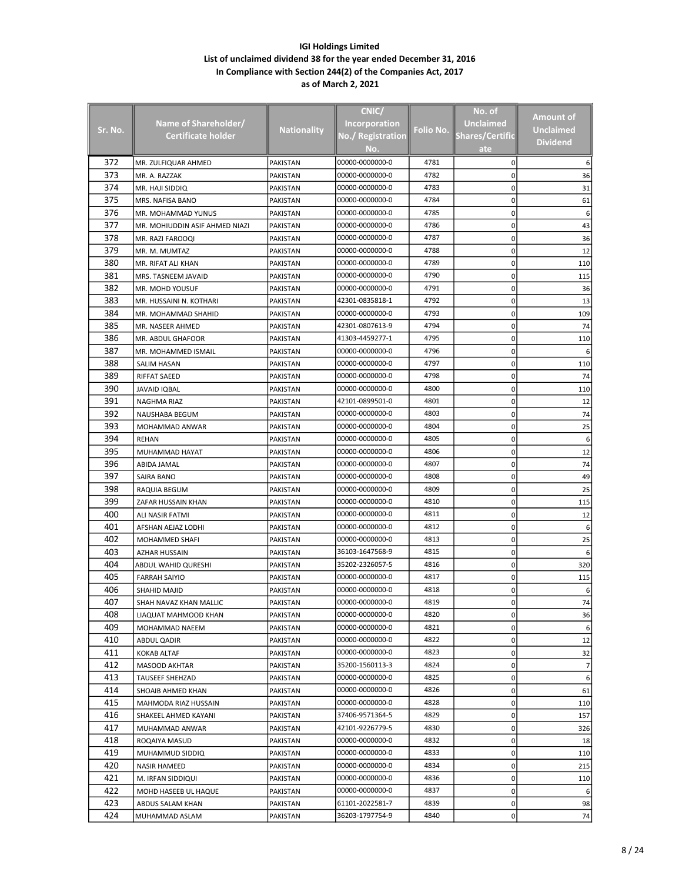**IGI Holdings Limited**
**List of unclaimed dividend 38 for the year ended December 31, 2016**
**In Compliance with Section 244(2) of the Companies Act, 2017**
**as of March 2, 2021**

| Sr. No. | Name of Shareholder/ Certificate holder | Nationality | CNIC/ Incorporation No./ Registration No. | Folio No. | No. of Unclaimed Shares/Certificate | Amount of Unclaimed Dividend |
|---|---|---|---|---|---|---|
| 372 | MR. ZULFIQUAR AHMED | PAKISTAN | 00000-0000000-0 | 4781 | 0 | 6 |
| 373 | MR. A. RAZZAK | PAKISTAN | 00000-0000000-0 | 4782 | 0 | 36 |
| 374 | MR. HAJI SIDDIQ | PAKISTAN | 00000-0000000-0 | 4783 | 0 | 31 |
| 375 | MRS. NAFISA BANO | PAKISTAN | 00000-0000000-0 | 4784 | 0 | 61 |
| 376 | MR. MOHAMMAD YUNUS | PAKISTAN | 00000-0000000-0 | 4785 | 0 | 6 |
| 377 | MR. MOHIUDDIN ASIF AHMED NIAZI | PAKISTAN | 00000-0000000-0 | 4786 | 0 | 43 |
| 378 | MR. RAZI FAROOQI | PAKISTAN | 00000-0000000-0 | 4787 | 0 | 36 |
| 379 | MR. M. MUMTAZ | PAKISTAN | 00000-0000000-0 | 4788 | 0 | 12 |
| 380 | MR. RIFAT ALI KHAN | PAKISTAN | 00000-0000000-0 | 4789 | 0 | 110 |
| 381 | MRS. TASNEEM JAVAID | PAKISTAN | 00000-0000000-0 | 4790 | 0 | 115 |
| 382 | MR. MOHD YOUSUF | PAKISTAN | 00000-0000000-0 | 4791 | 0 | 36 |
| 383 | MR. HUSSAINI N. KOTHARI | PAKISTAN | 42301-0835818-1 | 4792 | 0 | 13 |
| 384 | MR. MOHAMMAD SHAHID | PAKISTAN | 00000-0000000-0 | 4793 | 0 | 109 |
| 385 | MR. NASEER AHMED | PAKISTAN | 42301-0807613-9 | 4794 | 0 | 74 |
| 386 | MR. ABDUL GHAFOOR | PAKISTAN | 41303-4459277-1 | 4795 | 0 | 110 |
| 387 | MR. MOHAMMED ISMAIL | PAKISTAN | 00000-0000000-0 | 4796 | 0 | 6 |
| 388 | SALIM HASAN | PAKISTAN | 00000-0000000-0 | 4797 | 0 | 110 |
| 389 | RIFFAT SAEED | PAKISTAN | 00000-0000000-0 | 4798 | 0 | 74 |
| 390 | JAVAID IQBAL | PAKISTAN | 00000-0000000-0 | 4800 | 0 | 110 |
| 391 | NAGHMA RIAZ | PAKISTAN | 42101-0899501-0 | 4801 | 0 | 12 |
| 392 | NAUSHABA BEGUM | PAKISTAN | 00000-0000000-0 | 4803 | 0 | 74 |
| 393 | MOHAMMAD ANWAR | PAKISTAN | 00000-0000000-0 | 4804 | 0 | 25 |
| 394 | REHAN | PAKISTAN | 00000-0000000-0 | 4805 | 0 | 6 |
| 395 | MUHAMMAD HAYAT | PAKISTAN | 00000-0000000-0 | 4806 | 0 | 12 |
| 396 | ABIDA JAMAL | PAKISTAN | 00000-0000000-0 | 4807 | 0 | 74 |
| 397 | SAIRA BANO | PAKISTAN | 00000-0000000-0 | 4808 | 0 | 49 |
| 398 | RAQUIA BEGUM | PAKISTAN | 00000-0000000-0 | 4809 | 0 | 25 |
| 399 | ZAFAR HUSSAIN KHAN | PAKISTAN | 00000-0000000-0 | 4810 | 0 | 115 |
| 400 | ALI NASIR FATMI | PAKISTAN | 00000-0000000-0 | 4811 | 0 | 12 |
| 401 | AFSHAN AEJAZ LODHI | PAKISTAN | 00000-0000000-0 | 4812 | 0 | 6 |
| 402 | MOHAMMED SHAFI | PAKISTAN | 00000-0000000-0 | 4813 | 0 | 25 |
| 403 | AZHAR HUSSAIN | PAKISTAN | 36103-1647568-9 | 4815 | 0 | 6 |
| 404 | ABDUL WAHID QURESHI | PAKISTAN | 35202-2326057-5 | 4816 | 0 | 320 |
| 405 | FARRAH SAIYIO | PAKISTAN | 00000-0000000-0 | 4817 | 0 | 115 |
| 406 | SHAHID MAJID | PAKISTAN | 00000-0000000-0 | 4818 | 0 | 6 |
| 407 | SHAH NAVAZ KHAN MALLIC | PAKISTAN | 00000-0000000-0 | 4819 | 0 | 74 |
| 408 | LIAQUAT MAHMOOD KHAN | PAKISTAN | 00000-0000000-0 | 4820 | 0 | 36 |
| 409 | MOHAMMAD NAEEM | PAKISTAN | 00000-0000000-0 | 4821 | 0 | 6 |
| 410 | ABDUL QADIR | PAKISTAN | 00000-0000000-0 | 4822 | 0 | 12 |
| 411 | KOKAB ALTAF | PAKISTAN | 00000-0000000-0 | 4823 | 0 | 32 |
| 412 | MASOOD AKHTAR | PAKISTAN | 35200-1560113-3 | 4824 | 0 | 7 |
| 413 | TAUSEEF SHEHZAD | PAKISTAN | 00000-0000000-0 | 4825 | 0 | 6 |
| 414 | SHOAIB AHMED KHAN | PAKISTAN | 00000-0000000-0 | 4826 | 0 | 61 |
| 415 | MAHMODA RIAZ HUSSAIN | PAKISTAN | 00000-0000000-0 | 4828 | 0 | 110 |
| 416 | SHAKEEL AHMED KAYANI | PAKISTAN | 37406-9571364-5 | 4829 | 0 | 157 |
| 417 | MUHAMMAD ANWAR | PAKISTAN | 42101-9226779-5 | 4830 | 0 | 326 |
| 418 | ROQAIYA MASUD | PAKISTAN | 00000-0000000-0 | 4832 | 0 | 18 |
| 419 | MUHAMMUD SIDDIQ | PAKISTAN | 00000-0000000-0 | 4833 | 0 | 110 |
| 420 | NASIR HAMEED | PAKISTAN | 00000-0000000-0 | 4834 | 0 | 215 |
| 421 | M. IRFAN SIDDIQUI | PAKISTAN | 00000-0000000-0 | 4836 | 0 | 110 |
| 422 | MOHD HASEEB UL HAQUE | PAKISTAN | 00000-0000000-0 | 4837 | 0 | 6 |
| 423 | ABDUS SALAM KHAN | PAKISTAN | 61101-2022581-7 | 4839 | 0 | 98 |
| 424 | MUHAMMAD ASLAM | PAKISTAN | 36203-1797754-9 | 4840 | 0 | 74 |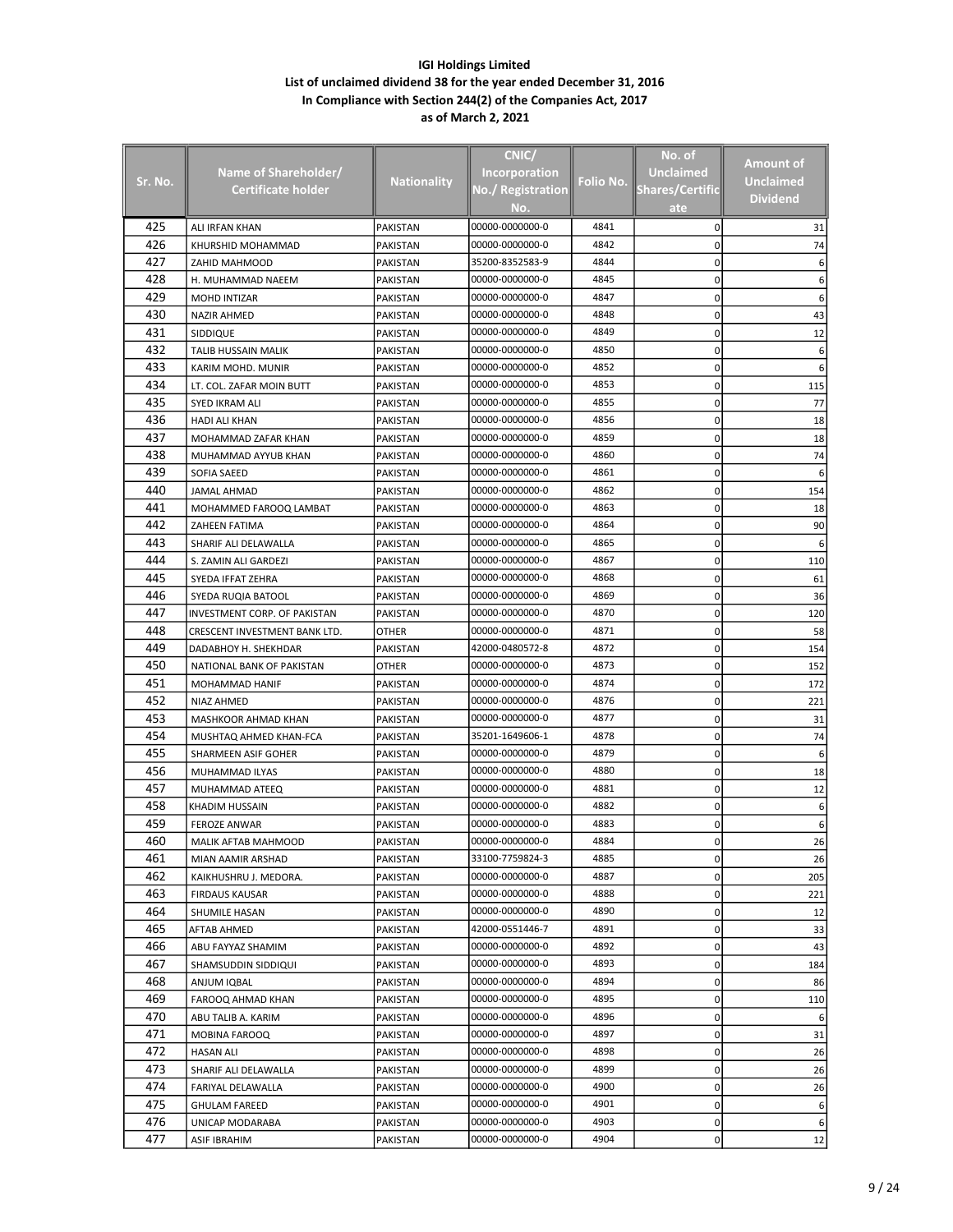# IGI Holdings Limited

## List of unclaimed dividend 38 for the year ended December 31, 2016

## In Compliance with Section 244(2) of the Companies Act, 2017

## as of March 2, 2021

| Sr. No. | Name of Shareholder/ Certificate holder | Nationality | CNIC/ Incorporation No./ Registration No. | Folio No. | No. of Unclaimed Shares/Certificate | Amount of Unclaimed Dividend |
|---|---|---|---|---|---|---|
| 425 | ALI IRFAN KHAN | PAKISTAN | 00000-0000000-0 | 4841 | 0 | 31 |
| 426 | KHURSHID MOHAMMAD | PAKISTAN | 00000-0000000-0 | 4842 | 0 | 74 |
| 427 | ZAHID MAHMOOD | PAKISTAN | 35200-8352583-9 | 4844 | 0 | 6 |
| 428 | H. MUHAMMAD NAEEM | PAKISTAN | 00000-0000000-0 | 4845 | 0 | 6 |
| 429 | MOHD INTIZAR | PAKISTAN | 00000-0000000-0 | 4847 | 0 | 6 |
| 430 | NAZIR AHMED | PAKISTAN | 00000-0000000-0 | 4848 | 0 | 43 |
| 431 | SIDDIQUE | PAKISTAN | 00000-0000000-0 | 4849 | 0 | 12 |
| 432 | TALIB HUSSAIN MALIK | PAKISTAN | 00000-0000000-0 | 4850 | 0 | 6 |
| 433 | KARIM MOHD. MUNIR | PAKISTAN | 00000-0000000-0 | 4852 | 0 | 6 |
| 434 | LT. COL. ZAFAR MOIN BUTT | PAKISTAN | 00000-0000000-0 | 4853 | 0 | 115 |
| 435 | SYED IKRAM ALI | PAKISTAN | 00000-0000000-0 | 4855 | 0 | 77 |
| 436 | HADI ALI KHAN | PAKISTAN | 00000-0000000-0 | 4856 | 0 | 18 |
| 437 | MOHAMMAD ZAFAR KHAN | PAKISTAN | 00000-0000000-0 | 4859 | 0 | 18 |
| 438 | MUHAMMAD AYYUB KHAN | PAKISTAN | 00000-0000000-0 | 4860 | 0 | 74 |
| 439 | SOFIA SAEED | PAKISTAN | 00000-0000000-0 | 4861 | 0 | 6 |
| 440 | JAMAL AHMAD | PAKISTAN | 00000-0000000-0 | 4862 | 0 | 154 |
| 441 | MOHAMMED FAROOQ LAMBAT | PAKISTAN | 00000-0000000-0 | 4863 | 0 | 18 |
| 442 | ZAHEEN FATIMA | PAKISTAN | 00000-0000000-0 | 4864 | 0 | 90 |
| 443 | SHARIF ALI DELAWALLA | PAKISTAN | 00000-0000000-0 | 4865 | 0 | 6 |
| 444 | S. ZAMIN ALI GARDEZI | PAKISTAN | 00000-0000000-0 | 4867 | 0 | 110 |
| 445 | SYEDA IFFAT ZEHRA | PAKISTAN | 00000-0000000-0 | 4868 | 0 | 61 |
| 446 | SYEDA RUQIA BATOOL | PAKISTAN | 00000-0000000-0 | 4869 | 0 | 36 |
| 447 | INVESTMENT CORP. OF PAKISTAN | PAKISTAN | 00000-0000000-0 | 4870 | 0 | 120 |
| 448 | CRESCENT INVESTMENT BANK LTD. | OTHER | 00000-0000000-0 | 4871 | 0 | 58 |
| 449 | DADABHOY H. SHEKHDAR | PAKISTAN | 42000-0480572-8 | 4872 | 0 | 154 |
| 450 | NATIONAL BANK OF PAKISTAN | OTHER | 00000-0000000-0 | 4873 | 0 | 152 |
| 451 | MOHAMMAD HANIF | PAKISTAN | 00000-0000000-0 | 4874 | 0 | 172 |
| 452 | NIAZ AHMED | PAKISTAN | 00000-0000000-0 | 4876 | 0 | 221 |
| 453 | MASHKOOR AHMAD KHAN | PAKISTAN | 00000-0000000-0 | 4877 | 0 | 31 |
| 454 | MUSHTAQ AHMED KHAN-FCA | PAKISTAN | 35201-1649606-1 | 4878 | 0 | 74 |
| 455 | SHARMEEN ASIF GOHER | PAKISTAN | 00000-0000000-0 | 4879 | 0 | 6 |
| 456 | MUHAMMAD ILYAS | PAKISTAN | 00000-0000000-0 | 4880 | 0 | 18 |
| 457 | MUHAMMAD ATEEQ | PAKISTAN | 00000-0000000-0 | 4881 | 0 | 12 |
| 458 | KHADIM HUSSAIN | PAKISTAN | 00000-0000000-0 | 4882 | 0 | 6 |
| 459 | FEROZE ANWAR | PAKISTAN | 00000-0000000-0 | 4883 | 0 | 6 |
| 460 | MALIK AFTAB MAHMOOD | PAKISTAN | 00000-0000000-0 | 4884 | 0 | 26 |
| 461 | MIAN AAMIR ARSHAD | PAKISTAN | 33100-7759824-3 | 4885 | 0 | 26 |
| 462 | KAIKHUSHRU J. MEDORA. | PAKISTAN | 00000-0000000-0 | 4887 | 0 | 205 |
| 463 | FIRDAUS KAUSAR | PAKISTAN | 00000-0000000-0 | 4888 | 0 | 221 |
| 464 | SHUMILE HASAN | PAKISTAN | 00000-0000000-0 | 4890 | 0 | 12 |
| 465 | AFTAB AHMED | PAKISTAN | 42000-0551446-7 | 4891 | 0 | 33 |
| 466 | ABU FAYYAZ SHAMIM | PAKISTAN | 00000-0000000-0 | 4892 | 0 | 43 |
| 467 | SHAMSUDDIN SIDDIQUI | PAKISTAN | 00000-0000000-0 | 4893 | 0 | 184 |
| 468 | ANJUM IQBAL | PAKISTAN | 00000-0000000-0 | 4894 | 0 | 86 |
| 469 | FAROOQ AHMAD KHAN | PAKISTAN | 00000-0000000-0 | 4895 | 0 | 110 |
| 470 | ABU TALIB A. KARIM | PAKISTAN | 00000-0000000-0 | 4896 | 0 | 6 |
| 471 | MOBINA FAROOQ | PAKISTAN | 00000-0000000-0 | 4897 | 0 | 31 |
| 472 | HASAN ALI | PAKISTAN | 00000-0000000-0 | 4898 | 0 | 26 |
| 473 | SHARIF ALI DELAWALLA | PAKISTAN | 00000-0000000-0 | 4899 | 0 | 26 |
| 474 | FARIYAL DELAWALLA | PAKISTAN | 00000-0000000-0 | 4900 | 0 | 26 |
| 475 | GHULAM FAREED | PAKISTAN | 00000-0000000-0 | 4901 | 0 | 6 |
| 476 | UNICAP MODARABA | PAKISTAN | 00000-0000000-0 | 4903 | 0 | 6 |
| 477 | ASIF IBRAHIM | PAKISTAN | 00000-0000000-0 | 4904 | 0 | 12 |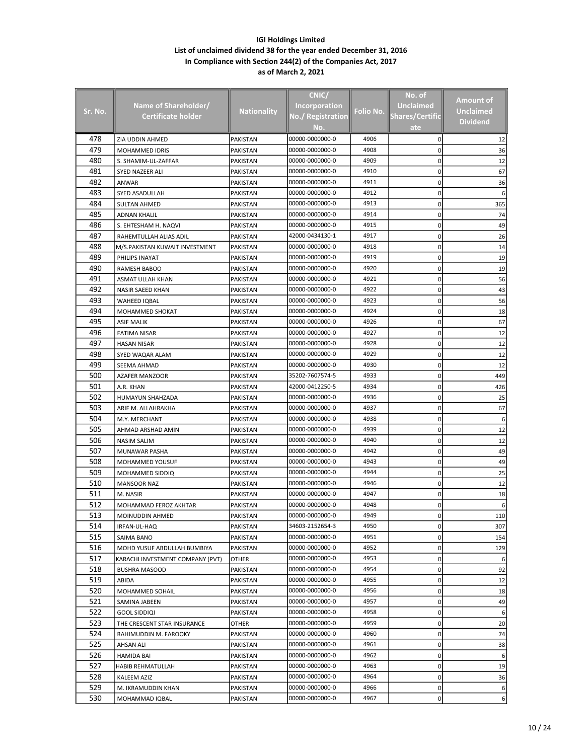**IGI Holdings Limited**
**List of unclaimed dividend 38 for the year ended December 31, 2016**
**In Compliance with Section 244(2) of the Companies Act, 2017**
**as of March 2, 2021**

| Sr. No. | Name of Shareholder/ Certificate holder | Nationality | CNIC/ Incorporation No./ Registration No. | Folio No. | No. of Unclaimed Shares/Certificate | Amount of Unclaimed Dividend |
|---|---|---|---|---|---|---|
| 478 | ZIA UDDIN AHMED | PAKISTAN | 00000-0000000-0 | 4906 | 0 | 12 |
| 479 | MOHAMMED IDRIS | PAKISTAN | 00000-0000000-0 | 4908 | 0 | 36 |
| 480 | S. SHAMIM-UL-ZAFFAR | PAKISTAN | 00000-0000000-0 | 4909 | 0 | 12 |
| 481 | SYED NAZEER ALI | PAKISTAN | 00000-0000000-0 | 4910 | 0 | 67 |
| 482 | ANWAR | PAKISTAN | 00000-0000000-0 | 4911 | 0 | 36 |
| 483 | SYED ASADULLAH | PAKISTAN | 00000-0000000-0 | 4912 | 0 | 6 |
| 484 | SULTAN AHMED | PAKISTAN | 00000-0000000-0 | 4913 | 0 | 365 |
| 485 | ADNAN KHALIL | PAKISTAN | 00000-0000000-0 | 4914 | 0 | 74 |
| 486 | S. EHTESHAM H. NAQVI | PAKISTAN | 00000-0000000-0 | 4915 | 0 | 49 |
| 487 | RAHEMTULLAH ALIAS ADIL | PAKISTAN | 42000-0434130-1 | 4917 | 0 | 26 |
| 488 | M/S.PAKISTAN KUWAIT INVESTMENT | PAKISTAN | 00000-0000000-0 | 4918 | 0 | 14 |
| 489 | PHILIPS INAYAT | PAKISTAN | 00000-0000000-0 | 4919 | 0 | 19 |
| 490 | RAMESH BABOO | PAKISTAN | 00000-0000000-0 | 4920 | 0 | 19 |
| 491 | ASMAT ULLAH KHAN | PAKISTAN | 00000-0000000-0 | 4921 | 0 | 56 |
| 492 | NASIR SAEED KHAN | PAKISTAN | 00000-0000000-0 | 4922 | 0 | 43 |
| 493 | WAHEED IQBAL | PAKISTAN | 00000-0000000-0 | 4923 | 0 | 56 |
| 494 | MOHAMMED SHOKAT | PAKISTAN | 00000-0000000-0 | 4924 | 0 | 18 |
| 495 | ASIF MALIK | PAKISTAN | 00000-0000000-0 | 4926 | 0 | 67 |
| 496 | FATIMA NISAR | PAKISTAN | 00000-0000000-0 | 4927 | 0 | 12 |
| 497 | HASAN NISAR | PAKISTAN | 00000-0000000-0 | 4928 | 0 | 12 |
| 498 | SYED WAQAR ALAM | PAKISTAN | 00000-0000000-0 | 4929 | 0 | 12 |
| 499 | SEEMA AHMAD | PAKISTAN | 00000-0000000-0 | 4930 | 0 | 12 |
| 500 | AZAFER MANZOOR | PAKISTAN | 35202-7607574-5 | 4933 | 0 | 449 |
| 501 | A.R. KHAN | PAKISTAN | 42000-0412250-5 | 4934 | 0 | 426 |
| 502 | HUMAYUN SHAHZADA | PAKISTAN | 00000-0000000-0 | 4936 | 0 | 25 |
| 503 | ARIF M. ALLAHRAKHA | PAKISTAN | 00000-0000000-0 | 4937 | 0 | 67 |
| 504 | M.Y. MERCHANT | PAKISTAN | 00000-0000000-0 | 4938 | 0 | 6 |
| 505 | AHMAD ARSHAD AMIN | PAKISTAN | 00000-0000000-0 | 4939 | 0 | 12 |
| 506 | NASIM SALIM | PAKISTAN | 00000-0000000-0 | 4940 | 0 | 12 |
| 507 | MUNAWAR PASHA | PAKISTAN | 00000-0000000-0 | 4942 | 0 | 49 |
| 508 | MOHAMMED YOUSUF | PAKISTAN | 00000-0000000-0 | 4943 | 0 | 49 |
| 509 | MOHAMMED SIDDIQ | PAKISTAN | 00000-0000000-0 | 4944 | 0 | 25 |
| 510 | MANSOOR NAZ | PAKISTAN | 00000-0000000-0 | 4946 | 0 | 12 |
| 511 | M. NASIR | PAKISTAN | 00000-0000000-0 | 4947 | 0 | 18 |
| 512 | MOHAMMAD FEROZ AKHTAR | PAKISTAN | 00000-0000000-0 | 4948 | 0 | 6 |
| 513 | MOINUDDIN AHMED | PAKISTAN | 00000-0000000-0 | 4949 | 0 | 110 |
| 514 | IRFAN-UL-HAQ | PAKISTAN | 34603-2152654-3 | 4950 | 0 | 307 |
| 515 | SAIMA BANO | PAKISTAN | 00000-0000000-0 | 4951 | 0 | 154 |
| 516 | MOHD YUSUF ABDULLAH BUMBIYA | PAKISTAN | 00000-0000000-0 | 4952 | 0 | 129 |
| 517 | KARACHI INVESTMENT COMPANY (PVT) | OTHER | 00000-0000000-0 | 4953 | 0 | 6 |
| 518 | BUSHRA MASOOD | PAKISTAN | 00000-0000000-0 | 4954 | 0 | 92 |
| 519 | ABIDA | PAKISTAN | 00000-0000000-0 | 4955 | 0 | 12 |
| 520 | MOHAMMED SOHAIL | PAKISTAN | 00000-0000000-0 | 4956 | 0 | 18 |
| 521 | SAMINA JABEEN | PAKISTAN | 00000-0000000-0 | 4957 | 0 | 49 |
| 522 | GOOL SIDDIQI | PAKISTAN | 00000-0000000-0 | 4958 | 0 | 6 |
| 523 | THE CRESCENT STAR INSURANCE | OTHER | 00000-0000000-0 | 4959 | 0 | 20 |
| 524 | RAHIMUDDIN M. FAROOKY | PAKISTAN | 00000-0000000-0 | 4960 | 0 | 74 |
| 525 | AHSAN ALI | PAKISTAN | 00000-0000000-0 | 4961 | 0 | 38 |
| 526 | HAMIDA BAI | PAKISTAN | 00000-0000000-0 | 4962 | 0 | 6 |
| 527 | HABIB REHMATULLAH | PAKISTAN | 00000-0000000-0 | 4963 | 0 | 19 |
| 528 | KALEEM AZIZ | PAKISTAN | 00000-0000000-0 | 4964 | 0 | 36 |
| 529 | M. IKRAMUDDIN KHAN | PAKISTAN | 00000-0000000-0 | 4966 | 0 | 6 |
| 530 | MOHAMMAD IQBAL | PAKISTAN | 00000-0000000-0 | 4967 | 0 | 6 |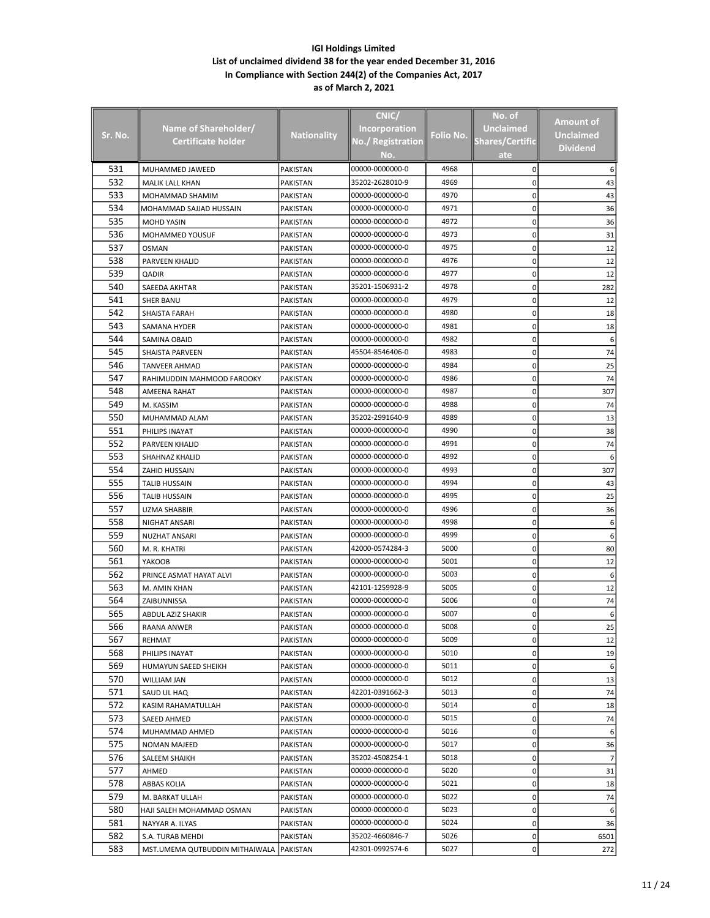**IGI Holdings Limited**
**List of unclaimed dividend 38 for the year ended December 31, 2016**
**In Compliance with Section 244(2) of the Companies Act, 2017**
**as of March 2, 2021**

| Sr. No. | Name of Shareholder/ Certificate holder | Nationality | CNIC/ Incorporation No./ Registration No. | Folio No. | No. of Unclaimed Shares/Certificate | Amount of Unclaimed Dividend |
|---|---|---|---|---|---|---|
| 531 | MUHAMMED JAWEED | PAKISTAN | 00000-0000000-0 | 4968 | 0 | 6 |
| 532 | MALIK LALL KHAN | PAKISTAN | 35202-2628010-9 | 4969 | 0 | 43 |
| 533 | MOHAMMAD SHAMIM | PAKISTAN | 00000-0000000-0 | 4970 | 0 | 43 |
| 534 | MOHAMMAD SAJJAD HUSSAIN | PAKISTAN | 00000-0000000-0 | 4971 | 0 | 36 |
| 535 | MOHD YASIN | PAKISTAN | 00000-0000000-0 | 4972 | 0 | 36 |
| 536 | MOHAMMED YOUSUF | PAKISTAN | 00000-0000000-0 | 4973 | 0 | 31 |
| 537 | OSMAN | PAKISTAN | 00000-0000000-0 | 4975 | 0 | 12 |
| 538 | PARVEEN KHALID | PAKISTAN | 00000-0000000-0 | 4976 | 0 | 12 |
| 539 | QADIR | PAKISTAN | 00000-0000000-0 | 4977 | 0 | 12 |
| 540 | SAEEDA AKHTAR | PAKISTAN | 35201-1506931-2 | 4978 | 0 | 282 |
| 541 | SHER BANU | PAKISTAN | 00000-0000000-0 | 4979 | 0 | 12 |
| 542 | SHAISTA FARAH | PAKISTAN | 00000-0000000-0 | 4980 | 0 | 18 |
| 543 | SAMANA HYDER | PAKISTAN | 00000-0000000-0 | 4981 | 0 | 18 |
| 544 | SAMINA OBAID | PAKISTAN | 00000-0000000-0 | 4982 | 0 | 6 |
| 545 | SHAISTA PARVEEN | PAKISTAN | 45504-8546406-0 | 4983 | 0 | 74 |
| 546 | TANVEER AHMAD | PAKISTAN | 00000-0000000-0 | 4984 | 0 | 25 |
| 547 | RAHIMUDDIN MAHMOOD FAROOKY | PAKISTAN | 00000-0000000-0 | 4986 | 0 | 74 |
| 548 | AMEENA RAHAT | PAKISTAN | 00000-0000000-0 | 4987 | 0 | 307 |
| 549 | M. KASSIM | PAKISTAN | 00000-0000000-0 | 4988 | 0 | 74 |
| 550 | MUHAMMAD ALAM | PAKISTAN | 35202-2991640-9 | 4989 | 0 | 13 |
| 551 | PHILIPS INAYAT | PAKISTAN | 00000-0000000-0 | 4990 | 0 | 38 |
| 552 | PARVEEN KHALID | PAKISTAN | 00000-0000000-0 | 4991 | 0 | 74 |
| 553 | SHAHNAZ KHALID | PAKISTAN | 00000-0000000-0 | 4992 | 0 | 6 |
| 554 | ZAHID HUSSAIN | PAKISTAN | 00000-0000000-0 | 4993 | 0 | 307 |
| 555 | TALIB HUSSAIN | PAKISTAN | 00000-0000000-0 | 4994 | 0 | 43 |
| 556 | TALIB HUSSAIN | PAKISTAN | 00000-0000000-0 | 4995 | 0 | 25 |
| 557 | UZMA SHABBIR | PAKISTAN | 00000-0000000-0 | 4996 | 0 | 36 |
| 558 | NIGHAT ANSARI | PAKISTAN | 00000-0000000-0 | 4998 | 0 | 6 |
| 559 | NUZHAT ANSARI | PAKISTAN | 00000-0000000-0 | 4999 | 0 | 6 |
| 560 | M. R. KHATRI | PAKISTAN | 42000-0574284-3 | 5000 | 0 | 80 |
| 561 | YAKOOB | PAKISTAN | 00000-0000000-0 | 5001 | 0 | 12 |
| 562 | PRINCE ASMAT HAYAT ALVI | PAKISTAN | 00000-0000000-0 | 5003 | 0 | 6 |
| 563 | M. AMIN KHAN | PAKISTAN | 42101-1259928-9 | 5005 | 0 | 12 |
| 564 | ZAIBUNNISSA | PAKISTAN | 00000-0000000-0 | 5006 | 0 | 74 |
| 565 | ABDUL AZIZ SHAKIR | PAKISTAN | 00000-0000000-0 | 5007 | 0 | 6 |
| 566 | RAANA ANWER | PAKISTAN | 00000-0000000-0 | 5008 | 0 | 25 |
| 567 | REHMAT | PAKISTAN | 00000-0000000-0 | 5009 | 0 | 12 |
| 568 | PHILIPS INAYAT | PAKISTAN | 00000-0000000-0 | 5010 | 0 | 19 |
| 569 | HUMAYUN SAEED SHEIKH | PAKISTAN | 00000-0000000-0 | 5011 | 0 | 6 |
| 570 | WILLIAM JAN | PAKISTAN | 00000-0000000-0 | 5012 | 0 | 13 |
| 571 | SAUD UL HAQ | PAKISTAN | 42201-0391662-3 | 5013 | 0 | 74 |
| 572 | KASIM RAHAMATULLAH | PAKISTAN | 00000-0000000-0 | 5014 | 0 | 18 |
| 573 | SAEED AHMED | PAKISTAN | 00000-0000000-0 | 5015 | 0 | 74 |
| 574 | MUHAMMAD AHMED | PAKISTAN | 00000-0000000-0 | 5016 | 0 | 6 |
| 575 | NOMAN MAJEED | PAKISTAN | 00000-0000000-0 | 5017 | 0 | 36 |
| 576 | SALEEM SHAIKH | PAKISTAN | 35202-4508254-1 | 5018 | 0 | 7 |
| 577 | AHMED | PAKISTAN | 00000-0000000-0 | 5020 | 0 | 31 |
| 578 | ABBAS KOLIA | PAKISTAN | 00000-0000000-0 | 5021 | 0 | 18 |
| 579 | M. BARKAT ULLAH | PAKISTAN | 00000-0000000-0 | 5022 | 0 | 74 |
| 580 | HAJI SALEH MOHAMMAD OSMAN | PAKISTAN | 00000-0000000-0 | 5023 | 0 | 6 |
| 581 | NAYYAR A. ILYAS | PAKISTAN | 00000-0000000-0 | 5024 | 0 | 36 |
| 582 | S.A. TURAB MEHDI | PAKISTAN | 35202-4660846-7 | 5026 | 0 | 6501 |
| 583 | MST.UMEMA QUTBUDDIN MITHAIWALA | PAKISTAN | 42301-0992574-6 | 5027 | 0 | 272 |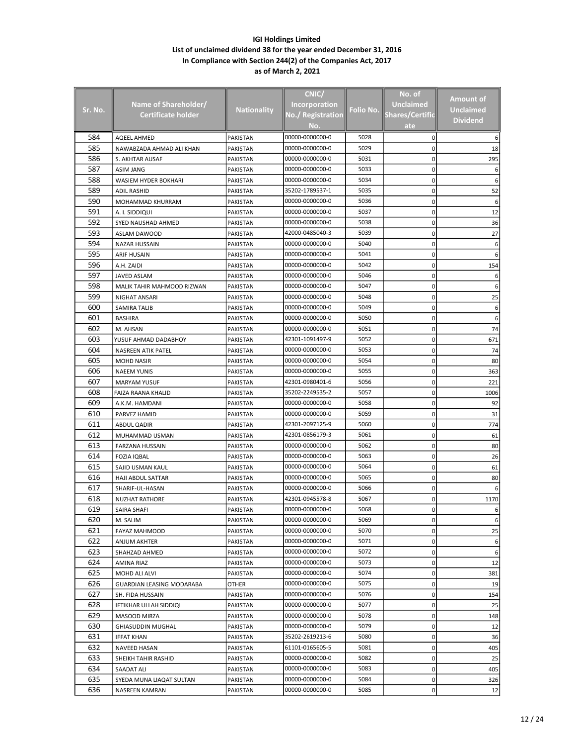**IGI Holdings Limited**
**List of unclaimed dividend 38 for the year ended December 31, 2016**
**In Compliance with Section 244(2) of the Companies Act, 2017**
**as of March 2, 2021**

| Sr. No. | Name of Shareholder/ Certificate holder | Nationality | CNIC/ Incorporation No./ Registration No. | Folio No. | No. of Unclaimed Shares/Certificate | Amount of Unclaimed Dividend |
|---|---|---|---|---|---|---|
| 584 | AQEEL AHMED | PAKISTAN | 00000-0000000-0 | 5028 | 0 | 6 |
| 585 | NAWABZADA AHMAD ALI KHAN | PAKISTAN | 00000-0000000-0 | 5029 | 0 | 18 |
| 586 | S. AKHTAR AUSAF | PAKISTAN | 00000-0000000-0 | 5031 | 0 | 295 |
| 587 | ASIM JANG | PAKISTAN | 00000-0000000-0 | 5033 | 0 | 6 |
| 588 | WASIEM HYDER BOKHARI | PAKISTAN | 00000-0000000-0 | 5034 | 0 | 6 |
| 589 | ADIL RASHID | PAKISTAN | 35202-1789537-1 | 5035 | 0 | 52 |
| 590 | MOHAMMAD KHURRAM | PAKISTAN | 00000-0000000-0 | 5036 | 0 | 6 |
| 591 | A. I. SIDDIQUI | PAKISTAN | 00000-0000000-0 | 5037 | 0 | 12 |
| 592 | SYED NAUSHAD AHMED | PAKISTAN | 00000-0000000-0 | 5038 | 0 | 36 |
| 593 | ASLAM DAWOOD | PAKISTAN | 42000-0485040-3 | 5039 | 0 | 27 |
| 594 | NAZAR HUSSAIN | PAKISTAN | 00000-0000000-0 | 5040 | 0 | 6 |
| 595 | ARIF HUSAIN | PAKISTAN | 00000-0000000-0 | 5041 | 0 | 6 |
| 596 | A.H. ZAIDI | PAKISTAN | 00000-0000000-0 | 5042 | 0 | 154 |
| 597 | JAVED ASLAM | PAKISTAN | 00000-0000000-0 | 5046 | 0 | 6 |
| 598 | MALIK TAHIR MAHMOOD RIZWAN | PAKISTAN | 00000-0000000-0 | 5047 | 0 | 6 |
| 599 | NIGHAT ANSARI | PAKISTAN | 00000-0000000-0 | 5048 | 0 | 25 |
| 600 | SAMIRA TALIB | PAKISTAN | 00000-0000000-0 | 5049 | 0 | 6 |
| 601 | BASHIRA | PAKISTAN | 00000-0000000-0 | 5050 | 0 | 6 |
| 602 | M. AHSAN | PAKISTAN | 00000-0000000-0 | 5051 | 0 | 74 |
| 603 | YUSUF AHMAD DADABHOY | PAKISTAN | 42301-1091497-9 | 5052 | 0 | 671 |
| 604 | NASREEN ATIK PATEL | PAKISTAN | 00000-0000000-0 | 5053 | 0 | 74 |
| 605 | MOHD NASIR | PAKISTAN | 00000-0000000-0 | 5054 | 0 | 80 |
| 606 | NAEEM YUNIS | PAKISTAN | 00000-0000000-0 | 5055 | 0 | 363 |
| 607 | MARYAM YUSUF | PAKISTAN | 42301-0980401-6 | 5056 | 0 | 221 |
| 608 | FAIZA RAANA KHALID | PAKISTAN | 35202-2249535-2 | 5057 | 0 | 1006 |
| 609 | A.K.M. HAMDANI | PAKISTAN | 00000-0000000-0 | 5058 | 0 | 92 |
| 610 | PARVEZ HAMID | PAKISTAN | 00000-0000000-0 | 5059 | 0 | 31 |
| 611 | ABDUL QADIR | PAKISTAN | 42301-2097125-9 | 5060 | 0 | 774 |
| 612 | MUHAMMAD USMAN | PAKISTAN | 42301-0856179-3 | 5061 | 0 | 61 |
| 613 | FARZANA HUSSAIN | PAKISTAN | 00000-0000000-0 | 5062 | 0 | 80 |
| 614 | FOZIA IQBAL | PAKISTAN | 00000-0000000-0 | 5063 | 0 | 26 |
| 615 | SAJID USMAN KAUL | PAKISTAN | 00000-0000000-0 | 5064 | 0 | 61 |
| 616 | HAJI ABDUL SATTAR | PAKISTAN | 00000-0000000-0 | 5065 | 0 | 80 |
| 617 | SHARIF-UL-HASAN | PAKISTAN | 00000-0000000-0 | 5066 | 0 | 6 |
| 618 | NUZHAT RATHORE | PAKISTAN | 42301-0945578-8 | 5067 | 0 | 1170 |
| 619 | SAIRA SHAFI | PAKISTAN | 00000-0000000-0 | 5068 | 0 | 6 |
| 620 | M. SALIM | PAKISTAN | 00000-0000000-0 | 5069 | 0 | 6 |
| 621 | FAYAZ MAHMOOD | PAKISTAN | 00000-0000000-0 | 5070 | 0 | 25 |
| 622 | ANJUM AKHTER | PAKISTAN | 00000-0000000-0 | 5071 | 0 | 6 |
| 623 | SHAHZAD AHMED | PAKISTAN | 00000-0000000-0 | 5072 | 0 | 6 |
| 624 | AMINA RIAZ | PAKISTAN | 00000-0000000-0 | 5073 | 0 | 12 |
| 625 | MOHD ALI ALVI | PAKISTAN | 00000-0000000-0 | 5074 | 0 | 381 |
| 626 | GUARDIAN LEASING MODARABA | OTHER | 00000-0000000-0 | 5075 | 0 | 19 |
| 627 | SH. FIDA HUSSAIN | PAKISTAN | 00000-0000000-0 | 5076 | 0 | 154 |
| 628 | IFTIKHAR ULLAH SIDDIQI | PAKISTAN | 00000-0000000-0 | 5077 | 0 | 25 |
| 629 | MASOOD MIRZA | PAKISTAN | 00000-0000000-0 | 5078 | 0 | 148 |
| 630 | GHIASUDDIN MUGHAL | PAKISTAN | 00000-0000000-0 | 5079 | 0 | 12 |
| 631 | IFFAT KHAN | PAKISTAN | 35202-2619213-6 | 5080 | 0 | 36 |
| 632 | NAVEED HASAN | PAKISTAN | 61101-0165605-5 | 5081 | 0 | 405 |
| 633 | SHEIKH TAHIR RASHID | PAKISTAN | 00000-0000000-0 | 5082 | 0 | 25 |
| 634 | SAADAT ALI | PAKISTAN | 00000-0000000-0 | 5083 | 0 | 405 |
| 635 | SYEDA MUNA LIAQAT SULTAN | PAKISTAN | 00000-0000000-0 | 5084 | 0 | 326 |
| 636 | NASREEN KAMRAN | PAKISTAN | 00000-0000000-0 | 5085 | 0 | 12 |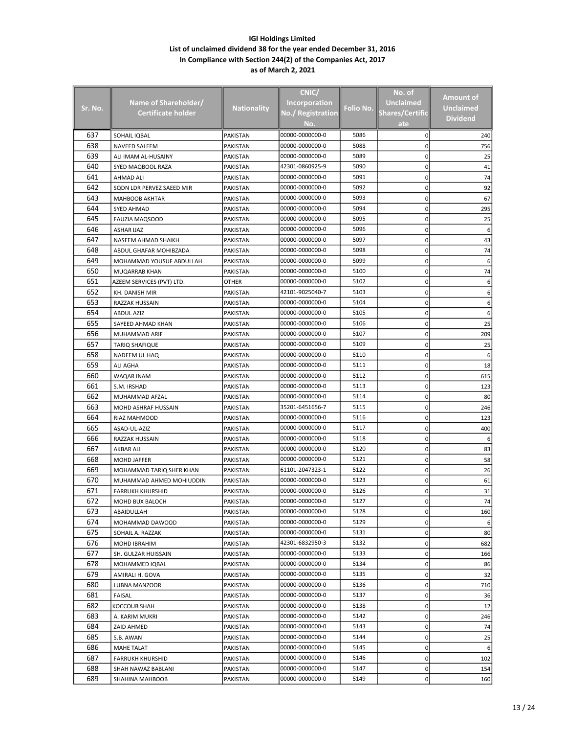**IGI Holdings Limited**
**List of unclaimed dividend 38 for the year ended December 31, 2016**
**In Compliance with Section 244(2) of the Companies Act, 2017**
**as of March 2, 2021**

| Sr. No. | Name of Shareholder/ Certificate holder | Nationality | CNIC/ Incorporation No./ Registration No. | Folio No. | No. of Unclaimed Shares/Certificate | Amount of Unclaimed Dividend |
|---|---|---|---|---|---|---|
| 637 | SOHAIL IQBAL | PAKISTAN | 00000-0000000-0 | 5086 | 0 | 240 |
| 638 | NAVEED SALEEM | PAKISTAN | 00000-0000000-0 | 5088 | 0 | 756 |
| 639 | ALI IMAM AL-HUSAINY | PAKISTAN | 00000-0000000-0 | 5089 | 0 | 25 |
| 640 | SYED MAQBOOL RAZA | PAKISTAN | 42301-0860925-9 | 5090 | 0 | 41 |
| 641 | AHMAD ALI | PAKISTAN | 00000-0000000-0 | 5091 | 0 | 74 |
| 642 | SQDN LDR PERVEZ SAEED MIR | PAKISTAN | 00000-0000000-0 | 5092 | 0 | 92 |
| 643 | MAHBOOB AKHTAR | PAKISTAN | 00000-0000000-0 | 5093 | 0 | 67 |
| 644 | SYED AHMAD | PAKISTAN | 00000-0000000-0 | 5094 | 0 | 295 |
| 645 | FAUZIA MAQSOOD | PAKISTAN | 00000-0000000-0 | 5095 | 0 | 25 |
| 646 | ASHAR IJAZ | PAKISTAN | 00000-0000000-0 | 5096 | 0 | 6 |
| 647 | NASEEM AHMAD SHAIKH | PAKISTAN | 00000-0000000-0 | 5097 | 0 | 43 |
| 648 | ABDUL GHAFAR MOHIBZADA | PAKISTAN | 00000-0000000-0 | 5098 | 0 | 74 |
| 649 | MOHAMMAD YOUSUF ABDULLAH | PAKISTAN | 00000-0000000-0 | 5099 | 0 | 6 |
| 650 | MUQARRAB KHAN | PAKISTAN | 00000-0000000-0 | 5100 | 0 | 74 |
| 651 | AZEEM SERVICES (PVT) LTD. | OTHER | 00000-0000000-0 | 5102 | 0 | 6 |
| 652 | KH. DANISH MIR | PAKISTAN | 42101-9025040-7 | 5103 | 0 | 6 |
| 653 | RAZZAK HUSSAIN | PAKISTAN | 00000-0000000-0 | 5104 | 0 | 6 |
| 654 | ABDUL AZIZ | PAKISTAN | 00000-0000000-0 | 5105 | 0 | 6 |
| 655 | SAYEED AHMAD KHAN | PAKISTAN | 00000-0000000-0 | 5106 | 0 | 25 |
| 656 | MUHAMMAD ARIF | PAKISTAN | 00000-0000000-0 | 5107 | 0 | 209 |
| 657 | TARIQ SHAFIQUE | PAKISTAN | 00000-0000000-0 | 5109 | 0 | 25 |
| 658 | NADEEM UL HAQ | PAKISTAN | 00000-0000000-0 | 5110 | 0 | 6 |
| 659 | ALI AGHA | PAKISTAN | 00000-0000000-0 | 5111 | 0 | 18 |
| 660 | WAQAR INAM | PAKISTAN | 00000-0000000-0 | 5112 | 0 | 615 |
| 661 | S.M. IRSHAD | PAKISTAN | 00000-0000000-0 | 5113 | 0 | 123 |
| 662 | MUHAMMAD AFZAL | PAKISTAN | 00000-0000000-0 | 5114 | 0 | 80 |
| 663 | MOHD ASHRAF HUSSAIN | PAKISTAN | 35201-6451656-7 | 5115 | 0 | 246 |
| 664 | RIAZ MAHMOOD | PAKISTAN | 00000-0000000-0 | 5116 | 0 | 123 |
| 665 | ASAD-UL-AZIZ | PAKISTAN | 00000-0000000-0 | 5117 | 0 | 400 |
| 666 | RAZZAK HUSSAIN | PAKISTAN | 00000-0000000-0 | 5118 | 0 | 6 |
| 667 | AKBAR ALI | PAKISTAN | 00000-0000000-0 | 5120 | 0 | 83 |
| 668 | MOHD JAFFER | PAKISTAN | 00000-0000000-0 | 5121 | 0 | 58 |
| 669 | MOHAMMAD TARIQ SHER KHAN | PAKISTAN | 61101-2047323-1 | 5122 | 0 | 26 |
| 670 | MUHAMMAD AHMED MOHIUDDIN | PAKISTAN | 00000-0000000-0 | 5123 | 0 | 61 |
| 671 | FARRUKH KHURSHID | PAKISTAN | 00000-0000000-0 | 5126 | 0 | 31 |
| 672 | MOHD BUX BALOCH | PAKISTAN | 00000-0000000-0 | 5127 | 0 | 74 |
| 673 | ABAIDULLAH | PAKISTAN | 00000-0000000-0 | 5128 | 0 | 160 |
| 674 | MOHAMMAD DAWOOD | PAKISTAN | 00000-0000000-0 | 5129 | 0 | 6 |
| 675 | SOHAIL A. RAZZAK | PAKISTAN | 00000-0000000-0 | 5131 | 0 | 80 |
| 676 | MOHD IBRAHIM | PAKISTAN | 42301-6832950-3 | 5132 | 0 | 682 |
| 677 | SH. GULZAR HUISSAIN | PAKISTAN | 00000-0000000-0 | 5133 | 0 | 166 |
| 678 | MOHAMMED IQBAL | PAKISTAN | 00000-0000000-0 | 5134 | 0 | 86 |
| 679 | AMIRALI H. GOVA | PAKISTAN | 00000-0000000-0 | 5135 | 0 | 32 |
| 680 | LUBNA MANZOOR | PAKISTAN | 00000-0000000-0 | 5136 | 0 | 710 |
| 681 | FAISAL | PAKISTAN | 00000-0000000-0 | 5137 | 0 | 36 |
| 682 | KOCCOUB SHAH | PAKISTAN | 00000-0000000-0 | 5138 | 0 | 12 |
| 683 | A. KARIM MUKRI | PAKISTAN | 00000-0000000-0 | 5142 | 0 | 246 |
| 684 | ZAID AHMED | PAKISTAN | 00000-0000000-0 | 5143 | 0 | 74 |
| 685 | S.B. AWAN | PAKISTAN | 00000-0000000-0 | 5144 | 0 | 25 |
| 686 | MAHE TALAT | PAKISTAN | 00000-0000000-0 | 5145 | 0 | 6 |
| 687 | FARRUKH KHURSHID | PAKISTAN | 00000-0000000-0 | 5146 | 0 | 102 |
| 688 | SHAH NAWAZ BABLANI | PAKISTAN | 00000-0000000-0 | 5147 | 0 | 154 |
| 689 | SHAHINA MAHBOOB | PAKISTAN | 00000-0000000-0 | 5149 | 0 | 160 |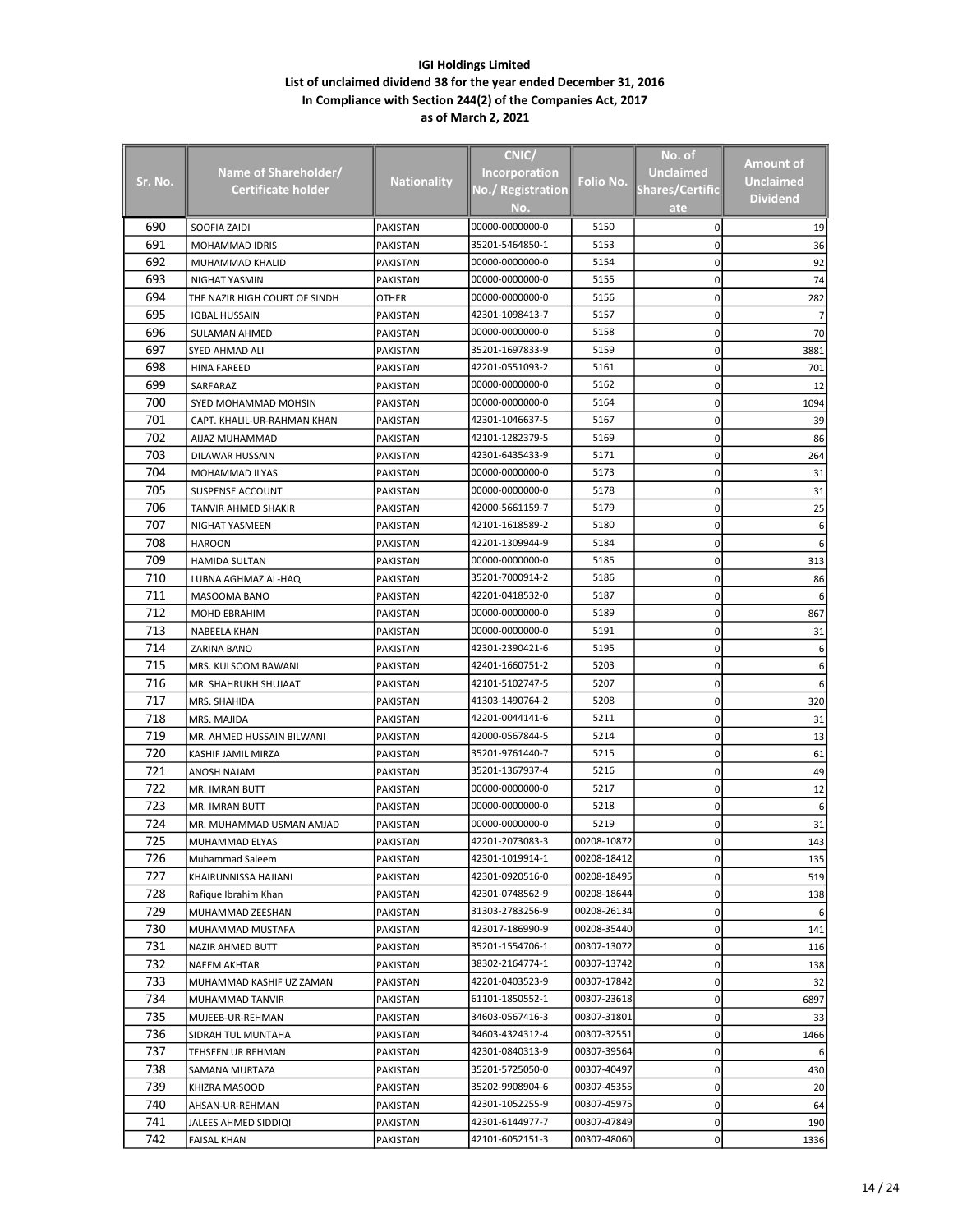**IGI Holdings Limited**
**List of unclaimed dividend 38 for the year ended December 31, 2016**
**In Compliance with Section 244(2) of the Companies Act, 2017**
**as of March 2, 2021**

| Sr. No. | Name of Shareholder/ Certificate holder | Nationality | CNIC/ Incorporation No./ Registration No. | Folio No. | No. of Unclaimed Shares/Certificate | Amount of Unclaimed Dividend |
|---|---|---|---|---|---|---|
| 690 | SOOFIA ZAIDI | PAKISTAN | 00000-0000000-0 | 5150 | 0 | 19 |
| 691 | MOHAMMAD IDRIS | PAKISTAN | 35201-5464850-1 | 5153 | 0 | 36 |
| 692 | MUHAMMAD KHALID | PAKISTAN | 00000-0000000-0 | 5154 | 0 | 92 |
| 693 | NIGHAT YASMIN | PAKISTAN | 00000-0000000-0 | 5155 | 0 | 74 |
| 694 | THE NAZIR HIGH COURT OF SINDH | OTHER | 00000-0000000-0 | 5156 | 0 | 282 |
| 695 | IQBAL HUSSAIN | PAKISTAN | 42301-1098413-7 | 5157 | 0 | 7 |
| 696 | SULAMAN AHMED | PAKISTAN | 00000-0000000-0 | 5158 | 0 | 70 |
| 697 | SYED AHMAD ALI | PAKISTAN | 35201-1697833-9 | 5159 | 0 | 3881 |
| 698 | HINA FAREED | PAKISTAN | 42201-0551093-2 | 5161 | 0 | 701 |
| 699 | SARFARAZ | PAKISTAN | 00000-0000000-0 | 5162 | 0 | 12 |
| 700 | SYED MOHAMMAD MOHSIN | PAKISTAN | 00000-0000000-0 | 5164 | 0 | 1094 |
| 701 | CAPT. KHALIL-UR-RAHMAN KHAN | PAKISTAN | 42301-1046637-5 | 5167 | 0 | 39 |
| 702 | AIJAZ MUHAMMAD | PAKISTAN | 42101-1282379-5 | 5169 | 0 | 86 |
| 703 | DILAWAR HUSSAIN | PAKISTAN | 42301-6435433-9 | 5171 | 0 | 264 |
| 704 | MOHAMMAD ILYAS | PAKISTAN | 00000-0000000-0 | 5173 | 0 | 31 |
| 705 | SUSPENSE ACCOUNT | PAKISTAN | 00000-0000000-0 | 5178 | 0 | 31 |
| 706 | TANVIR AHMED SHAKIR | PAKISTAN | 42000-5661159-7 | 5179 | 0 | 25 |
| 707 | NIGHAT YASMEEN | PAKISTAN | 42101-1618589-2 | 5180 | 0 | 6 |
| 708 | HAROON | PAKISTAN | 42201-1309944-9 | 5184 | 0 | 6 |
| 709 | HAMIDA SULTAN | PAKISTAN | 00000-0000000-0 | 5185 | 0 | 313 |
| 710 | LUBNA AGHMAZ AL-HAQ | PAKISTAN | 35201-7000914-2 | 5186 | 0 | 86 |
| 711 | MASOOMA BANO | PAKISTAN | 42201-0418532-0 | 5187 | 0 | 6 |
| 712 | MOHD EBRAHIM | PAKISTAN | 00000-0000000-0 | 5189 | 0 | 867 |
| 713 | NABEELA KHAN | PAKISTAN | 00000-0000000-0 | 5191 | 0 | 31 |
| 714 | ZARINA BANO | PAKISTAN | 42301-2390421-6 | 5195 | 0 | 6 |
| 715 | MRS. KULSOOM BAWANI | PAKISTAN | 42401-1660751-2 | 5203 | 0 | 6 |
| 716 | MR. SHAHRUKH SHUJAAT | PAKISTAN | 42101-5102747-5 | 5207 | 0 | 6 |
| 717 | MRS. SHAHIDA | PAKISTAN | 41303-1490764-2 | 5208 | 0 | 320 |
| 718 | MRS. MAJIDA | PAKISTAN | 42201-0044141-6 | 5211 | 0 | 31 |
| 719 | MR. AHMED HUSSAIN BILWANI | PAKISTAN | 42000-0567844-5 | 5214 | 0 | 13 |
| 720 | KASHIF JAMIL MIRZA | PAKISTAN | 35201-9761440-7 | 5215 | 0 | 61 |
| 721 | ANOSH NAJAM | PAKISTAN | 35201-1367937-4 | 5216 | 0 | 49 |
| 722 | MR. IMRAN BUTT | PAKISTAN | 00000-0000000-0 | 5217 | 0 | 12 |
| 723 | MR. IMRAN BUTT | PAKISTAN | 00000-0000000-0 | 5218 | 0 | 6 |
| 724 | MR. MUHAMMAD USMAN AMJAD | PAKISTAN | 00000-0000000-0 | 5219 | 0 | 31 |
| 725 | MUHAMMAD ELYAS | PAKISTAN | 42201-2073083-3 | 00208-10872 | 0 | 143 |
| 726 | Muhammad Saleem | PAKISTAN | 42301-1019914-1 | 00208-18412 | 0 | 135 |
| 727 | KHAIRUNNISSA HAJIANI | PAKISTAN | 42301-0920516-0 | 00208-18495 | 0 | 519 |
| 728 | Rafique Ibrahim Khan | PAKISTAN | 42301-0748562-9 | 00208-18644 | 0 | 138 |
| 729 | MUHAMMAD ZEESHAN | PAKISTAN | 31303-2783256-9 | 00208-26134 | 0 | 6 |
| 730 | MUHAMMAD MUSTAFA | PAKISTAN | 423017-186990-9 | 00208-35440 | 0 | 141 |
| 731 | NAZIR AHMED BUTT | PAKISTAN | 35201-1554706-1 | 00307-13072 | 0 | 116 |
| 732 | NAEEM AKHTAR | PAKISTAN | 38302-2164774-1 | 00307-13742 | 0 | 138 |
| 733 | MUHAMMAD KASHIF UZ ZAMAN | PAKISTAN | 42201-0403523-9 | 00307-17842 | 0 | 32 |
| 734 | MUHAMMAD TANVIR | PAKISTAN | 61101-1850552-1 | 00307-23618 | 0 | 6897 |
| 735 | MUJEEB-UR-REHMAN | PAKISTAN | 34603-0567416-3 | 00307-31801 | 0 | 33 |
| 736 | SIDRAH TUL MUNTAHA | PAKISTAN | 34603-4324312-4 | 00307-32551 | 0 | 1466 |
| 737 | TEHSEEN UR REHMAN | PAKISTAN | 42301-0840313-9 | 00307-39564 | 0 | 6 |
| 738 | SAMANA MURTAZA | PAKISTAN | 35201-5725050-0 | 00307-40497 | 0 | 430 |
| 739 | KHIZRA MASOOD | PAKISTAN | 35202-9908904-6 | 00307-45355 | 0 | 20 |
| 740 | AHSAN-UR-REHMAN | PAKISTAN | 42301-1052255-9 | 00307-45975 | 0 | 64 |
| 741 | JALEES AHMED SIDDIQI | PAKISTAN | 42301-6144977-7 | 00307-47849 | 0 | 190 |
| 742 | FAISAL KHAN | PAKISTAN | 42101-6052151-3 | 00307-48060 | 0 | 1336 |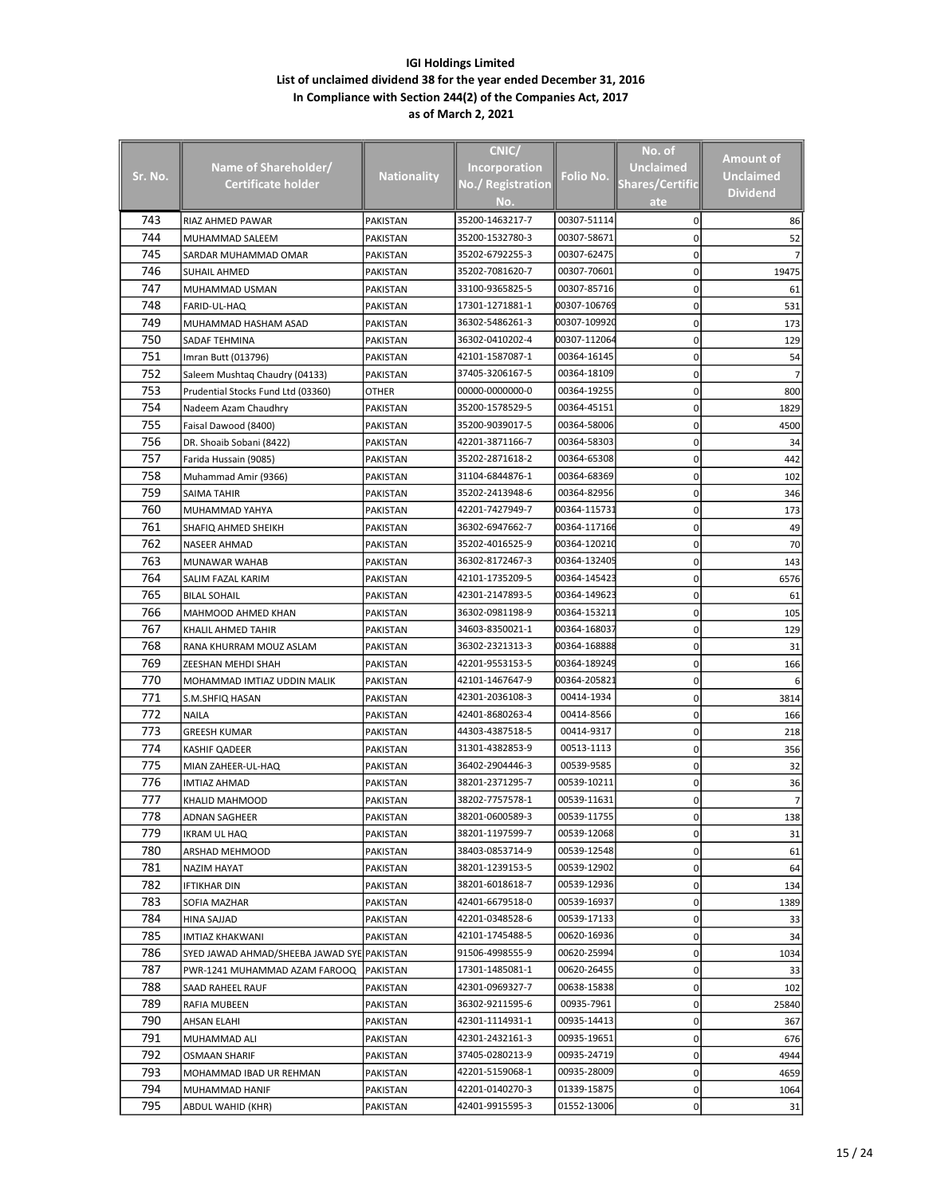**IGI Holdings Limited**
**List of unclaimed dividend 38 for the year ended December 31, 2016**
**In Compliance with Section 244(2) of the Companies Act, 2017**
**as of March 2, 2021**

| Sr. No. | Name of Shareholder/ Certificate holder | Nationality | CNIC/ Incorporation No./ Registration No. | Folio No. | No. of Unclaimed Shares/Certificate | Amount of Unclaimed Dividend |
|---|---|---|---|---|---|---|
| 743 | RIAZ AHMED PAWAR | PAKISTAN | 35200-1463217-7 | 00307-51114 | 0 | 86 |
| 744 | MUHAMMAD SALEEM | PAKISTAN | 35200-1532780-3 | 00307-58671 | 0 | 52 |
| 745 | SARDAR MUHAMMAD OMAR | PAKISTAN | 35202-6792255-3 | 00307-62475 | 0 | 7 |
| 746 | SUHAIL AHMED | PAKISTAN | 35202-7081620-7 | 00307-70601 | 0 | 19475 |
| 747 | MUHAMMAD USMAN | PAKISTAN | 33100-9365825-5 | 00307-85716 | 0 | 61 |
| 748 | FARID-UL-HAQ | PAKISTAN | 17301-1271881-1 | 00307-106769 | 0 | 531 |
| 749 | MUHAMMAD HASHAM ASAD | PAKISTAN | 36302-5486261-3 | 00307-109920 | 0 | 173 |
| 750 | SADAF TEHMINA | PAKISTAN | 36302-0410202-4 | 00307-112064 | 0 | 129 |
| 751 | Imran Butt (013796) | PAKISTAN | 42101-1587087-1 | 00364-16145 | 0 | 54 |
| 752 | Saleem Mushtaq Chaudry (04133) | PAKISTAN | 37405-3206167-5 | 00364-18109 | 0 | 7 |
| 753 | Prudential Stocks Fund Ltd (03360) | OTHER | 00000-0000000-0 | 00364-19255 | 0 | 800 |
| 754 | Nadeem Azam Chaudhry | PAKISTAN | 35200-1578529-5 | 00364-45151 | 0 | 1829 |
| 755 | Faisal Dawood (8400) | PAKISTAN | 35200-9039017-5 | 00364-58006 | 0 | 4500 |
| 756 | DR. Shoaib Sobani (8422) | PAKISTAN | 42201-3871166-7 | 00364-58303 | 0 | 34 |
| 757 | Farida Hussain (9085) | PAKISTAN | 35202-2871618-2 | 00364-65308 | 0 | 442 |
| 758 | Muhammad Amir (9366) | PAKISTAN | 31104-6844876-1 | 00364-68369 | 0 | 102 |
| 759 | SAIMA TAHIR | PAKISTAN | 35202-2413948-6 | 00364-82956 | 0 | 346 |
| 760 | MUHAMMAD YAHYA | PAKISTAN | 42201-7427949-7 | 00364-115731 | 0 | 173 |
| 761 | SHAFIQ AHMED SHEIKH | PAKISTAN | 36302-6947662-7 | 00364-117166 | 0 | 49 |
| 762 | NASEER AHMAD | PAKISTAN | 35202-4016525-9 | 00364-120210 | 0 | 70 |
| 763 | MUNAWAR WAHAB | PAKISTAN | 36302-8172467-3 | 00364-132405 | 0 | 143 |
| 764 | SALIM FAZAL KARIM | PAKISTAN | 42101-1735209-5 | 00364-145423 | 0 | 6576 |
| 765 | BILAL SOHAIL | PAKISTAN | 42301-2147893-5 | 00364-149623 | 0 | 61 |
| 766 | MAHMOOD AHMED KHAN | PAKISTAN | 36302-0981198-9 | 00364-153211 | 0 | 105 |
| 767 | KHALIL AHMED TAHIR | PAKISTAN | 34603-8350021-1 | 00364-168037 | 0 | 129 |
| 768 | RANA KHURRAM MOUZ ASLAM | PAKISTAN | 36302-2321313-3 | 00364-168888 | 0 | 31 |
| 769 | ZEESHAN MEHDI SHAH | PAKISTAN | 42201-9553153-5 | 00364-189249 | 0 | 166 |
| 770 | MOHAMMAD IMTIAZ UDDIN MALIK | PAKISTAN | 42101-1467647-9 | 00364-205821 | 0 | 6 |
| 771 | S.M.SHFIQ HASAN | PAKISTAN | 42301-2036108-3 | 00414-1934 | 0 | 3814 |
| 772 | NAILA | PAKISTAN | 42401-8680263-4 | 00414-8566 | 0 | 166 |
| 773 | GREESH KUMAR | PAKISTAN | 44303-4387518-5 | 00414-9317 | 0 | 218 |
| 774 | KASHIF QADEER | PAKISTAN | 31301-4382853-9 | 00513-1113 | 0 | 356 |
| 775 | MIAN ZAHEER-UL-HAQ | PAKISTAN | 36402-2904446-3 | 00539-9585 | 0 | 32 |
| 776 | IMTIAZ AHMAD | PAKISTAN | 38201-2371295-7 | 00539-10211 | 0 | 36 |
| 777 | KHALID MAHMOOD | PAKISTAN | 38202-7757578-1 | 00539-11631 | 0 | 7 |
| 778 | ADNAN SAGHEER | PAKISTAN | 38201-0600589-3 | 00539-11755 | 0 | 138 |
| 779 | IKRAM UL HAQ | PAKISTAN | 38201-1197599-7 | 00539-12068 | 0 | 31 |
| 780 | ARSHAD MEHMOOD | PAKISTAN | 38403-0853714-9 | 00539-12548 | 0 | 61 |
| 781 | NAZIM HAYAT | PAKISTAN | 38201-1239153-5 | 00539-12902 | 0 | 64 |
| 782 | IFTIKHAR DIN | PAKISTAN | 38201-6018618-7 | 00539-12936 | 0 | 134 |
| 783 | SOFIA MAZHAR | PAKISTAN | 42401-6679518-0 | 00539-16937 | 0 | 1389 |
| 784 | HINA SAJJAD | PAKISTAN | 42201-0348528-6 | 00539-17133 | 0 | 33 |
| 785 | IMTIAZ KHAKWANI | PAKISTAN | 42101-1745488-5 | 00620-16936 | 0 | 34 |
| 786 | SYED JAWAD AHMAD/SHEEBA JAWAD SYE | PAKISTAN | 91506-4998555-9 | 00620-25994 | 0 | 1034 |
| 787 | PWR-1241 MUHAMMAD AZAM FAROOQ | PAKISTAN | 17301-1485081-1 | 00620-26455 | 0 | 33 |
| 788 | SAAD RAHEEL RAUF | PAKISTAN | 42301-0969327-7 | 00638-15838 | 0 | 102 |
| 789 | RAFIA MUBEEN | PAKISTAN | 36302-9211595-6 | 00935-7961 | 0 | 25840 |
| 790 | AHSAN ELAHI | PAKISTAN | 42301-1114931-1 | 00935-14413 | 0 | 367 |
| 791 | MUHAMMAD ALI | PAKISTAN | 42301-2432161-3 | 00935-19651 | 0 | 676 |
| 792 | OSMAAN SHARIF | PAKISTAN | 37405-0280213-9 | 00935-24719 | 0 | 4944 |
| 793 | MOHAMMAD IBAD UR REHMAN | PAKISTAN | 42201-5159068-1 | 00935-28009 | 0 | 4659 |
| 794 | MUHAMMAD HANIF | PAKISTAN | 42201-0140270-3 | 01339-15875 | 0 | 1064 |
| 795 | ABDUL WAHID (KHR) | PAKISTAN | 42401-9915595-3 | 01552-13006 | 0 | 31 |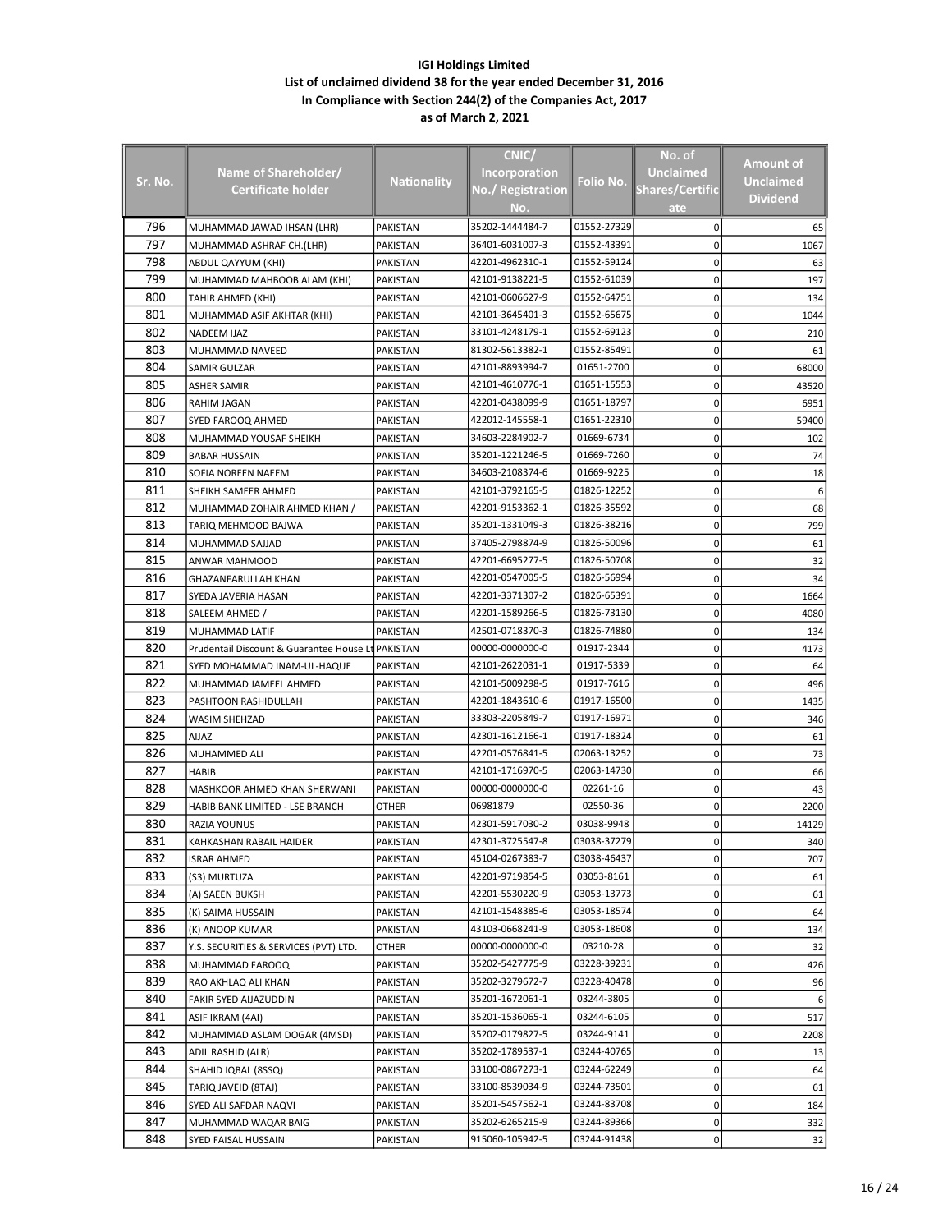**IGI Holdings Limited**
**List of unclaimed dividend 38 for the year ended December 31, 2016**
**In Compliance with Section 244(2) of the Companies Act, 2017**
**as of March 2, 2021**

| Sr. No. | Name of Shareholder/ Certificate holder | Nationality | CNIC/ Incorporation No./ Registration No. | Folio No. | No. of Unclaimed Shares/Certificate | Amount of Unclaimed Dividend |
|---|---|---|---|---|---|---|
| 796 | MUHAMMAD JAWAD IHSAN (LHR) | PAKISTAN | 35202-1444484-7 | 01552-27329 | 0 | 65 |
| 797 | MUHAMMAD ASHRAF CH.(LHR) | PAKISTAN | 36401-6031007-3 | 01552-43391 | 0 | 1067 |
| 798 | ABDUL QAYYUM (KHI) | PAKISTAN | 42201-4962310-1 | 01552-59124 | 0 | 63 |
| 799 | MUHAMMAD MAHBOOB ALAM (KHI) | PAKISTAN | 42101-9138221-5 | 01552-61039 | 0 | 197 |
| 800 | TAHIR AHMED (KHI) | PAKISTAN | 42101-0606627-9 | 01552-64751 | 0 | 134 |
| 801 | MUHAMMAD ASIF AKHTAR (KHI) | PAKISTAN | 42101-3645401-3 | 01552-65675 | 0 | 1044 |
| 802 | NADEEM IJAZ | PAKISTAN | 33101-4248179-1 | 01552-69123 | 0 | 210 |
| 803 | MUHAMMAD NAVEED | PAKISTAN | 81302-5613382-1 | 01552-85491 | 0 | 61 |
| 804 | SAMIR GULZAR | PAKISTAN | 42101-8893994-7 | 01651-2700 | 0 | 68000 |
| 805 | ASHER SAMIR | PAKISTAN | 42101-4610776-1 | 01651-15553 | 0 | 43520 |
| 806 | RAHIM JAGAN | PAKISTAN | 42201-0438099-9 | 01651-18797 | 0 | 6951 |
| 807 | SYED FAROOQ AHMED | PAKISTAN | 422012-145558-1 | 01651-22310 | 0 | 59400 |
| 808 | MUHAMMAD YOUSAF SHEIKH | PAKISTAN | 34603-2284902-7 | 01669-6734 | 0 | 102 |
| 809 | BABAR HUSSAIN | PAKISTAN | 35201-1221246-5 | 01669-7260 | 0 | 74 |
| 810 | SOFIA NOREEN NAEEM | PAKISTAN | 34603-2108374-6 | 01669-9225 | 0 | 18 |
| 811 | SHEIKH SAMEER AHMED | PAKISTAN | 42101-3792165-5 | 01826-12252 | 0 | 6 |
| 812 | MUHAMMAD ZOHAIR AHMED KHAN / | PAKISTAN | 42201-9153362-1 | 01826-35592 | 0 | 68 |
| 813 | TARIQ MEHMOOD BAJWA | PAKISTAN | 35201-1331049-3 | 01826-38216 | 0 | 799 |
| 814 | MUHAMMAD SAJJAD | PAKISTAN | 37405-2798874-9 | 01826-50096 | 0 | 61 |
| 815 | ANWAR MAHMOOD | PAKISTAN | 42201-6695277-5 | 01826-50708 | 0 | 32 |
| 816 | GHAZANFARULLAH KHAN | PAKISTAN | 42201-0547005-5 | 01826-56994 | 0 | 34 |
| 817 | SYEDA JAVERIA HASAN | PAKISTAN | 42201-3371307-2 | 01826-65391 | 0 | 1664 |
| 818 | SALEEM AHMED / | PAKISTAN | 42201-1589266-5 | 01826-73130 | 0 | 4080 |
| 819 | MUHAMMAD LATIF | PAKISTAN | 42501-0718370-3 | 01826-74880 | 0 | 134 |
| 820 | Prudentail Discount & Guarantee House Lt | PAKISTAN | 00000-0000000-0 | 01917-2344 | 0 | 4173 |
| 821 | SYED MOHAMMAD INAM-UL-HAQUE | PAKISTAN | 42101-2622031-1 | 01917-5339 | 0 | 64 |
| 822 | MUHAMMAD JAMEEL AHMED | PAKISTAN | 42101-5009298-5 | 01917-7616 | 0 | 496 |
| 823 | PASHTOON RASHIDULLAH | PAKISTAN | 42201-1843610-6 | 01917-16500 | 0 | 1435 |
| 824 | WASIM SHEHZAD | PAKISTAN | 33303-2205849-7 | 01917-16971 | 0 | 346 |
| 825 | AIJAZ | PAKISTAN | 42301-1612166-1 | 01917-18324 | 0 | 61 |
| 826 | MUHAMMED ALI | PAKISTAN | 42201-0576841-5 | 02063-13252 | 0 | 73 |
| 827 | HABIB | PAKISTAN | 42101-1716970-5 | 02063-14730 | 0 | 66 |
| 828 | MASHKOOR AHMED KHAN SHERWANI | PAKISTAN | 00000-0000000-0 | 02261-16 | 0 | 43 |
| 829 | HABIB BANK LIMITED - LSE BRANCH | OTHER | 06981879 | 02550-36 | 0 | 2200 |
| 830 | RAZIA YOUNUS | PAKISTAN | 42301-5917030-2 | 03038-9948 | 0 | 14129 |
| 831 | KAHKASHAN RABAIL HAIDER | PAKISTAN | 42301-3725547-8 | 03038-37279 | 0 | 340 |
| 832 | ISRAR AHMED | PAKISTAN | 45104-0267383-7 | 03038-46437 | 0 | 707 |
| 833 | (S3) MURTUZA | PAKISTAN | 42201-9719854-5 | 03053-8161 | 0 | 61 |
| 834 | (A) SAEEN BUKSH | PAKISTAN | 42201-5530220-9 | 03053-13773 | 0 | 61 |
| 835 | (K) SAIMA HUSSAIN | PAKISTAN | 42101-1548385-6 | 03053-18574 | 0 | 64 |
| 836 | (K) ANOOP KUMAR | PAKISTAN | 43103-0668241-9 | 03053-18608 | 0 | 134 |
| 837 | Y.S. SECURITIES & SERVICES (PVT) LTD. | OTHER | 00000-0000000-0 | 03210-28 | 0 | 32 |
| 838 | MUHAMMAD FAROOQ | PAKISTAN | 35202-5427775-9 | 03228-39231 | 0 | 426 |
| 839 | RAO AKHLAQ ALI KHAN | PAKISTAN | 35202-3279672-7 | 03228-40478 | 0 | 96 |
| 840 | FAKIR SYED AIJAZUDDIN | PAKISTAN | 35201-1672061-1 | 03244-3805 | 0 | 6 |
| 841 | ASIF IKRAM (4AI) | PAKISTAN | 35201-1536065-1 | 03244-6105 | 0 | 517 |
| 842 | MUHAMMAD ASLAM DOGAR (4MSD) | PAKISTAN | 35202-0179827-5 | 03244-9141 | 0 | 2208 |
| 843 | ADIL RASHID (ALR) | PAKISTAN | 35202-1789537-1 | 03244-40765 | 0 | 13 |
| 844 | SHAHID IQBAL (8SSQ) | PAKISTAN | 33100-0867273-1 | 03244-62249 | 0 | 64 |
| 845 | TARIQ JAVEID (8TAJ) | PAKISTAN | 33100-8539034-9 | 03244-73501 | 0 | 61 |
| 846 | SYED ALI SAFDAR NAQVI | PAKISTAN | 35201-5457562-1 | 03244-83708 | 0 | 184 |
| 847 | MUHAMMAD WAQAR BAIG | PAKISTAN | 35202-6265215-9 | 03244-89366 | 0 | 332 |
| 848 | SYED FAISAL HUSSAIN | PAKISTAN | 915060-105942-5 | 03244-91438 | 0 | 32 |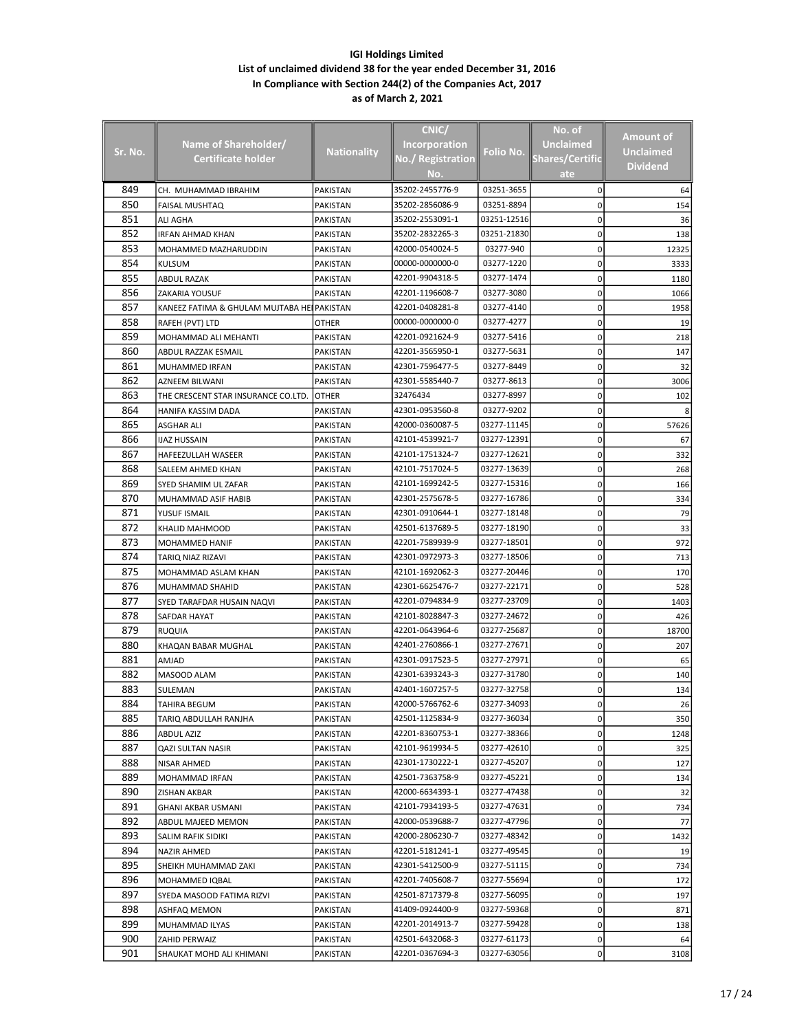**IGI Holdings Limited**
**List of unclaimed dividend 38 for the year ended December 31, 2016**
**In Compliance with Section 244(2) of the Companies Act, 2017**
**as of March 2, 2021**

| Sr. No. | Name of Shareholder/ Certificate holder | Nationality | CNIC/ Incorporation No./ Registration No. | Folio No. | No. of Unclaimed Shares/Certificate | Amount of Unclaimed Dividend |
|---|---|---|---|---|---|---|
| 849 | CH. MUHAMMAD IBRAHIM | PAKISTAN | 35202-2455776-9 | 03251-3655 | 0 | 64 |
| 850 | FAISAL MUSHTAQ | PAKISTAN | 35202-2856086-9 | 03251-8894 | 0 | 154 |
| 851 | ALI AGHA | PAKISTAN | 35202-2553091-1 | 03251-12516 | 0 | 36 |
| 852 | IRFAN AHMAD KHAN | PAKISTAN | 35202-2832265-3 | 03251-21830 | 0 | 138 |
| 853 | MOHAMMED MAZHARUDDIN | PAKISTAN | 42000-0540024-5 | 03277-940 | 0 | 12325 |
| 854 | KULSUM | PAKISTAN | 00000-0000000-0 | 03277-1220 | 0 | 3333 |
| 855 | ABDUL RAZAK | PAKISTAN | 42201-9904318-5 | 03277-1474 | 0 | 1180 |
| 856 | ZAKARIA YOUSUF | PAKISTAN | 42201-1196608-7 | 03277-3080 | 0 | 1066 |
| 857 | KANEEZ FATIMA & GHULAM MUJTABA HE | PAKISTAN | 42201-0408281-8 | 03277-4140 | 0 | 1958 |
| 858 | RAFEH (PVT) LTD | OTHER | 00000-0000000-0 | 03277-4277 | 0 | 19 |
| 859 | MOHAMMAD ALI MEHANTI | PAKISTAN | 42201-0921624-9 | 03277-5416 | 0 | 218 |
| 860 | ABDUL RAZZAK ESMAIL | PAKISTAN | 42201-3565950-1 | 03277-5631 | 0 | 147 |
| 861 | MUHAMMED IRFAN | PAKISTAN | 42301-7596477-5 | 03277-8449 | 0 | 32 |
| 862 | AZNEEM BILWANI | PAKISTAN | 42301-5585440-7 | 03277-8613 | 0 | 3006 |
| 863 | THE CRESCENT STAR INSURANCE CO.LTD. | OTHER | 32476434 | 03277-8997 | 0 | 102 |
| 864 | HANIFA KASSIM DADA | PAKISTAN | 42301-0953560-8 | 03277-9202 | 0 | 8 |
| 865 | ASGHAR ALI | PAKISTAN | 42000-0360087-5 | 03277-11145 | 0 | 57626 |
| 866 | IJAZ HUSSAIN | PAKISTAN | 42101-4539921-7 | 03277-12391 | 0 | 67 |
| 867 | HAFEEZULLAH WASEER | PAKISTAN | 42101-1751324-7 | 03277-12621 | 0 | 332 |
| 868 | SALEEM AHMED KHAN | PAKISTAN | 42101-7517024-5 | 03277-13639 | 0 | 268 |
| 869 | SYED SHAMIM UL ZAFAR | PAKISTAN | 42101-1699242-5 | 03277-15316 | 0 | 166 |
| 870 | MUHAMMAD ASIF HABIB | PAKISTAN | 42301-2575678-5 | 03277-16786 | 0 | 334 |
| 871 | YUSUF ISMAIL | PAKISTAN | 42301-0910644-1 | 03277-18148 | 0 | 79 |
| 872 | KHALID MAHMOOD | PAKISTAN | 42501-6137689-5 | 03277-18190 | 0 | 33 |
| 873 | MOHAMMED HANIF | PAKISTAN | 42201-7589939-9 | 03277-18501 | 0 | 972 |
| 874 | TARIQ NIAZ RIZAVI | PAKISTAN | 42301-0972973-3 | 03277-18506 | 0 | 713 |
| 875 | MOHAMMAD ASLAM KHAN | PAKISTAN | 42101-1692062-3 | 03277-20446 | 0 | 170 |
| 876 | MUHAMMAD SHAHID | PAKISTAN | 42301-6625476-7 | 03277-22171 | 0 | 528 |
| 877 | SYED TARAFDAR HUSAIN NAQVI | PAKISTAN | 42201-0794834-9 | 03277-23709 | 0 | 1403 |
| 878 | SAFDAR HAYAT | PAKISTAN | 42101-8028847-3 | 03277-24672 | 0 | 426 |
| 879 | RUQUIA | PAKISTAN | 42201-0643964-6 | 03277-25687 | 0 | 18700 |
| 880 | KHAQAN BABAR MUGHAL | PAKISTAN | 42401-2760866-1 | 03277-27671 | 0 | 207 |
| 881 | AMJAD | PAKISTAN | 42301-0917523-5 | 03277-27971 | 0 | 65 |
| 882 | MASOOD ALAM | PAKISTAN | 42301-6393243-3 | 03277-31780 | 0 | 140 |
| 883 | SULEMAN | PAKISTAN | 42401-1607257-5 | 03277-32758 | 0 | 134 |
| 884 | TAHIRA BEGUM | PAKISTAN | 42000-5766762-6 | 03277-34093 | 0 | 26 |
| 885 | TARIQ ABDULLAH RANJHA | PAKISTAN | 42501-1125834-9 | 03277-36034 | 0 | 350 |
| 886 | ABDUL AZIZ | PAKISTAN | 42201-8360753-1 | 03277-38366 | 0 | 1248 |
| 887 | QAZI SULTAN NASIR | PAKISTAN | 42101-9619934-5 | 03277-42610 | 0 | 325 |
| 888 | NISAR AHMED | PAKISTAN | 42301-1730222-1 | 03277-45207 | 0 | 127 |
| 889 | MOHAMMAD IRFAN | PAKISTAN | 42501-7363758-9 | 03277-45221 | 0 | 134 |
| 890 | ZISHAN AKBAR | PAKISTAN | 42000-6634393-1 | 03277-47438 | 0 | 32 |
| 891 | GHANI AKBAR USMANI | PAKISTAN | 42101-7934193-5 | 03277-47631 | 0 | 734 |
| 892 | ABDUL MAJEED MEMON | PAKISTAN | 42000-0539688-7 | 03277-47796 | 0 | 77 |
| 893 | SALIM RAFIK SIDIKI | PAKISTAN | 42000-2806230-7 | 03277-48342 | 0 | 1432 |
| 894 | NAZIR AHMED | PAKISTAN | 42201-5181241-1 | 03277-49545 | 0 | 19 |
| 895 | SHEIKH MUHAMMAD ZAKI | PAKISTAN | 42301-5412500-9 | 03277-51115 | 0 | 734 |
| 896 | MOHAMMED IQBAL | PAKISTAN | 42201-7405608-7 | 03277-55694 | 0 | 172 |
| 897 | SYEDA MASOOD FATIMA RIZVI | PAKISTAN | 42501-8717379-8 | 03277-56095 | 0 | 197 |
| 898 | ASHFAQ MEMON | PAKISTAN | 41409-0924400-9 | 03277-59368 | 0 | 871 |
| 899 | MUHAMMAD ILYAS | PAKISTAN | 42201-2014913-7 | 03277-59428 | 0 | 138 |
| 900 | ZAHID PERWAIZ | PAKISTAN | 42501-6432068-3 | 03277-61173 | 0 | 64 |
| 901 | SHAUKAT MOHD ALI KHIMANI | PAKISTAN | 42201-0367694-3 | 03277-63056 | 0 | 3108 |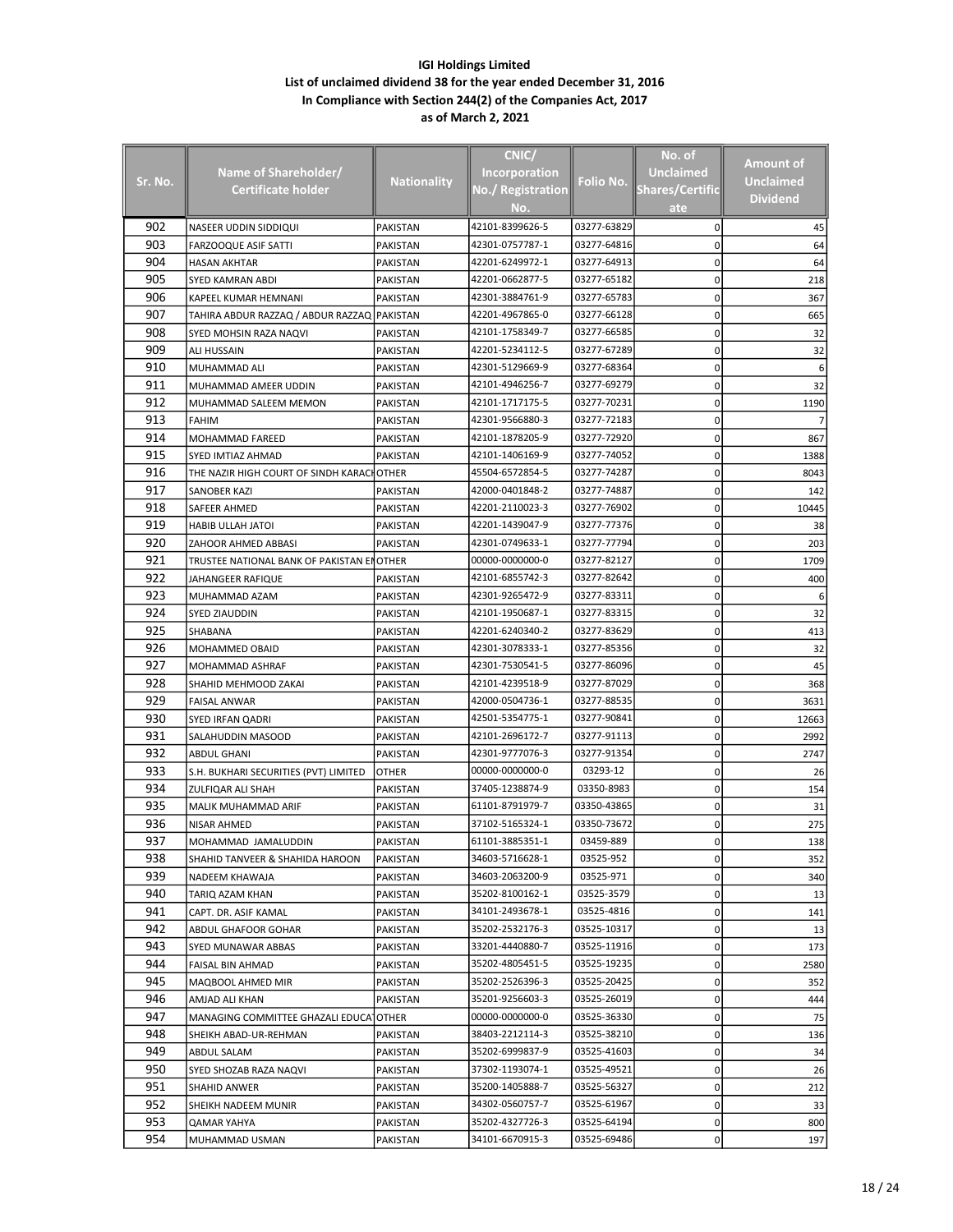**IGI Holdings Limited**
**List of unclaimed dividend 38 for the year ended December 31, 2016**
**In Compliance with Section 244(2) of the Companies Act, 2017**
**as of March 2, 2021**

| Sr. No. | Name of Shareholder/ Certificate holder | Nationality | CNIC/ Incorporation No./ Registration No. | Folio No. | No. of Unclaimed Shares/Certificate | Amount of Unclaimed Dividend |
|---|---|---|---|---|---|---|
| 902 | NASEER UDDIN SIDDIQUI | PAKISTAN | 42101-8399626-5 | 03277-63829 | 0 | 45 |
| 903 | FARZOOQUE ASIF SATTI | PAKISTAN | 42301-0757787-1 | 03277-64816 | 0 | 64 |
| 904 | HASAN AKHTAR | PAKISTAN | 42201-6249972-1 | 03277-64913 | 0 | 64 |
| 905 | SYED KAMRAN ABDI | PAKISTAN | 42201-0662877-5 | 03277-65182 | 0 | 218 |
| 906 | KAPEEL KUMAR HEMNANI | PAKISTAN | 42301-3884761-9 | 03277-65783 | 0 | 367 |
| 907 | TAHIRA ABDUR RAZZAQ / ABDUR RAZZAQ | PAKISTAN | 42201-4967865-0 | 03277-66128 | 0 | 665 |
| 908 | SYED MOHSIN RAZA NAQVI | PAKISTAN | 42101-1758349-7 | 03277-66585 | 0 | 32 |
| 909 | ALI HUSSAIN | PAKISTAN | 42201-5234112-5 | 03277-67289 | 0 | 32 |
| 910 | MUHAMMAD ALI | PAKISTAN | 42301-5129669-9 | 03277-68364 | 0 | 6 |
| 911 | MUHAMMAD AMEER UDDIN | PAKISTAN | 42101-4946256-7 | 03277-69279 | 0 | 32 |
| 912 | MUHAMMAD SALEEM MEMON | PAKISTAN | 42101-1717175-5 | 03277-70231 | 0 | 1190 |
| 913 | FAHIM | PAKISTAN | 42301-9566880-3 | 03277-72183 | 0 | 7 |
| 914 | MOHAMMAD FAREED | PAKISTAN | 42101-1878205-9 | 03277-72920 | 0 | 867 |
| 915 | SYED IMTIAZ AHMAD | PAKISTAN | 42101-1406169-9 | 03277-74052 | 0 | 1388 |
| 916 | THE NAZIR HIGH COURT OF SINDH KARACH | OTHER | 45504-6572854-5 | 03277-74287 | 0 | 8043 |
| 917 | SANOBER KAZI | PAKISTAN | 42000-0401848-2 | 03277-74887 | 0 | 142 |
| 918 | SAFEER AHMED | PAKISTAN | 42201-2110023-3 | 03277-76902 | 0 | 10445 |
| 919 | HABIB ULLAH JATOI | PAKISTAN | 42201-1439047-9 | 03277-77376 | 0 | 38 |
| 920 | ZAHOOR AHMED ABBASI | PAKISTAN | 42301-0749633-1 | 03277-77794 | 0 | 203 |
| 921 | TRUSTEE NATIONAL BANK OF PAKISTAN EI | OTHER | 00000-0000000-0 | 03277-82127 | 0 | 1709 |
| 922 | JAHANGEER RAFIQUE | PAKISTAN | 42101-6855742-3 | 03277-82642 | 0 | 400 |
| 923 | MUHAMMAD AZAM | PAKISTAN | 42301-9265472-9 | 03277-83311 | 0 | 6 |
| 924 | SYED ZIAUDDIN | PAKISTAN | 42101-1950687-1 | 03277-83315 | 0 | 32 |
| 925 | SHABANA | PAKISTAN | 42201-6240340-2 | 03277-83629 | 0 | 413 |
| 926 | MOHAMMED OBAID | PAKISTAN | 42301-3078333-1 | 03277-85356 | 0 | 32 |
| 927 | MOHAMMAD ASHRAF | PAKISTAN | 42301-7530541-5 | 03277-86096 | 0 | 45 |
| 928 | SHAHID MEHMOOD ZAKAI | PAKISTAN | 42101-4239518-9 | 03277-87029 | 0 | 368 |
| 929 | FAISAL ANWAR | PAKISTAN | 42000-0504736-1 | 03277-88535 | 0 | 3631 |
| 930 | SYED IRFAN QADRI | PAKISTAN | 42501-5354775-1 | 03277-90841 | 0 | 12663 |
| 931 | SALAHUDDIN MASOOD | PAKISTAN | 42101-2696172-7 | 03277-91113 | 0 | 2992 |
| 932 | ABDUL GHANI | PAKISTAN | 42301-9777076-3 | 03277-91354 | 0 | 2747 |
| 933 | S.H. BUKHARI SECURITIES (PVT) LIMITED | OTHER | 00000-0000000-0 | 03293-12 | 0 | 26 |
| 934 | ZULFIQAR ALI SHAH | PAKISTAN | 37405-1238874-9 | 03350-8983 | 0 | 154 |
| 935 | MALIK MUHAMMAD ARIF | PAKISTAN | 61101-8791979-7 | 03350-43865 | 0 | 31 |
| 936 | NISAR AHMED | PAKISTAN | 37102-5165324-1 | 03350-73672 | 0 | 275 |
| 937 | MOHAMMAD JAMALUDDIN | PAKISTAN | 61101-3885351-1 | 03459-889 | 0 | 138 |
| 938 | SHAHID TANVEER & SHAHIDA HAROON | PAKISTAN | 34603-5716628-1 | 03525-952 | 0 | 352 |
| 939 | NADEEM KHAWAJA | PAKISTAN | 34603-2063200-9 | 03525-971 | 0 | 340 |
| 940 | TARIQ AZAM KHAN | PAKISTAN | 35202-8100162-1 | 03525-3579 | 0 | 13 |
| 941 | CAPT. DR. ASIF KAMAL | PAKISTAN | 34101-2493678-1 | 03525-4816 | 0 | 141 |
| 942 | ABDUL GHAFOOR GOHAR | PAKISTAN | 35202-2532176-3 | 03525-10317 | 0 | 13 |
| 943 | SYED MUNAWAR ABBAS | PAKISTAN | 33201-4440880-7 | 03525-11916 | 0 | 173 |
| 944 | FAISAL BIN AHMAD | PAKISTAN | 35202-4805451-5 | 03525-19235 | 0 | 2580 |
| 945 | MAQBOOL AHMED MIR | PAKISTAN | 35202-2526396-3 | 03525-20425 | 0 | 352 |
| 946 | AMJAD ALI KHAN | PAKISTAN | 35201-9256603-3 | 03525-26019 | 0 | 444 |
| 947 | MANAGING COMMITTEE GHAZALI EDUCA | OTHER | 00000-0000000-0 | 03525-36330 | 0 | 75 |
| 948 | SHEIKH ABAD-UR-REHMAN | PAKISTAN | 38403-2212114-3 | 03525-38210 | 0 | 136 |
| 949 | ABDUL SALAM | PAKISTAN | 35202-6999837-9 | 03525-41603 | 0 | 34 |
| 950 | SYED SHOZAB RAZA NAQVI | PAKISTAN | 37302-1193074-1 | 03525-49521 | 0 | 26 |
| 951 | SHAHID ANWER | PAKISTAN | 35200-1405888-7 | 03525-56327 | 0 | 212 |
| 952 | SHEIKH NADEEM MUNIR | PAKISTAN | 34302-0560757-7 | 03525-61967 | 0 | 33 |
| 953 | QAMAR YAHYA | PAKISTAN | 35202-4327726-3 | 03525-64194 | 0 | 800 |
| 954 | MUHAMMAD USMAN | PAKISTAN | 34101-6670915-3 | 03525-69486 | 0 | 197 |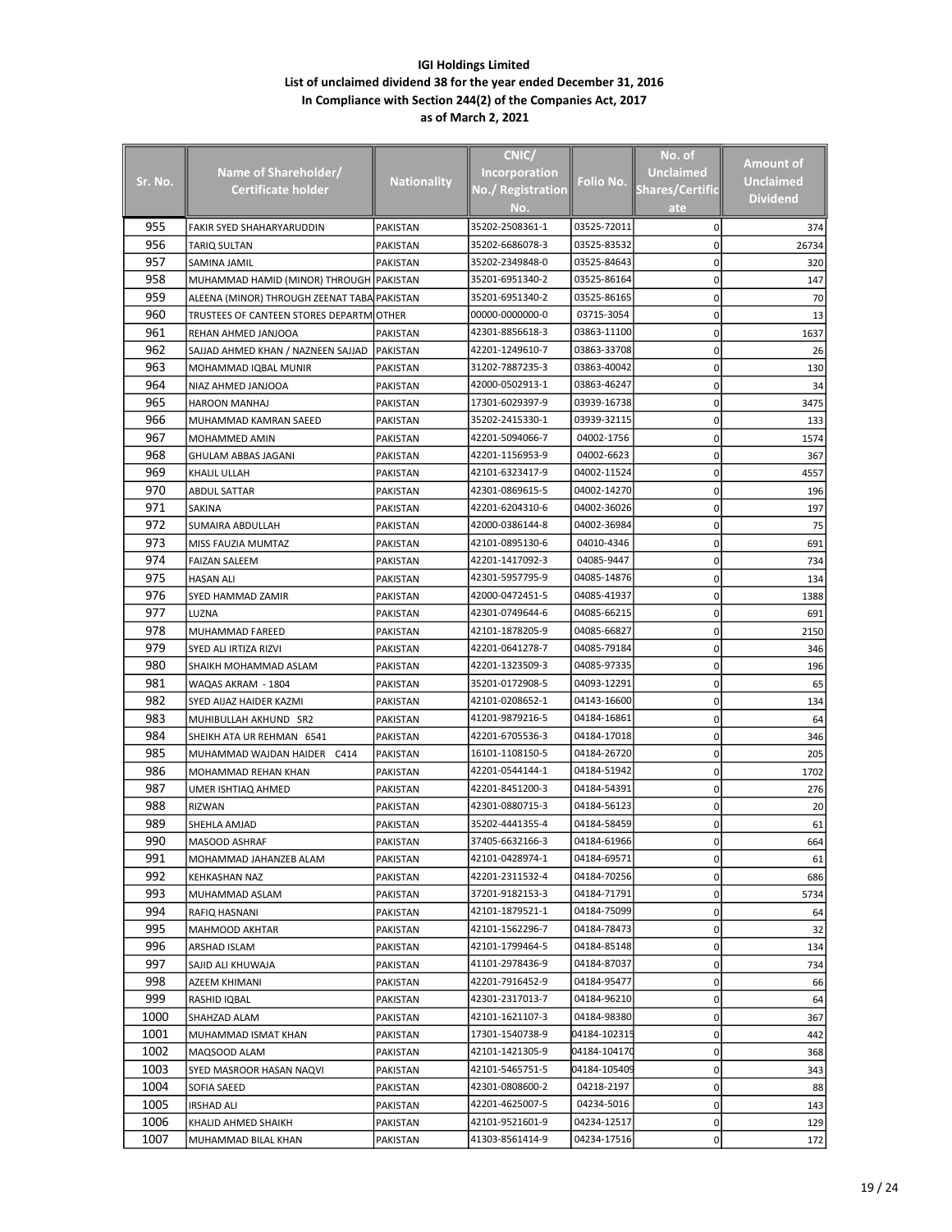# IGI Holdings Limited

## List of unclaimed dividend 38 for the year ended December 31, 2016

## In Compliance with Section 244(2) of the Companies Act, 2017

## as of March 2, 2021

| Sr. No. | Name of Shareholder/ Certificate holder | Nationality | CNIC/ Incorporation No./ Registration No. | Folio No. | No. of Unclaimed Shares/Certificate | Amount of Unclaimed Dividend |
|---|---|---|---|---|---|---|
| 955 | FAKIR SYED SHAHARYARUDDIN | PAKISTAN | 35202-2508361-1 | 03525-72011 | 0 | 374 |
| 956 | TARIQ SULTAN | PAKISTAN | 35202-6686078-3 | 03525-83532 | 0 | 26734 |
| 957 | SAMINA JAMIL | PAKISTAN | 35202-2349848-0 | 03525-84643 | 0 | 320 |
| 958 | MUHAMMAD HAMID (MINOR) THROUGH | PAKISTAN | 35201-6951340-2 | 03525-86164 | 0 | 147 |
| 959 | ALEENA (MINOR) THROUGH ZEENAT TABA | PAKISTAN | 35201-6951340-2 | 03525-86165 | 0 | 70 |
| 960 | TRUSTEES OF CANTEEN STORES DEPARTM | OTHER | 00000-0000000-0 | 03715-3054 | 0 | 13 |
| 961 | REHAN AHMED JANJOOA | PAKISTAN | 42301-8856618-3 | 03863-11100 | 0 | 1637 |
| 962 | SAJJAD AHMED KHAN / NAZNEEN SAJJAD | PAKISTAN | 42201-1249610-7 | 03863-33708 | 0 | 26 |
| 963 | MOHAMMAD IQBAL MUNIR | PAKISTAN | 31202-7887235-3 | 03863-40042 | 0 | 130 |
| 964 | NIAZ AHMED JANJOOA | PAKISTAN | 42000-0502913-1 | 03863-46247 | 0 | 34 |
| 965 | HAROON MANHAJ | PAKISTAN | 17301-6029397-9 | 03939-16738 | 0 | 3475 |
| 966 | MUHAMMAD KAMRAN SAEED | PAKISTAN | 35202-2415330-1 | 03939-32115 | 0 | 133 |
| 967 | MOHAMMED AMIN | PAKISTAN | 42201-5094066-7 | 04002-1756 | 0 | 1574 |
| 968 | GHULAM ABBAS JAGANI | PAKISTAN | 42201-1156953-9 | 04002-6623 | 0 | 367 |
| 969 | KHALIL ULLAH | PAKISTAN | 42101-6323417-9 | 04002-11524 | 0 | 4557 |
| 970 | ABDUL SATTAR | PAKISTAN | 42301-0869615-5 | 04002-14270 | 0 | 196 |
| 971 | SAKINA | PAKISTAN | 42201-6204310-6 | 04002-36026 | 0 | 197 |
| 972 | SUMAIRA ABDULLAH | PAKISTAN | 42000-0386144-8 | 04002-36984 | 0 | 75 |
| 973 | MISS FAUZIA MUMTAZ | PAKISTAN | 42101-0895130-6 | 04010-4346 | 0 | 691 |
| 974 | FAIZAN SALEEM | PAKISTAN | 42201-1417092-3 | 04085-9447 | 0 | 734 |
| 975 | HASAN ALI | PAKISTAN | 42301-5957795-9 | 04085-14876 | 0 | 134 |
| 976 | SYED HAMMAD ZAMIR | PAKISTAN | 42000-0472451-5 | 04085-41937 | 0 | 1388 |
| 977 | LUZNA | PAKISTAN | 42301-0749644-6 | 04085-66215 | 0 | 691 |
| 978 | MUHAMMAD FAREED | PAKISTAN | 42101-1878205-9 | 04085-66827 | 0 | 2150 |
| 979 | SYED ALI IRTIZA RIZVI | PAKISTAN | 42201-0641278-7 | 04085-79184 | 0 | 346 |
| 980 | SHAIKH MOHAMMAD ASLAM | PAKISTAN | 42201-1323509-3 | 04085-97335 | 0 | 196 |
| 981 | WAQAS AKRAM - 1804 | PAKISTAN | 35201-0172908-5 | 04093-12291 | 0 | 65 |
| 982 | SYED AIJAZ HAIDER KAZMI | PAKISTAN | 42101-0208652-1 | 04143-16600 | 0 | 134 |
| 983 | MUHIBULLAH AKHUND SR2 | PAKISTAN | 41201-9879216-5 | 04184-16861 | 0 | 64 |
| 984 | SHEIKH ATA UR REHMAN 6541 | PAKISTAN | 42201-6705536-3 | 04184-17018 | 0 | 346 |
| 985 | MUHAMMAD WAJDAN HAIDER C414 | PAKISTAN | 16101-1108150-5 | 04184-26720 | 0 | 205 |
| 986 | MOHAMMAD REHAN KHAN | PAKISTAN | 42201-0544144-1 | 04184-51942 | 0 | 1702 |
| 987 | UMER ISHTIAQ AHMED | PAKISTAN | 42201-8451200-3 | 04184-54391 | 0 | 276 |
| 988 | RIZWAN | PAKISTAN | 42301-0880715-3 | 04184-56123 | 0 | 20 |
| 989 | SHEHLA AMJAD | PAKISTAN | 35202-4441355-4 | 04184-58459 | 0 | 61 |
| 990 | MASOOD ASHRAF | PAKISTAN | 37405-6632166-3 | 04184-61966 | 0 | 664 |
| 991 | MOHAMMAD JAHANZEB ALAM | PAKISTAN | 42101-0428974-1 | 04184-69571 | 0 | 61 |
| 992 | KEHKASHAN NAZ | PAKISTAN | 42201-2311532-4 | 04184-70256 | 0 | 686 |
| 993 | MUHAMMAD ASLAM | PAKISTAN | 37201-9182153-3 | 04184-71791 | 0 | 5734 |
| 994 | RAFIQ HASNANI | PAKISTAN | 42101-1879521-1 | 04184-75099 | 0 | 64 |
| 995 | MAHMOOD AKHTAR | PAKISTAN | 42101-1562296-7 | 04184-78473 | 0 | 32 |
| 996 | ARSHAD ISLAM | PAKISTAN | 42101-1799464-5 | 04184-85148 | 0 | 134 |
| 997 | SAJID ALI KHUWAJA | PAKISTAN | 41101-2978436-9 | 04184-87037 | 0 | 734 |
| 998 | AZEEM KHIMANI | PAKISTAN | 42201-7916452-9 | 04184-95477 | 0 | 66 |
| 999 | RASHID IQBAL | PAKISTAN | 42301-2317013-7 | 04184-96210 | 0 | 64 |
| 1000 | SHAHZAD ALAM | PAKISTAN | 42101-1621107-3 | 04184-98380 | 0 | 367 |
| 1001 | MUHAMMAD ISMAT KHAN | PAKISTAN | 17301-1540738-9 | 04184-102315 | 0 | 442 |
| 1002 | MAQSOOD ALAM | PAKISTAN | 42101-1421305-9 | 04184-104170 | 0 | 368 |
| 1003 | SYED MASROOR HASAN NAQVI | PAKISTAN | 42101-5465751-5 | 04184-105409 | 0 | 343 |
| 1004 | SOFIA SAEED | PAKISTAN | 42301-0808600-2 | 04218-2197 | 0 | 88 |
| 1005 | IRSHAD ALI | PAKISTAN | 42201-4625007-5 | 04234-5016 | 0 | 143 |
| 1006 | KHALID AHMED SHAIKH | PAKISTAN | 42101-9521601-9 | 04234-12517 | 0 | 129 |
| 1007 | MUHAMMAD BILAL KHAN | PAKISTAN | 41303-8561414-9 | 04234-17516 | 0 | 172 |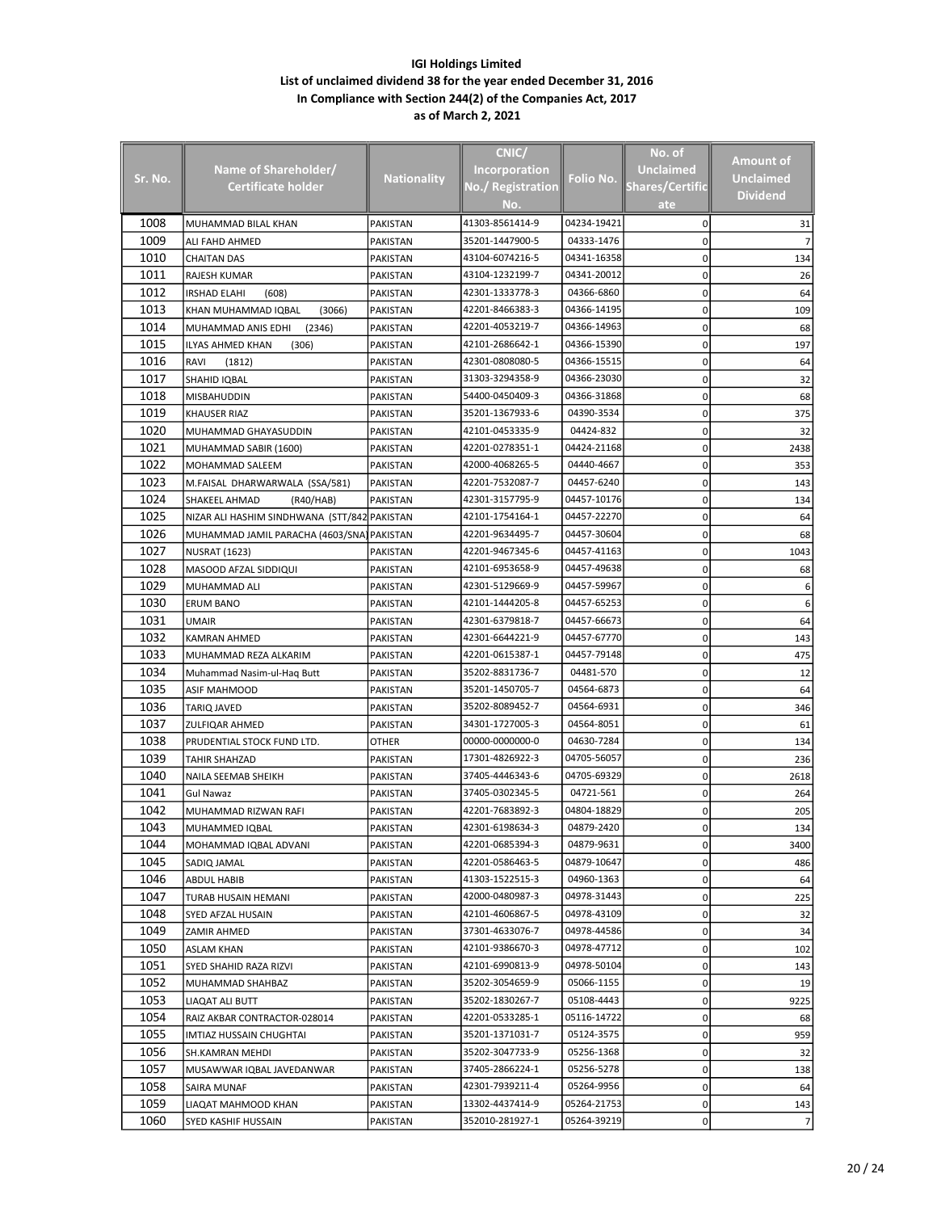**IGI Holdings Limited**
**List of unclaimed dividend 38 for the year ended December 31, 2016**
**In Compliance with Section 244(2) of the Companies Act, 2017**
**as of March 2, 2021**

| Sr. No. | Name of Shareholder/ Certificate holder | Nationality | CNIC/ Incorporation No./ Registration No. | Folio No. | No. of Unclaimed Shares/Certificate | Amount of Unclaimed Dividend |
|---|---|---|---|---|---|---|
| 1008 | MUHAMMAD BILAL KHAN | PAKISTAN | 41303-8561414-9 | 04234-19421 | 0 | 31 |
| 1009 | ALI FAHD AHMED | PAKISTAN | 35201-1447900-5 | 04333-1476 | 0 | 7 |
| 1010 | CHAITAN DAS | PAKISTAN | 43104-6074216-5 | 04341-16358 | 0 | 134 |
| 1011 | RAJESH KUMAR | PAKISTAN | 43104-1232199-7 | 04341-20012 | 0 | 26 |
| 1012 | IRSHAD ELAHI (608) | PAKISTAN | 42301-1333778-3 | 04366-6860 | 0 | 64 |
| 1013 | KHAN MUHAMMAD IQBAL (3066) | PAKISTAN | 42201-8466383-3 | 04366-14195 | 0 | 109 |
| 1014 | MUHAMMAD ANIS EDHI (2346) | PAKISTAN | 42201-4053219-7 | 04366-14963 | 0 | 68 |
| 1015 | ILYAS AHMED KHAN (306) | PAKISTAN | 42101-2686642-1 | 04366-15390 | 0 | 197 |
| 1016 | RAVI (1812) | PAKISTAN | 42301-0808080-5 | 04366-15515 | 0 | 64 |
| 1017 | SHAHID IQBAL | PAKISTAN | 31303-3294358-9 | 04366-23030 | 0 | 32 |
| 1018 | MISBAHUDDIN | PAKISTAN | 54400-0450409-3 | 04366-31868 | 0 | 68 |
| 1019 | KHAUSER RIAZ | PAKISTAN | 35201-1367933-6 | 04390-3534 | 0 | 375 |
| 1020 | MUHAMMAD GHAYASUDDIN | PAKISTAN | 42101-0453335-9 | 04424-832 | 0 | 32 |
| 1021 | MUHAMMAD SABIR (1600) | PAKISTAN | 42201-0278351-1 | 04424-21168 | 0 | 2438 |
| 1022 | MOHAMMAD SALEEM | PAKISTAN | 42000-4068265-5 | 04440-4667 | 0 | 353 |
| 1023 | M.FAISAL DHARWARWALA (SSA/581) | PAKISTAN | 42201-7532087-7 | 04457-6240 | 0 | 143 |
| 1024 | SHAKEEL AHMAD (R40/HAB) | PAKISTAN | 42301-3157795-9 | 04457-10176 | 0 | 134 |
| 1025 | NIZAR ALI HASHIM SINDHWANA (STT/842 | PAKISTAN | 42101-1754164-1 | 04457-22270 | 0 | 64 |
| 1026 | MUHAMMAD JAMIL PARACHA (4603/SNA) | PAKISTAN | 42201-9634495-7 | 04457-30604 | 0 | 68 |
| 1027 | NUSRAT (1623) | PAKISTAN | 42201-9467345-6 | 04457-41163 | 0 | 1043 |
| 1028 | MASOOD AFZAL SIDDIQUI | PAKISTAN | 42101-6953658-9 | 04457-49638 | 0 | 68 |
| 1029 | MUHAMMAD ALI | PAKISTAN | 42301-5129669-9 | 04457-59967 | 0 | 6 |
| 1030 | ERUM BANO | PAKISTAN | 42101-1444205-8 | 04457-65253 | 0 | 6 |
| 1031 | UMAIR | PAKISTAN | 42301-6379818-7 | 04457-66673 | 0 | 64 |
| 1032 | KAMRAN AHMED | PAKISTAN | 42301-6644221-9 | 04457-67770 | 0 | 143 |
| 1033 | MUHAMMAD REZA ALKARIM | PAKISTAN | 42201-0615387-1 | 04457-79148 | 0 | 475 |
| 1034 | Muhammad Nasim-ul-Haq Butt | PAKISTAN | 35202-8831736-7 | 04481-570 | 0 | 12 |
| 1035 | ASIF MAHMOOD | PAKISTAN | 35201-1450705-7 | 04564-6873 | 0 | 64 |
| 1036 | TARIQ JAVED | PAKISTAN | 35202-8089452-7 | 04564-6931 | 0 | 346 |
| 1037 | ZULFIQAR AHMED | PAKISTAN | 34301-1727005-3 | 04564-8051 | 0 | 61 |
| 1038 | PRUDENTIAL STOCK FUND LTD. | OTHER | 00000-0000000-0 | 04630-7284 | 0 | 134 |
| 1039 | TAHIR SHAHZAD | PAKISTAN | 17301-4826922-3 | 04705-56057 | 0 | 236 |
| 1040 | NAILA SEEMAB SHEIKH | PAKISTAN | 37405-4446343-6 | 04705-69329 | 0 | 2618 |
| 1041 | Gul Nawaz | PAKISTAN | 37405-0302345-5 | 04721-561 | 0 | 264 |
| 1042 | MUHAMMAD RIZWAN RAFI | PAKISTAN | 42201-7683892-3 | 04804-18829 | 0 | 205 |
| 1043 | MUHAMMED IQBAL | PAKISTAN | 42301-6198634-3 | 04879-2420 | 0 | 134 |
| 1044 | MOHAMMAD IQBAL ADVANI | PAKISTAN | 42201-0685394-3 | 04879-9631 | 0 | 3400 |
| 1045 | SADIQ JAMAL | PAKISTAN | 42201-0586463-5 | 04879-10647 | 0 | 486 |
| 1046 | ABDUL HABIB | PAKISTAN | 41303-1522515-3 | 04960-1363 | 0 | 64 |
| 1047 | TURAB HUSAIN HEMANI | PAKISTAN | 42000-0480987-3 | 04978-31443 | 0 | 225 |
| 1048 | SYED AFZAL HUSAIN | PAKISTAN | 42101-4606867-5 | 04978-43109 | 0 | 32 |
| 1049 | ZAMIR AHMED | PAKISTAN | 37301-4633076-7 | 04978-44586 | 0 | 34 |
| 1050 | ASLAM KHAN | PAKISTAN | 42101-9386670-3 | 04978-47712 | 0 | 102 |
| 1051 | SYED SHAHID RAZA RIZVI | PAKISTAN | 42101-6990813-9 | 04978-50104 | 0 | 143 |
| 1052 | MUHAMMAD SHAHBAZ | PAKISTAN | 35202-3054659-9 | 05066-1155 | 0 | 19 |
| 1053 | LIAQAT ALI BUTT | PAKISTAN | 35202-1830267-7 | 05108-4443 | 0 | 9225 |
| 1054 | RAIZ AKBAR CONTRACTOR-028014 | PAKISTAN | 42201-0533285-1 | 05116-14722 | 0 | 68 |
| 1055 | IMTIAZ HUSSAIN CHUGHTAI | PAKISTAN | 35201-1371031-7 | 05124-3575 | 0 | 959 |
| 1056 | SH.KAMRAN MEHDI | PAKISTAN | 35202-3047733-9 | 05256-1368 | 0 | 32 |
| 1057 | MUSAWWAR IQBAL JAVEDANWAR | PAKISTAN | 37405-2866224-1 | 05256-5278 | 0 | 138 |
| 1058 | SAIRA MUNAF | PAKISTAN | 42301-7939211-4 | 05264-9956 | 0 | 64 |
| 1059 | LIAQAT MAHMOOD KHAN | PAKISTAN | 13302-4437414-9 | 05264-21753 | 0 | 143 |
| 1060 | SYED KASHIF HUSSAIN | PAKISTAN | 352010-281927-1 | 05264-39219 | 0 | 7 |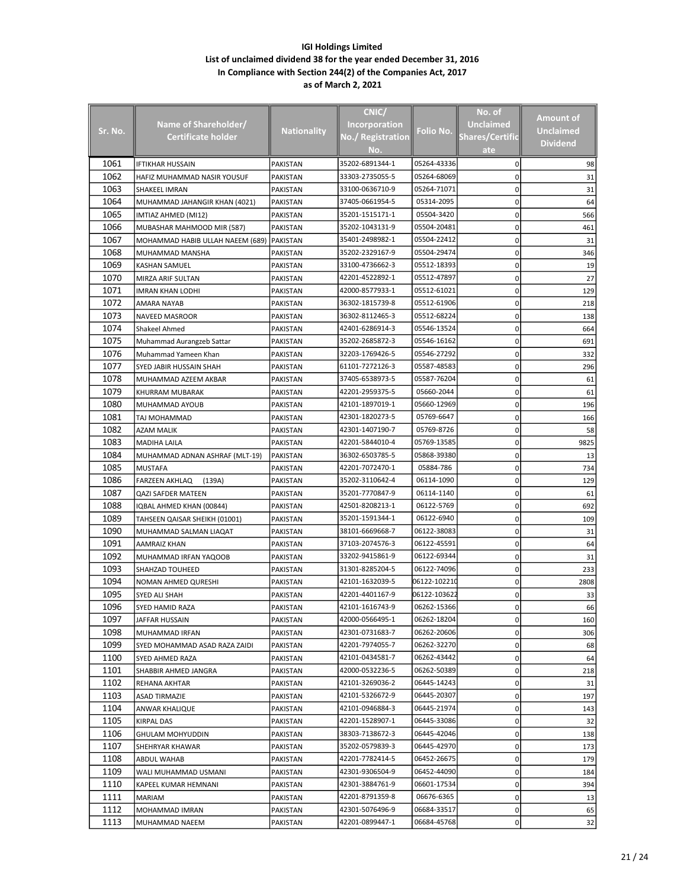# IGI Holdings Limited
## List of unclaimed dividend 38 for the year ended December 31, 2016
## In Compliance with Section 244(2) of the Companies Act, 2017
## as of March 2, 2021

| Sr. No. | Name of Shareholder/ Certificate holder | Nationality | CNIC/ Incorporation No./ Registration No. | Folio No. | No. of Unclaimed Shares/Certificate | Amount of Unclaimed Dividend |
|---|---|---|---|---|---|---|
| 1061 | IFTIKHAR HUSSAIN | PAKISTAN | 35202-6891344-1 | 05264-43336 | 0 | 98 |
| 1062 | HAFIZ MUHAMMAD NASIR YOUSUF | PAKISTAN | 33303-2735055-5 | 05264-68069 | 0 | 31 |
| 1063 | SHAKEEL IMRAN | PAKISTAN | 33100-0636710-9 | 05264-71071 | 0 | 31 |
| 1064 | MUHAMMAD JAHANGIR KHAN (4021) | PAKISTAN | 37405-0661954-5 | 05314-2095 | 0 | 64 |
| 1065 | IMTIAZ AHMED (MI12) | PAKISTAN | 35201-1515171-1 | 05504-3420 | 0 | 566 |
| 1066 | MUBASHAR MAHMOOD MIR (587) | PAKISTAN | 35202-1043131-9 | 05504-20481 | 0 | 461 |
| 1067 | MOHAMMAD HABIB ULLAH NAEEM (689) | PAKISTAN | 35401-2498982-1 | 05504-22412 | 0 | 31 |
| 1068 | MUHAMMAD MANSHA | PAKISTAN | 35202-2329167-9 | 05504-29474 | 0 | 346 |
| 1069 | KASHAN SAMUEL | PAKISTAN | 33100-4736662-3 | 05512-18393 | 0 | 19 |
| 1070 | MIRZA ARIF SULTAN | PAKISTAN | 42201-4522892-1 | 05512-47897 | 0 | 27 |
| 1071 | IMRAN KHAN LODHI | PAKISTAN | 42000-8577933-1 | 05512-61021 | 0 | 129 |
| 1072 | AMARA NAYAB | PAKISTAN | 36302-1815739-8 | 05512-61906 | 0 | 218 |
| 1073 | NAVEED MASROOR | PAKISTAN | 36302-8112465-3 | 05512-68224 | 0 | 138 |
| 1074 | Shakeel Ahmed | PAKISTAN | 42401-6286914-3 | 05546-13524 | 0 | 664 |
| 1075 | Muhammad Aurangzeb Sattar | PAKISTAN | 35202-2685872-3 | 05546-16162 | 0 | 691 |
| 1076 | Muhammad Yameen Khan | PAKISTAN | 32203-1769426-5 | 05546-27292 | 0 | 332 |
| 1077 | SYED JABIR HUSSAIN SHAH | PAKISTAN | 61101-7272126-3 | 05587-48583 | 0 | 296 |
| 1078 | MUHAMMAD AZEEM AKBAR | PAKISTAN | 37405-6538973-5 | 05587-76204 | 0 | 61 |
| 1079 | KHURRAM MUBARAK | PAKISTAN | 42201-2959375-5 | 05660-2044 | 0 | 61 |
| 1080 | MUHAMMAD AYOUB | PAKISTAN | 42101-1897019-1 | 05660-12969 | 0 | 196 |
| 1081 | TAJ MOHAMMAD | PAKISTAN | 42301-1820273-5 | 05769-6647 | 0 | 166 |
| 1082 | AZAM MALIK | PAKISTAN | 42301-1407190-7 | 05769-8726 | 0 | 58 |
| 1083 | MADIHA LAILA | PAKISTAN | 42201-5844010-4 | 05769-13585 | 0 | 9825 |
| 1084 | MUHAMMAD ADNAN ASHRAF (MLT-19) | PAKISTAN | 36302-6503785-5 | 05868-39380 | 0 | 13 |
| 1085 | MUSTAFA | PAKISTAN | 42201-7072470-1 | 05884-786 | 0 | 734 |
| 1086 | FARZEEN AKHLAQ (139A) | PAKISTAN | 35202-3110642-4 | 06114-1090 | 0 | 129 |
| 1087 | QAZI SAFDER MATEEN | PAKISTAN | 35201-7770847-9 | 06114-1140 | 0 | 61 |
| 1088 | IQBAL AHMED KHAN (00844) | PAKISTAN | 42501-8208213-1 | 06122-5769 | 0 | 692 |
| 1089 | TAHSEEN QAISAR SHEIKH (01001) | PAKISTAN | 35201-1591344-1 | 06122-6940 | 0 | 109 |
| 1090 | MUHAMMAD SALMAN LIAQAT | PAKISTAN | 38101-6669668-7 | 06122-38083 | 0 | 31 |
| 1091 | AAMRAIZ KHAN | PAKISTAN | 37103-2074576-3 | 06122-45591 | 0 | 64 |
| 1092 | MUHAMMAD IRFAN YAQOOB | PAKISTAN | 33202-9415861-9 | 06122-69344 | 0 | 31 |
| 1093 | SHAHZAD TOUHEED | PAKISTAN | 31301-8285204-5 | 06122-74096 | 0 | 233 |
| 1094 | NOMAN AHMED QURESHI | PAKISTAN | 42101-1632039-5 | 06122-102210 | 0 | 2808 |
| 1095 | SYED ALI SHAH | PAKISTAN | 42201-4401167-9 | 06122-103622 | 0 | 33 |
| 1096 | SYED HAMID RAZA | PAKISTAN | 42101-1616743-9 | 06262-15366 | 0 | 66 |
| 1097 | JAFFAR HUSSAIN | PAKISTAN | 42000-0566495-1 | 06262-18204 | 0 | 160 |
| 1098 | MUHAMMAD IRFAN | PAKISTAN | 42301-0731683-7 | 06262-20606 | 0 | 306 |
| 1099 | SYED MOHAMMAD ASAD RAZA ZAIDI | PAKISTAN | 42201-7974055-7 | 06262-32270 | 0 | 68 |
| 1100 | SYED AHMED RAZA | PAKISTAN | 42101-0434581-7 | 06262-43442 | 0 | 64 |
| 1101 | SHABBIR AHMED JANGRA | PAKISTAN | 42000-0532236-5 | 06262-50389 | 0 | 218 |
| 1102 | REHANA AKHTAR | PAKISTAN | 42101-3269036-2 | 06445-14243 | 0 | 31 |
| 1103 | ASAD TIRMAZIE | PAKISTAN | 42101-5326672-9 | 06445-20307 | 0 | 197 |
| 1104 | ANWAR KHALIQUE | PAKISTAN | 42101-0946884-3 | 06445-21974 | 0 | 143 |
| 1105 | KIRPAL DAS | PAKISTAN | 42201-1528907-1 | 06445-33086 | 0 | 32 |
| 1106 | GHULAM MOHYUDDIN | PAKISTAN | 38303-7138672-3 | 06445-42046 | 0 | 138 |
| 1107 | SHEHRYAR KHAWAR | PAKISTAN | 35202-0579839-3 | 06445-42970 | 0 | 173 |
| 1108 | ABDUL WAHAB | PAKISTAN | 42201-7782414-5 | 06452-26675 | 0 | 179 |
| 1109 | WALI MUHAMMAD USMANI | PAKISTAN | 42301-9306504-9 | 06452-44090 | 0 | 184 |
| 1110 | KAPEEL KUMAR HEMNANI | PAKISTAN | 42301-3884761-9 | 06601-17534 | 0 | 394 |
| 1111 | MARIAM | PAKISTAN | 42201-8791359-8 | 06676-6365 | 0 | 13 |
| 1112 | MOHAMMAD IMRAN | PAKISTAN | 42301-5076496-9 | 06684-33517 | 0 | 65 |
| 1113 | MUHAMMAD NAEEM | PAKISTAN | 42201-0899447-1 | 06684-45768 | 0 | 32 |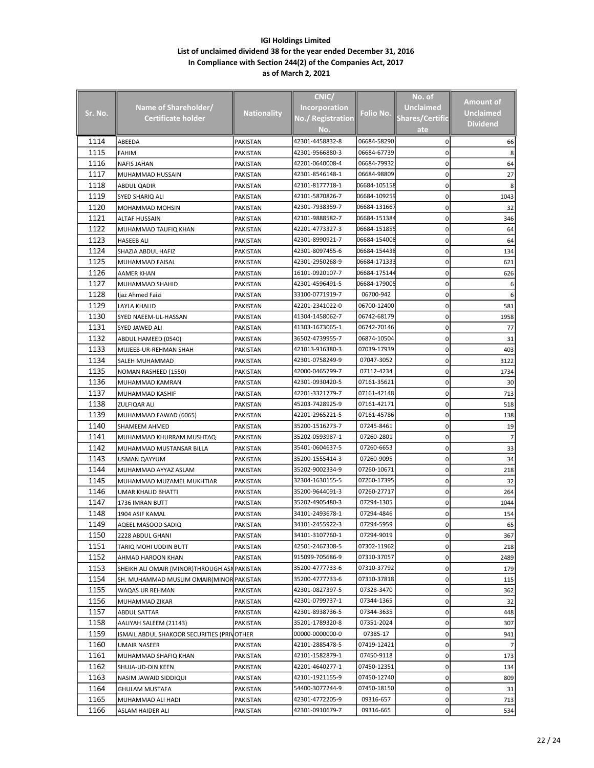**IGI Holdings Limited**
**List of unclaimed dividend 38 for the year ended December 31, 2016**
**In Compliance with Section 244(2) of the Companies Act, 2017**
**as of March 2, 2021**

| Sr. No. | Name of Shareholder/ Certificate holder | Nationality | CNIC/ Incorporation No./ Registration No. | Folio No. | No. of Unclaimed Shares/Certificate | Amount of Unclaimed Dividend |
|---|---|---|---|---|---|---|
| 1114 | ABEEDA | PAKISTAN | 42301-4458832-8 | 06684-58290 | 0 | 66 |
| 1115 | FAHIM | PAKISTAN | 42301-9566880-3 | 06684-67739 | 0 | 8 |
| 1116 | NAFIS JAHAN | PAKISTAN | 42201-0640008-4 | 06684-79932 | 0 | 64 |
| 1117 | MUHAMMAD HUSSAIN | PAKISTAN | 42301-8546148-1 | 06684-98809 | 0 | 27 |
| 1118 | ABDUL QADIR | PAKISTAN | 42101-8177718-1 | 06684-105158 | 0 | 8 |
| 1119 | SYED SHARIQ ALI | PAKISTAN | 42101-5870826-7 | 06684-109259 | 0 | 1043 |
| 1120 | MOHAMMAD MOHSIN | PAKISTAN | 42301-7938359-7 | 06684-131667 | 0 | 32 |
| 1121 | ALTAF HUSSAIN | PAKISTAN | 42101-9888582-7 | 06684-151384 | 0 | 346 |
| 1122 | MUHAMMAD TAUFIQ KHAN | PAKISTAN | 42201-4773327-3 | 06684-151855 | 0 | 64 |
| 1123 | HASEEB ALI | PAKISTAN | 42301-8990921-7 | 06684-154008 | 0 | 64 |
| 1124 | SHAZIA ABDUL HAFIZ | PAKISTAN | 42301-8097455-6 | 06684-154438 | 0 | 134 |
| 1125 | MUHAMMAD FAISAL | PAKISTAN | 42301-2950268-9 | 06684-171333 | 0 | 621 |
| 1126 | AAMER KHAN | PAKISTAN | 16101-0920107-7 | 06684-175144 | 0 | 626 |
| 1127 | MUHAMMAD SHAHID | PAKISTAN | 42301-4596491-5 | 06684-179005 | 0 | 6 |
| 1128 | Ijaz Ahmed Faizi | PAKISTAN | 33100-0771919-7 | 06700-942 | 0 | 6 |
| 1129 | LAYLA KHALID | PAKISTAN | 42201-2341022-0 | 06700-12400 | 0 | 581 |
| 1130 | SYED NAEEM-UL-HASSAN | PAKISTAN | 41304-1458062-7 | 06742-68179 | 0 | 1958 |
| 1131 | SYED JAWED ALI | PAKISTAN | 41303-1673065-1 | 06742-70146 | 0 | 77 |
| 1132 | ABDUL HAMEED (0540) | PAKISTAN | 36502-4739955-7 | 06874-10504 | 0 | 31 |
| 1133 | MUJEEB-UR-REHMAN SHAH | PAKISTAN | 421013-916380-3 | 07039-17939 | 0 | 403 |
| 1134 | SALEH MUHAMMAD | PAKISTAN | 42301-0758249-9 | 07047-3052 | 0 | 3122 |
| 1135 | NOMAN RASHEED (1550) | PAKISTAN | 42000-0465799-7 | 07112-4234 | 0 | 1734 |
| 1136 | MUHAMMAD KAMRAN | PAKISTAN | 42301-0930420-5 | 07161-35621 | 0 | 30 |
| 1137 | MUHAMMAD KASHIF | PAKISTAN | 42201-3321779-7 | 07161-42148 | 0 | 713 |
| 1138 | ZULFIQAR ALI | PAKISTAN | 45203-7428925-9 | 07161-42171 | 0 | 518 |
| 1139 | MUHAMMAD FAWAD (6065) | PAKISTAN | 42201-2965221-5 | 07161-45786 | 0 | 138 |
| 1140 | SHAMEEM AHMED | PAKISTAN | 35200-1516273-7 | 07245-8461 | 0 | 19 |
| 1141 | MUHAMMAD KHURRAM MUSHTAQ | PAKISTAN | 35202-0593987-1 | 07260-2801 | 0 | 7 |
| 1142 | MUHAMMAD MUSTANSAR BILLA | PAKISTAN | 35401-0604637-5 | 07260-6653 | 0 | 33 |
| 1143 | USMAN QAYYUM | PAKISTAN | 35200-1555414-3 | 07260-9095 | 0 | 34 |
| 1144 | MUHAMMAD AYYAZ ASLAM | PAKISTAN | 35202-9002334-9 | 07260-10671 | 0 | 218 |
| 1145 | MUHAMMAD MUZAMEL MUKHTIAR | PAKISTAN | 32304-1630155-5 | 07260-17395 | 0 | 32 |
| 1146 | UMAR KHALID BHATTI | PAKISTAN | 35200-9644091-3 | 07260-27717 | 0 | 264 |
| 1147 | 1736 IMRAN BUTT | PAKISTAN | 35202-4905480-3 | 07294-1305 | 0 | 1044 |
| 1148 | 1904 ASIF KAMAL | PAKISTAN | 34101-2493678-1 | 07294-4846 | 0 | 154 |
| 1149 | AQEEL MASOOD SADIQ | PAKISTAN | 34101-2455922-3 | 07294-5959 | 0 | 65 |
| 1150 | 2228 ABDUL GHANI | PAKISTAN | 34101-3107760-1 | 07294-9019 | 0 | 367 |
| 1151 | TARIQ MOHI UDDIN BUTT | PAKISTAN | 42501-2467308-5 | 07302-11962 | 0 | 218 |
| 1152 | AHMAD HAROON KHAN | PAKISTAN | 915099-705686-9 | 07310-37057 | 0 | 2489 |
| 1153 | SHEIKH ALI OMAIR (MINOR)THROUGH ASM | PAKISTAN | 35200-4777733-6 | 07310-37792 | 0 | 179 |
| 1154 | SH. MUHAMMAD MUSLIM OMAIR(MINOR | PAKISTAN | 35200-4777733-6 | 07310-37818 | 0 | 115 |
| 1155 | WAQAS UR REHMAN | PAKISTAN | 42301-0827397-5 | 07328-3470 | 0 | 362 |
| 1156 | MUHAMMAD ZIKAR | PAKISTAN | 42301-0799737-1 | 07344-1365 | 0 | 32 |
| 1157 | ABDUL SATTAR | PAKISTAN | 42301-8938736-5 | 07344-3635 | 0 | 448 |
| 1158 | AALIYAH SALEEM (21143) | PAKISTAN | 35201-1789320-8 | 07351-2024 | 0 | 307 |
| 1159 | ISMAIL ABDUL SHAKOOR SECURITIES (PRIV | OTHER | 00000-0000000-0 | 07385-17 | 0 | 941 |
| 1160 | UMAIR NASEER | PAKISTAN | 42101-2885478-5 | 07419-12421 | 0 | 7 |
| 1161 | MUHAMMAD SHAFIQ KHAN | PAKISTAN | 42101-1582879-1 | 07450-9118 | 0 | 173 |
| 1162 | SHUJA-UD-DIN KEEN | PAKISTAN | 42201-4640277-1 | 07450-12351 | 0 | 134 |
| 1163 | NASIM JAWAID SIDDIQUI | PAKISTAN | 42101-1921155-9 | 07450-12740 | 0 | 809 |
| 1164 | GHULAM MUSTAFA | PAKISTAN | 54400-3077244-9 | 07450-18150 | 0 | 31 |
| 1165 | MUHAMMAD ALI HADI | PAKISTAN | 42301-4772205-9 | 09316-657 | 0 | 713 |
| 1166 | ASLAM HAIDER ALI | PAKISTAN | 42301-0910679-7 | 09316-665 | 0 | 534 |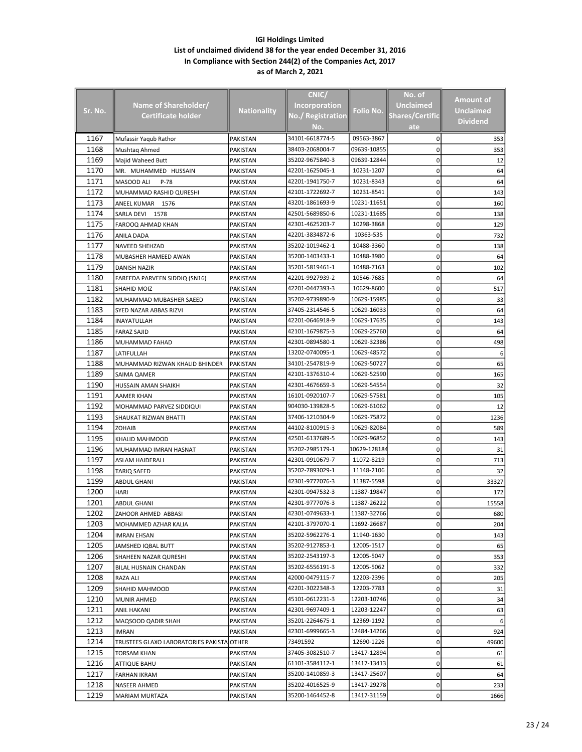# IGI Holdings Limited

## List of unclaimed dividend 38 for the year ended December 31, 2016

## In Compliance with Section 244(2) of the Companies Act, 2017

## as of March 2, 2021

| Sr. No. | Name of Shareholder/ Certificate holder | Nationality | CNIC/ Incorporation No./ Registration No. | Folio No. | No. of Unclaimed Shares/Certificate | Amount of Unclaimed Dividend |
|---|---|---|---|---|---|---|
| 1167 | Mufassir Yaqub Rathor | PAKISTAN | 34101-6618774-5 | 09563-3867 | 0 | 353 |
| 1168 | Mushtaq Ahmed | PAKISTAN | 38403-2068004-7 | 09639-10855 | 0 | 353 |
| 1169 | Majid Waheed Butt | PAKISTAN | 35202-9675840-3 | 09639-12844 | 0 | 12 |
| 1170 | MR. MUHAMMED HUSSAIN | PAKISTAN | 42201-1625045-1 | 10231-1207 | 0 | 64 |
| 1171 | MASOOD ALI P-78 | PAKISTAN | 42201-1941750-7 | 10231-8343 | 0 | 64 |
| 1172 | MUHAMMAD RASHID QURESHI | PAKISTAN | 42101-1722692-7 | 10231-8541 | 0 | 143 |
| 1173 | ANEEL KUMAR 1576 | PAKISTAN | 43201-1861693-9 | 10231-11651 | 0 | 160 |
| 1174 | SARLA DEVI 1578 | PAKISTAN | 42501-5689850-6 | 10231-11685 | 0 | 138 |
| 1175 | FAROOQ AHMAD KHAN | PAKISTAN | 42301-4625203-7 | 10298-3868 | 0 | 129 |
| 1176 | ANILA DADA | PAKISTAN | 42201-3834872-6 | 10363-535 | 0 | 732 |
| 1177 | NAVEED SHEHZAD | PAKISTAN | 35202-1019462-1 | 10488-3360 | 0 | 138 |
| 1178 | MUBASHER HAMEED AWAN | PAKISTAN | 35200-1403433-1 | 10488-3980 | 0 | 64 |
| 1179 | DANISH NAZIR | PAKISTAN | 35201-5819461-1 | 10488-7163 | 0 | 102 |
| 1180 | FAREEDA PARVEEN SIDDIQ (SN16) | PAKISTAN | 42201-9927939-2 | 10546-7685 | 0 | 64 |
| 1181 | SHAHID MOIZ | PAKISTAN | 42201-0447393-3 | 10629-8600 | 0 | 517 |
| 1182 | MUHAMMAD MUBASHER SAEED | PAKISTAN | 35202-9739890-9 | 10629-15985 | 0 | 33 |
| 1183 | SYED NAZAR ABBAS RIZVI | PAKISTAN | 37405-2314546-5 | 10629-16033 | 0 | 64 |
| 1184 | INAYATULLAH | PAKISTAN | 42201-0646918-9 | 10629-17635 | 0 | 143 |
| 1185 | FARAZ SAJID | PAKISTAN | 42101-1679875-3 | 10629-25760 | 0 | 64 |
| 1186 | MUHAMMAD FAHAD | PAKISTAN | 42301-0894580-1 | 10629-32386 | 0 | 498 |
| 1187 | LATIFULLAH | PAKISTAN | 13202-0740095-1 | 10629-48572 | 0 | 6 |
| 1188 | MUHAMMAD RIZWAN KHALID BHINDER | PAKISTAN | 34101-2547819-9 | 10629-50727 | 0 | 65 |
| 1189 | SAIMA QAMER | PAKISTAN | 42101-1376310-4 | 10629-52590 | 0 | 165 |
| 1190 | HUSSAIN AMAN SHAIKH | PAKISTAN | 42301-4676659-3 | 10629-54554 | 0 | 32 |
| 1191 | AAMER KHAN | PAKISTAN | 16101-0920107-7 | 10629-57581 | 0 | 105 |
| 1192 | MOHAMMAD PARVEZ SIDDIQUI | PAKISTAN | 904030-139828-5 | 10629-61062 | 0 | 12 |
| 1193 | SHAUKAT RIZWAN BHATTI | PAKISTAN | 37406-1210304-9 | 10629-75872 | 0 | 1236 |
| 1194 | ZOHAIB | PAKISTAN | 44102-8100915-3 | 10629-82084 | 0 | 589 |
| 1195 | KHALID MAHMOOD | PAKISTAN | 42501-6137689-5 | 10629-96852 | 0 | 143 |
| 1196 | MUHAMMAD IMRAN HASNAT | PAKISTAN | 35202-2985179-1 | 10629-128184 | 0 | 31 |
| 1197 | ASLAM HAIDERALI | PAKISTAN | 42301-0910679-7 | 11072-8219 | 0 | 713 |
| 1198 | TARIQ SAEED | PAKISTAN | 35202-7893029-1 | 11148-2106 | 0 | 32 |
| 1199 | ABDUL GHANI | PAKISTAN | 42301-9777076-3 | 11387-5598 | 0 | 33327 |
| 1200 | HARI | PAKISTAN | 42301-0947532-3 | 11387-19847 | 0 | 172 |
| 1201 | ABDUL GHANI | PAKISTAN | 42301-9777076-3 | 11387-26222 | 0 | 15558 |
| 1202 | ZAHOOR AHMED ABBASI | PAKISTAN | 42301-0749633-1 | 11387-32766 | 0 | 680 |
| 1203 | MOHAMMED AZHAR KALIA | PAKISTAN | 42101-3797070-1 | 11692-26687 | 0 | 204 |
| 1204 | IMRAN EHSAN | PAKISTAN | 35202-5962276-1 | 11940-1630 | 0 | 143 |
| 1205 | JAMSHED IQBAL BUTT | PAKISTAN | 35202-9127853-1 | 12005-1517 | 0 | 65 |
| 1206 | SHAHEEN NAZAR QURESHI | PAKISTAN | 35202-2543197-3 | 12005-5047 | 0 | 353 |
| 1207 | BILAL HUSNAIN CHANDAN | PAKISTAN | 35202-6556191-3 | 12005-5062 | 0 | 332 |
| 1208 | RAZA ALI | PAKISTAN | 42000-0479115-7 | 12203-2396 | 0 | 205 |
| 1209 | SHAHID MAHMOOD | PAKISTAN | 42201-3022348-3 | 12203-7783 | 0 | 31 |
| 1210 | MUNIR AHMED | PAKISTAN | 45101-0612231-3 | 12203-10746 | 0 | 34 |
| 1211 | ANIL HAKANI | PAKISTAN | 42301-9697409-1 | 12203-12247 | 0 | 63 |
| 1212 | MAQSOOD QADIR SHAH | PAKISTAN | 35201-2264675-1 | 12369-1192 | 0 | 6 |
| 1213 | IMRAN | PAKISTAN | 42301-6999665-3 | 12484-14266 | 0 | 924 |
| 1214 | TRUSTEES GLAXO LABORATORIES PAKISTA | OTHER | 73491592 | 12690-1226 | 0 | 49600 |
| 1215 | TORSAM KHAN | PAKISTAN | 37405-3082510-7 | 13417-12894 | 0 | 61 |
| 1216 | ATTIQUE BAHU | PAKISTAN | 61101-3584112-1 | 13417-13413 | 0 | 61 |
| 1217 | FARHAN IKRAM | PAKISTAN | 35200-1410859-3 | 13417-25607 | 0 | 64 |
| 1218 | NASEER AHMED | PAKISTAN | 35202-4016525-9 | 13417-29278 | 0 | 233 |
| 1219 | MARIAM MURTAZA | PAKISTAN | 35200-1464452-8 | 13417-31159 | 0 | 1666 |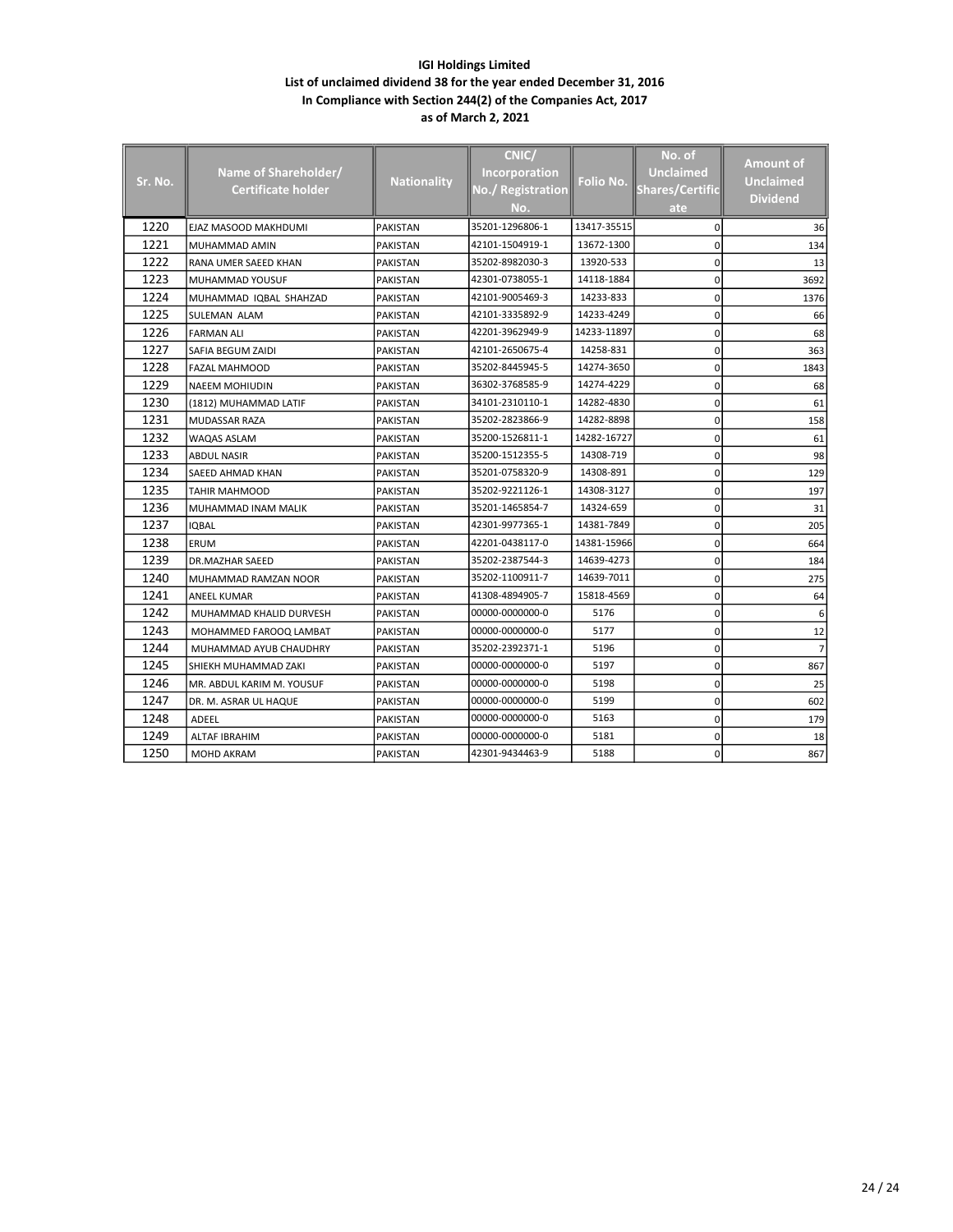**IGI Holdings Limited**
**List of unclaimed dividend 38 for the year ended December 31, 2016**
**In Compliance with Section 244(2) of the Companies Act, 2017**
**as of March 2, 2021**

| Sr. No. | Name of Shareholder/ Certificate holder | Nationality | CNIC/ Incorporation No./ Registration No. | Folio No. | No. of Unclaimed Shares/Certificate | Amount of Unclaimed Dividend |
|---|---|---|---|---|---|---|
| 1220 | EJAZ MASOOD MAKHDUMI | PAKISTAN | 35201-1296806-1 | 13417-35515 | 0 | 36 |
| 1221 | MUHAMMAD AMIN | PAKISTAN | 42101-1504919-1 | 13672-1300 | 0 | 134 |
| 1222 | RANA UMER SAEED KHAN | PAKISTAN | 35202-8982030-3 | 13920-533 | 0 | 13 |
| 1223 | MUHAMMAD YOUSUF | PAKISTAN | 42301-0738055-1 | 14118-1884 | 0 | 3692 |
| 1224 | MUHAMMAD IQBAL SHAHZAD | PAKISTAN | 42101-9005469-3 | 14233-833 | 0 | 1376 |
| 1225 | SULEMAN ALAM | PAKISTAN | 42101-3335892-9 | 14233-4249 | 0 | 66 |
| 1226 | FARMAN ALI | PAKISTAN | 42201-3962949-9 | 14233-11897 | 0 | 68 |
| 1227 | SAFIA BEGUM ZAIDI | PAKISTAN | 42101-2650675-4 | 14258-831 | 0 | 363 |
| 1228 | FAZAL MAHMOOD | PAKISTAN | 35202-8445945-5 | 14274-3650 | 0 | 1843 |
| 1229 | NAEEM MOHIUDIN | PAKISTAN | 36302-3768585-9 | 14274-4229 | 0 | 68 |
| 1230 | (1812) MUHAMMAD LATIF | PAKISTAN | 34101-2310110-1 | 14282-4830 | 0 | 61 |
| 1231 | MUDASSAR RAZA | PAKISTAN | 35202-2823866-9 | 14282-8898 | 0 | 158 |
| 1232 | WAQAS ASLAM | PAKISTAN | 35200-1526811-1 | 14282-16727 | 0 | 61 |
| 1233 | ABDUL NASIR | PAKISTAN | 35200-1512355-5 | 14308-719 | 0 | 98 |
| 1234 | SAEED AHMAD KHAN | PAKISTAN | 35201-0758320-9 | 14308-891 | 0 | 129 |
| 1235 | TAHIR MAHMOOD | PAKISTAN | 35202-9221126-1 | 14308-3127 | 0 | 197 |
| 1236 | MUHAMMAD INAM MALIK | PAKISTAN | 35201-1465854-7 | 14324-659 | 0 | 31 |
| 1237 | IQBAL | PAKISTAN | 42301-9977365-1 | 14381-7849 | 0 | 205 |
| 1238 | ERUM | PAKISTAN | 42201-0438117-0 | 14381-15966 | 0 | 664 |
| 1239 | DR.MAZHAR SAEED | PAKISTAN | 35202-2387544-3 | 14639-4273 | 0 | 184 |
| 1240 | MUHAMMAD RAMZAN NOOR | PAKISTAN | 35202-1100911-7 | 14639-7011 | 0 | 275 |
| 1241 | ANEEL KUMAR | PAKISTAN | 41308-4894905-7 | 15818-4569 | 0 | 64 |
| 1242 | MUHAMMAD KHALID DURVESH | PAKISTAN | 00000-0000000-0 | 5176 | 0 | 6 |
| 1243 | MOHAMMED FAROOQ LAMBAT | PAKISTAN | 00000-0000000-0 | 5177 | 0 | 12 |
| 1244 | MUHAMMAD AYUB CHAUDHRY | PAKISTAN | 35202-2392371-1 | 5196 | 0 | 7 |
| 1245 | SHIEKH MUHAMMAD ZAKI | PAKISTAN | 00000-0000000-0 | 5197 | 0 | 867 |
| 1246 | MR. ABDUL KARIM M. YOUSUF | PAKISTAN | 00000-0000000-0 | 5198 | 0 | 25 |
| 1247 | DR. M. ASRAR UL HAQUE | PAKISTAN | 00000-0000000-0 | 5199 | 0 | 602 |
| 1248 | ADEEL | PAKISTAN | 00000-0000000-0 | 5163 | 0 | 179 |
| 1249 | ALTAF IBRAHIM | PAKISTAN | 00000-0000000-0 | 5181 | 0 | 18 |
| 1250 | MOHD AKRAM | PAKISTAN | 42301-9434463-9 | 5188 | 0 | 867 |